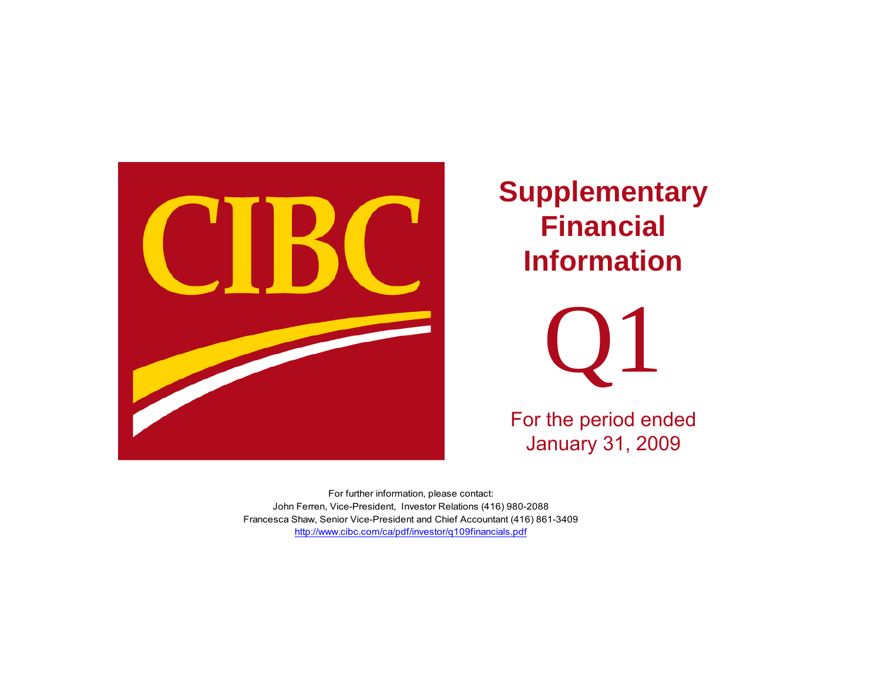CIBC

# Supplementary Financial Information

# Q1

For the period ended
January 31, 2009

For further information, please contact:
John Ferren, Vice-President, Investor Relations (416) 980-2088
Francesca Shaw, Senior Vice-President and Chief Accountant (416) 861-3409
http://www.cibc.com/ca/pdf/investor/q109financials.pdf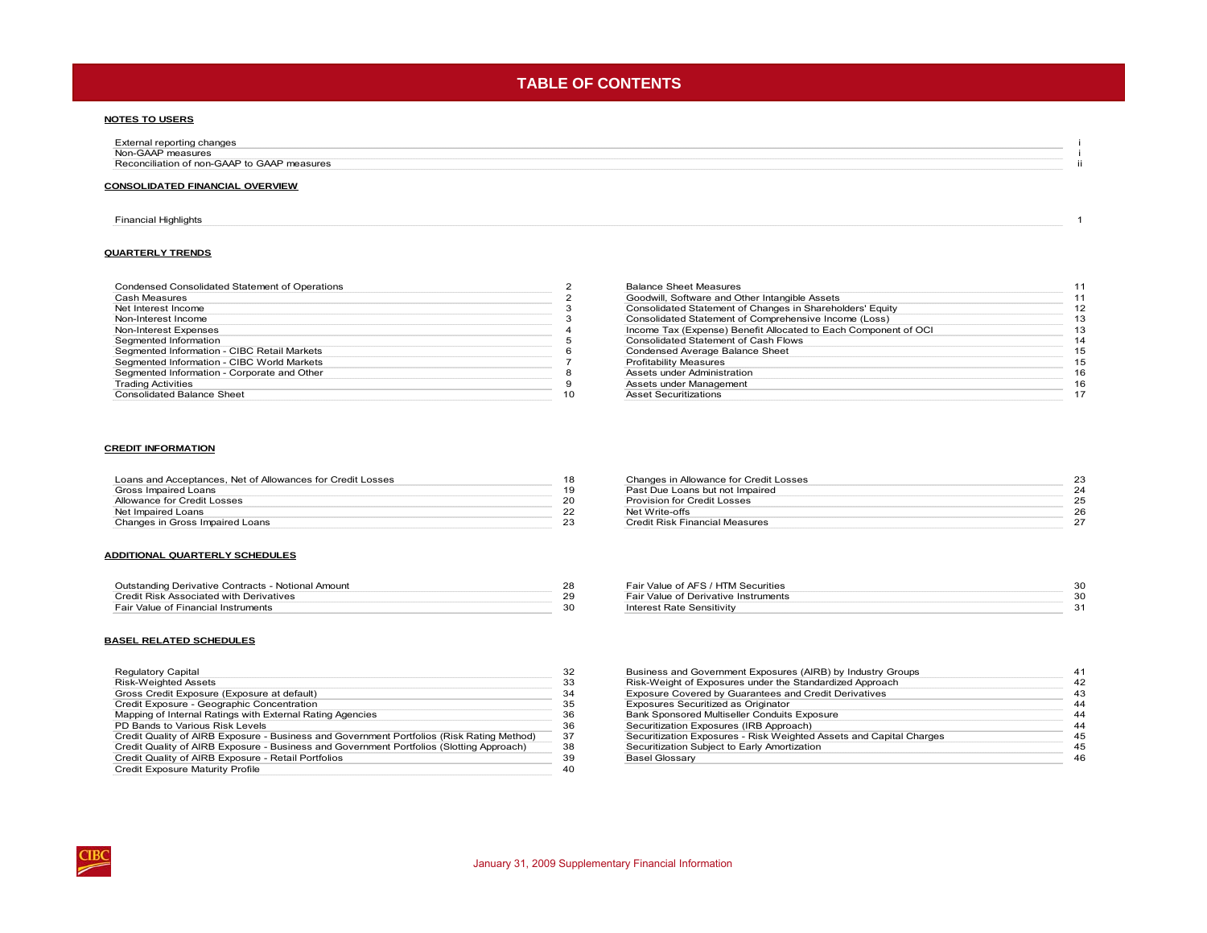# TABLE OF CONTENTS

## NOTES TO USERS

| | |
|---|---|
| External reporting changes | i |
| Non-GAAP measures | i |
| Reconciliation of non-GAAP to GAAP measures | ii |

## CONSOLIDATED FINANCIAL OVERVIEW

| | |
|---|---|
| Financial Highlights | 1 |

## QUARTERLY TRENDS

| | |
|---|---|
| Condensed Consolidated Statement of Operations | 2 |
| Cash Measures | 2 |
| Net Interest Income | 3 |
| Non-Interest Income | 3 |
| Non-Interest Expenses | 4 |
| Segmented Information | 5 |
| Segmented Information - CIBC Retail Markets | 6 |
| Segmented Information - CIBC World Markets | 7 |
| Segmented Information - Corporate and Other | 8 |
| Trading Activities | 9 |
| Consolidated Balance Sheet | 10 |
| Balance Sheet Measures | 11 |
| Goodwill, Software and Other Intangible Assets | 11 |
| Consolidated Statement of Changes in Shareholders' Equity | 12 |
| Consolidated Statement of Comprehensive Income (Loss) | 13 |
| Income Tax (Expense) Benefit Allocated to Each Component of OCI | 13 |
| Consolidated Statement of Cash Flows | 14 |
| Condensed Average Balance Sheet | 15 |
| Profitability Measures | 15 |
| Assets under Administration | 16 |
| Assets under Management | 16 |
| Asset Securitizations | 17 |

## CREDIT INFORMATION

| | |
|---|---|
| Loans and Acceptances, Net of Allowances for Credit Losses | 18 |
| Gross Impaired Loans | 19 |
| Allowance for Credit Losses | 20 |
| Net Impaired Loans | 22 |
| Changes in Gross Impaired Loans | 23 |
| Changes in Allowance for Credit Losses | 23 |
| Past Due Loans but not Impaired | 24 |
| Provision for Credit Losses | 25 |
| Net Write-offs | 26 |
| Credit Risk Financial Measures | 27 |

## ADDITIONAL QUARTERLY SCHEDULES

| | |
|---|---|
| Outstanding Derivative Contracts - Notional Amount | 28 |
| Credit Risk Associated with Derivatives | 29 |
| Fair Value of Financial Instruments | 30 |
| Fair Value of AFS / HTM Securities | 30 |
| Fair Value of Derivative Instruments | 30 |
| Interest Rate Sensitivity | 31 |

## BASEL RELATED SCHEDULES

| | |
|---|---|
| Regulatory Capital | 32 |
| Risk-Weighted Assets | 33 |
| Gross Credit Exposure (Exposure at default) | 34 |
| Credit Exposure - Geographic Concentration | 35 |
| Mapping of Internal Ratings with External Rating Agencies | 36 |
| PD Bands to Various Risk Levels | 36 |
| Credit Quality of AIRB Exposure - Business and Government Portfolios (Risk Rating Method) | 37 |
| Credit Quality of AIRB Exposure - Business and Government Portfolios (Slotting Approach) | 38 |
| Credit Quality of AIRB Exposure - Retail Portfolios | 39 |
| Credit Exposure Maturity Profile | 40 |
| Business and Government Exposures (AIRB) by Industry Groups | 41 |
| Risk-Weight of Exposures under the Standardized Approach | 42 |
| Exposure Covered by Guarantees and Credit Derivatives | 43 |
| Exposures Securitized as Originator | 44 |
| Bank Sponsored Multiseller Conduits Exposure | 44 |
| Securitization Exposures (IRB Approach) | 44 |
| Securitization Exposures - Risk Weighted Assets and Capital Charges | 45 |
| Securitization Subject to Early Amortization | 45 |
| Basel Glossary | 46 |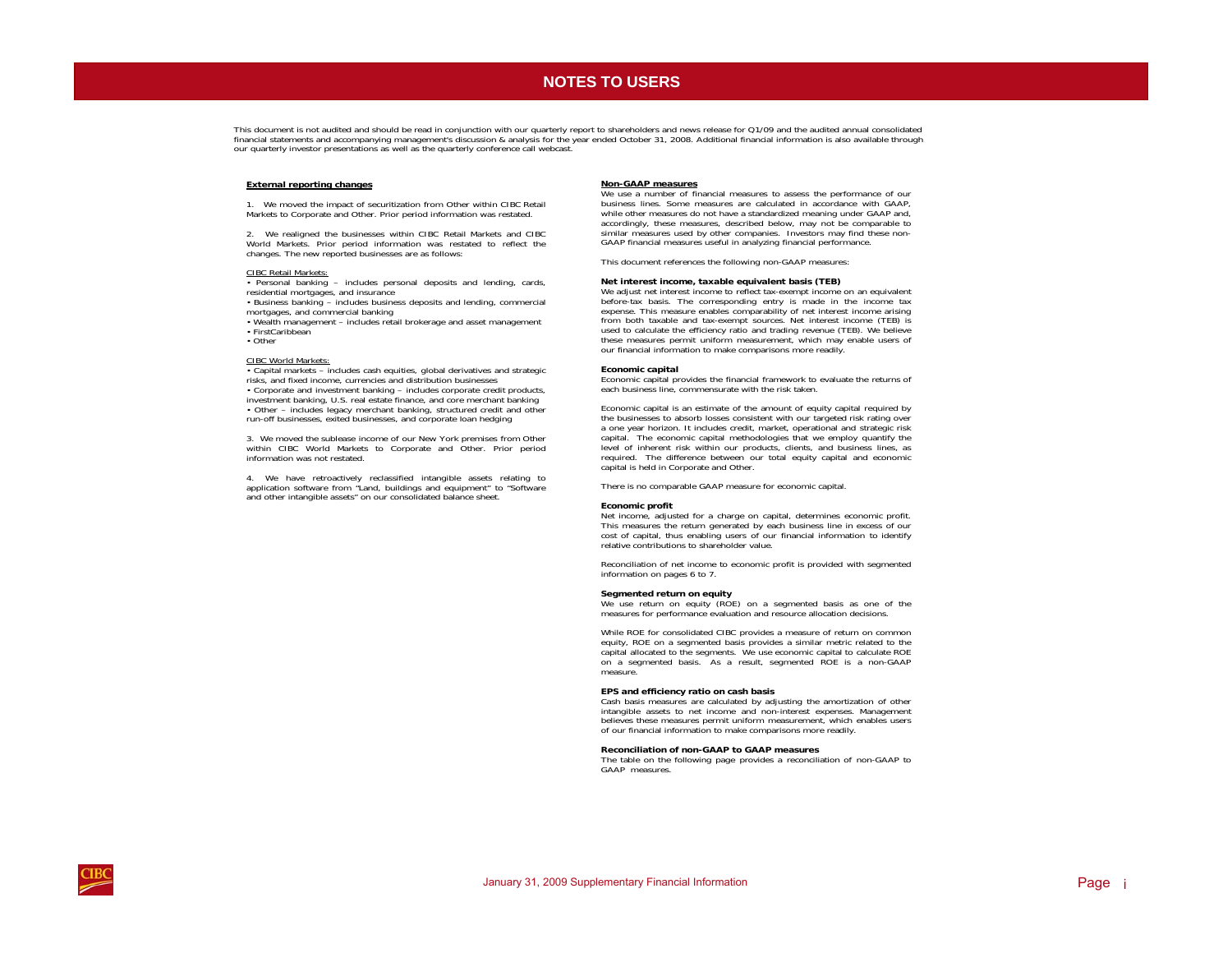# NOTES TO USERS

This document is not audited and should be read in conjunction with our quarterly report to shareholders and news release for Q1/09 and the audited annual consolidated financial statements and accompanying management's discussion & analysis for the year ended October 31, 2008. Additional financial information is also available through our quarterly investor presentations as well as the quarterly conference call webcast.

## External reporting changes

1. We moved the impact of securitization from Other within CIBC Retail Markets to Corporate and Other. Prior period information was restated.

2. We realigned the businesses within CIBC Retail Markets and CIBC World Markets. Prior period information was restated to reflect the changes. The new reported businesses are as follows:

CIBC Retail Markets:

- Personal banking – includes personal deposits and lending, cards, residential mortgages, and insurance
- Business banking – includes business deposits and lending, commercial mortgages, and commercial banking
- Wealth management – includes retail brokerage and asset management
- FirstCaribbean
- Other

CIBC World Markets:

- Capital markets – includes cash equities, global derivatives and strategic risks, and fixed income, currencies and distribution businesses
- Corporate and investment banking – includes corporate credit products, investment banking, U.S. real estate finance, and core merchant banking
- Other – includes legacy merchant banking, structured credit and other run-off businesses, exited businesses, and corporate loan hedging

3. We moved the sublease income of our New York premises from Other within CIBC World Markets to Corporate and Other. Prior period information was not restated.

4. We have retroactively reclassified intangible assets relating to application software from "Land, buildings and equipment" to "Software and other intangible assets" on our consolidated balance sheet.

## Non-GAAP measures

We use a number of financial measures to assess the performance of our business lines. Some measures are calculated in accordance with GAAP, while other measures do not have a standardized meaning under GAAP and, accordingly, these measures, described below, may not be comparable to similar measures used by other companies. Investors may find these non-GAAP financial measures useful in analyzing financial performance.

This document references the following non-GAAP measures:

### Net interest income, taxable equivalent basis (TEB)

We adjust net interest income to reflect tax-exempt income on an equivalent before-tax basis. The corresponding entry is made in the income tax expense. This measure enables comparability of net interest income arising from both taxable and tax-exempt sources. Net interest income (TEB) is used to calculate the efficiency ratio and trading revenue (TEB). We believe these measures permit uniform measurement, which may enable users of our financial information to make comparisons more readily.

### Economic capital

Economic capital provides the financial framework to evaluate the returns of each business line, commensurate with the risk taken.

Economic capital is an estimate of the amount of equity capital required by the businesses to absorb losses consistent with our targeted risk rating over a one year horizon. It includes credit, market, operational and strategic risk capital. The economic capital methodologies that we employ quantify the level of inherent risk within our products, clients, and business lines, as required. The difference between our total equity capital and economic capital is held in Corporate and Other.

There is no comparable GAAP measure for economic capital.

### Economic profit

Net income, adjusted for a charge on capital, determines economic profit. This measures the return generated by each business line in excess of our cost of capital, thus enabling users of our financial information to identify relative contributions to shareholder value.

Reconciliation of net income to economic profit is provided with segmented information on pages 6 to 7.

### Segmented return on equity

We use return on equity (ROE) on a segmented basis as one of the measures for performance evaluation and resource allocation decisions.

While ROE for consolidated CIBC provides a measure of return on common equity, ROE on a segmented basis provides a similar metric related to the capital allocated to the segments. We use economic capital to calculate ROE on a segmented basis. As a result, segmented ROE is a non-GAAP measure.

### EPS and efficiency ratio on cash basis

Cash basis measures are calculated by adjusting the amortization of other intangible assets to net income and non-interest expenses. Management believes these measures permit uniform measurement, which enables users of our financial information to make comparisons more readily.

### Reconciliation of non-GAAP to GAAP measures

The table on the following page provides a reconciliation of non-GAAP to GAAP measures.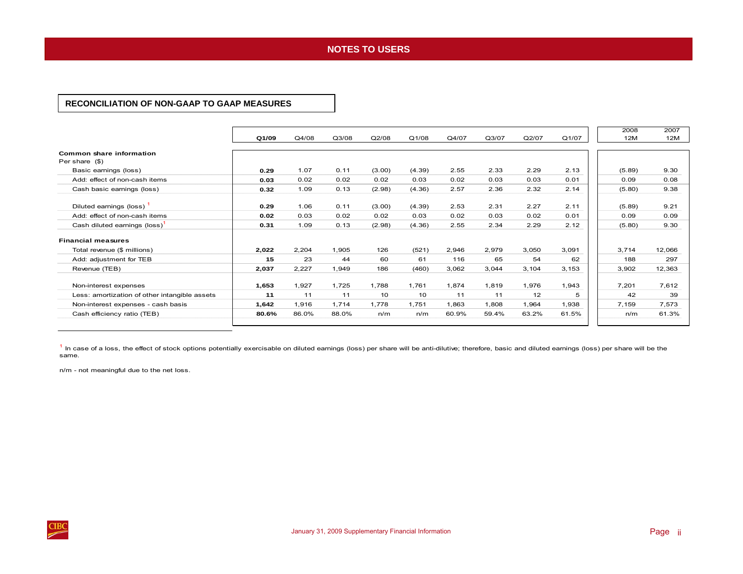# NOTES TO USERS

## RECONCILIATION OF NON-GAAP TO GAAP MEASURES

| | **Q1/09** | Q4/08 | Q3/08 | Q2/08 | Q1/08 | Q4/07 | Q3/07 | Q2/07 | Q1/07 | 2008 12M | 2007 12M |
|---|---|---|---|---|---|---|---|---|---|---|---|
| **Common share information** | | | | | | | | | | | |
| Per share ($) | | | | | | | | | | | |
| Basic earnings (loss) | **0.29** | 1.07 | 0.11 | (3.00) | (4.39) | 2.55 | 2.33 | 2.29 | 2.13 | (5.89) | 9.30 |
| Add: effect of non-cash items | **0.03** | 0.02 | 0.02 | 0.02 | 0.03 | 0.02 | 0.03 | 0.03 | 0.01 | 0.09 | 0.08 |
| Cash basic earnings (loss) | **0.32** | 1.09 | 0.13 | (2.98) | (4.36) | 2.57 | 2.36 | 2.32 | 2.14 | (5.80) | 9.38 |
| Diluted earnings (loss) [1] | **0.29** | 1.06 | 0.11 | (3.00) | (4.39) | 2.53 | 2.31 | 2.27 | 2.11 | (5.89) | 9.21 |
| Add: effect of non-cash items | **0.02** | 0.03 | 0.02 | 0.02 | 0.03 | 0.02 | 0.03 | 0.02 | 0.01 | 0.09 | 0.09 |
| Cash diluted earnings (loss)[1] | **0.31** | 1.09 | 0.13 | (2.98) | (4.36) | 2.55 | 2.34 | 2.29 | 2.12 | (5.80) | 9.30 |
| **Financial measures** | | | | | | | | | | | |
| Total revenue ($ millions) | **2,022** | 2,204 | 1,905 | 126 | (521) | 2,946 | 2,979 | 3,050 | 3,091 | 3,714 | 12,066 |
| Add: adjustment for TEB | **15** | 23 | 44 | 60 | 61 | 116 | 65 | 54 | 62 | 188 | 297 |
| Revenue (TEB) | **2,037** | 2,227 | 1,949 | 186 | (460) | 3,062 | 3,044 | 3,104 | 3,153 | 3,902 | 12,363 |
| Non-interest expenses | **1,653** | 1,927 | 1,725 | 1,788 | 1,761 | 1,874 | 1,819 | 1,976 | 1,943 | 7,201 | 7,612 |
| Less: amortization of other intangible assets | **11** | 11 | 11 | 10 | 10 | 11 | 11 | 12 | 5 | 42 | 39 |
| Non-interest expenses - cash basis | **1,642** | 1,916 | 1,714 | 1,778 | 1,751 | 1,863 | 1,808 | 1,964 | 1,938 | 7,159 | 7,573 |
| Cash efficiency ratio (TEB) | **80.6%** | 86.0% | 88.0% | n/m | n/m | 60.9% | 59.4% | 63.2% | 61.5% | n/m | 61.3% |

[1] In case of a loss, the effect of stock options potentially exercisable on diluted earnings (loss) per share will be anti-dilutive; therefore, basic and diluted earnings (loss) per share will be the same.

n/m - not meaningful due to the net loss.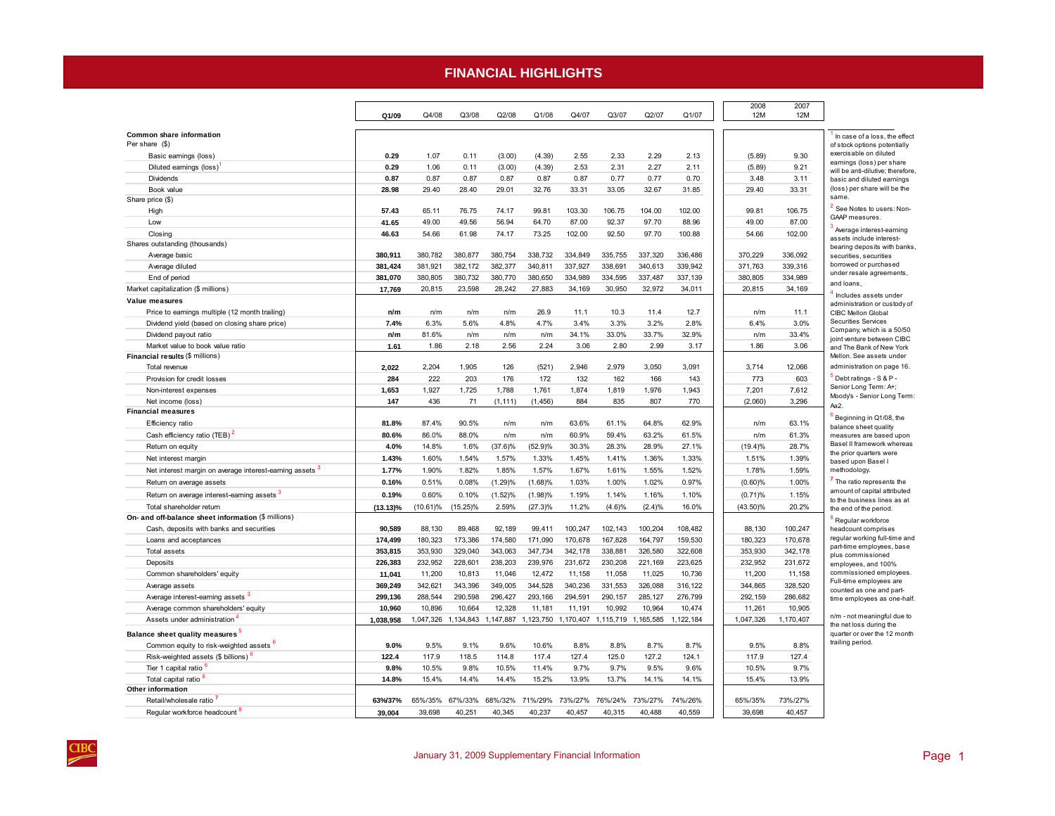# FINANCIAL HIGHLIGHTS

| | Q1/09 | Q4/08 | Q3/08 | Q2/08 | Q1/08 | Q4/07 | Q3/07 | Q2/07 | Q1/07 | 2008 12M | 2007 12M |
|---|---|---|---|---|---|---|---|---|---|---|---|
| **Common share information** | | | | | | | | | | | |
| Per share ($) | | | | | | | | | | | |
| Basic earnings (loss) | **0.29** | 1.07 | 0.11 | (3.00) | (4.39) | 2.55 | 2.33 | 2.29 | 2.13 | (5.89) | 9.30 |
| Diluted earnings (loss)[1] | **0.29** | 1.06 | 0.11 | (3.00) | (4.39) | 2.53 | 2.31 | 2.27 | 2.11 | (5.89) | 9.21 |
| Dividends | **0.87** | 0.87 | 0.87 | 0.87 | 0.87 | 0.87 | 0.77 | 0.77 | 0.70 | 3.48 | 3.11 |
| Book value | **28.98** | 29.40 | 28.40 | 29.01 | 32.76 | 33.31 | 33.05 | 32.67 | 31.85 | 29.40 | 33.31 |
| Share price ($) | | | | | | | | | | | |
| High | **57.43** | 65.11 | 76.75 | 74.17 | 99.81 | 103.30 | 106.75 | 104.00 | 102.00 | 99.81 | 106.75 |
| Low | **41.65** | 49.00 | 49.56 | 56.94 | 64.70 | 87.00 | 92.37 | 97.70 | 88.96 | 49.00 | 87.00 |
| Closing | **46.63** | 54.66 | 61.98 | 74.17 | 73.25 | 102.00 | 92.50 | 97.70 | 100.88 | 54.66 | 102.00 |
| Shares outstanding (thousands) | | | | | | | | | | | |
| Average basic | **380,911** | 380,782 | 380,877 | 380,754 | 338,732 | 334,849 | 335,755 | 337,320 | 336,486 | 370,229 | 336,092 |
| Average diluted | **381,424** | 381,921 | 382,172 | 382,377 | 340,811 | 337,927 | 338,691 | 340,613 | 339,942 | 371,763 | 339,316 |
| End of period | **381,070** | 380,805 | 380,732 | 380,770 | 380,650 | 334,989 | 334,595 | 337,487 | 337,139 | 380,805 | 334,989 |
| Market capitalization ($ millions) | **17,769** | 20,815 | 23,598 | 28,242 | 27,883 | 34,169 | 30,950 | 32,972 | 34,011 | 20,815 | 34,169 |
| **Value measures** | | | | | | | | | | | |
| Price to earnings multiple (12 month trailing) | **n/m** | n/m | n/m | n/m | 26.9 | 11.1 | 10.3 | 11.4 | 12.7 | n/m | 11.1 |
| Dividend yield (based on closing share price) | **7.4%** | 6.3% | 5.6% | 4.8% | 4.7% | 3.4% | 3.3% | 3.2% | 2.8% | 6.4% | 3.0% |
| Dividend payout ratio | **n/m** | 81.6% | n/m | n/m | n/m | 34.1% | 33.0% | 33.7% | 32.9% | n/m | 33.4% |
| Market value to book value ratio | **1.61** | 1.86 | 2.18 | 2.56 | 2.24 | 3.06 | 2.80 | 2.99 | 3.17 | 1.86 | 3.06 |
| **Financial results** ($ millions) | | | | | | | | | | | |
| Total revenue | **2,022** | 2,204 | 1,905 | 126 | (521) | 2,946 | 2,979 | 3,050 | 3,091 | 3,714 | 12,066 |
| Provision for credit losses | **284** | 222 | 203 | 176 | 172 | 132 | 162 | 166 | 143 | 773 | 603 |
| Non-interest expenses | **1,653** | 1,927 | 1,725 | 1,788 | 1,761 | 1,874 | 1,819 | 1,976 | 1,943 | 7,201 | 7,612 |
| Net income (loss) | **147** | 436 | 71 | (1,111) | (1,456) | 884 | 835 | 807 | 770 | (2,060) | 3,296 |
| **Financial measures** | | | | | | | | | | | |
| Efficiency ratio | **81.8%** | 87.4% | 90.5% | n/m | n/m | 63.6% | 61.1% | 64.8% | 62.9% | n/m | 63.1% |
| Cash efficiency ratio (TEB)[2] | **80.6%** | 86.0% | 88.0% | n/m | n/m | 60.9% | 59.4% | 63.2% | 61.5% | n/m | 61.3% |
| Return on equity | **4.0%** | 14.8% | 1.6% | (37.6)% | (52.9)% | 30.3% | 28.3% | 28.9% | 27.1% | (19.4)% | 28.7% |
| Net interest margin | **1.43%** | 1.60% | 1.54% | 1.57% | 1.33% | 1.45% | 1.41% | 1.36% | 1.33% | 1.51% | 1.39% |
| Net interest margin on average interest-earning assets[3] | **1.77%** | 1.90% | 1.82% | 1.85% | 1.57% | 1.67% | 1.61% | 1.55% | 1.52% | 1.78% | 1.59% |
| Return on average assets | **0.16%** | 0.51% | 0.08% | (1.29)% | (1.68)% | 1.03% | 1.00% | 1.02% | 0.97% | (0.60)% | 1.00% |
| Return on average interest-earning assets[3] | **0.19%** | 0.60% | 0.10% | (1.52)% | (1.98)% | 1.19% | 1.14% | 1.16% | 1.10% | (0.71)% | 1.15% |
| Total shareholder return | **(13.13)%** | (10.61)% | (15.25)% | 2.59% | (27.3)% | 11.2% | (4.6)% | (2.4)% | 16.0% | (43.50)% | 20.2% |
| **On- and off-balance sheet information** ($ millions) | | | | | | | | | | | |
| Cash, deposits with banks and securities | **90,589** | 88,130 | 89,468 | 92,189 | 99,411 | 100,247 | 102,143 | 100,204 | 108,482 | 88,130 | 100,247 |
| Loans and acceptances | **174,499** | 180,323 | 173,386 | 174,580 | 171,090 | 170,678 | 167,828 | 164,797 | 159,530 | 180,323 | 170,678 |
| Total assets | **353,815** | 353,930 | 329,040 | 343,063 | 347,734 | 342,178 | 338,881 | 326,580 | 322,608 | 353,930 | 342,178 |
| Deposits | **226,383** | 232,952 | 228,601 | 238,203 | 239,976 | 231,672 | 230,208 | 221,169 | 223,625 | 232,952 | 231,672 |
| Common shareholders' equity | **11,041** | 11,200 | 10,813 | 11,046 | 12,472 | 11,158 | 11,058 | 11,025 | 10,736 | 11,200 | 11,158 |
| Average assets | **369,249** | 342,621 | 343,396 | 349,005 | 344,528 | 340,236 | 331,553 | 326,088 | 316,122 | 344,865 | 328,520 |
| Average interest-earning assets[3] | **299,136** | 288,544 | 290,598 | 296,427 | 293,166 | 294,591 | 290,157 | 285,127 | 276,799 | 292,159 | 286,682 |
| Average common shareholders' equity | **10,960** | 10,896 | 10,664 | 12,328 | 11,181 | 11,191 | 10,992 | 10,964 | 10,474 | 11,261 | 10,905 |
| Assets under administration[4] | **1,038,958** | 1,047,326 | 1,134,843 | 1,147,887 | 1,123,750 | 1,170,407 | 1,115,719 | 1,165,585 | 1,122,184 | 1,047,326 | 1,170,407 |
| **Balance sheet quality measures**[5] | | | | | | | | | | | |
| Common equity to risk-weighted assets[6] | **9.0%** | 9.5% | 9.1% | 9.6% | 10.6% | 8.8% | 8.8% | 8.7% | 8.7% | 9.5% | 8.8% |
| Risk-weighted assets ($ billions)[6] | **122.4** | 117.9 | 118.5 | 114.8 | 117.4 | 127.4 | 125.0 | 127.2 | 124.1 | 117.9 | 127.4 |
| Tier 1 capital ratio[6] | **9.8%** | 10.5% | 9.8% | 10.5% | 11.4% | 9.7% | 9.7% | 9.5% | 9.6% | 10.5% | 9.7% |
| Total capital ratio[6] | **14.8%** | 15.4% | 14.4% | 14.4% | 15.2% | 13.9% | 13.7% | 14.1% | 14.1% | 15.4% | 13.9% |
| **Other information** | | | | | | | | | | | |
| Retail/wholesale ratio[7] | **63%/37%** | 65%/35% | 67%/33% | 68%/32% | 71%/29% | 73%/27% | 76%/24% | 73%/27% | 74%/26% | 65%/35% | 73%/27% |
| Regular workforce headcount[8] | **39,004** | 39,698 | 40,251 | 40,345 | 40,237 | 40,457 | 40,315 | 40,488 | 40,559 | 39,698 | 40,457 |

1. In case of a loss, the effect of stock options potentially exercisable on diluted earnings (loss) per share will be anti-dilutive; therefore, basic and diluted earnings (loss) per share will be the same.
2. See Notes to users: Non-GAAP measures.
3. Average interest-earning assets include interest-bearing deposits with banks, securities, securities borrowed or purchased under resale agreements, and loans.
4. Includes assets under administration or custody of CIBC Mellon Global Securities Services Company, which is a 50/50 joint venture between CIBC and The Bank of New York Mellon. See assets under administration on page 16.
5. Debt ratings - S & P - Senior Long Term: A+; Moody's - Senior Long Term: Aa2.
6. Beginning in Q1/08, the balance sheet quality measures are based upon Basel II framework whereas the prior quarters were based upon Basel I methodology.
7. The ratio represents the amount of capital attributed to the business lines as at the end of the period.
8. Regular workforce headcount comprises regular working full-time and part-time employees, base plus commissioned employees, and 100% commissioned employees. Full-time employees are counted as one and part-time employees as one-half.

n/m - not meaningful due to the net loss during the quarter or over the 12 month trailing period.

January 31, 2009 Supplementary Financial Information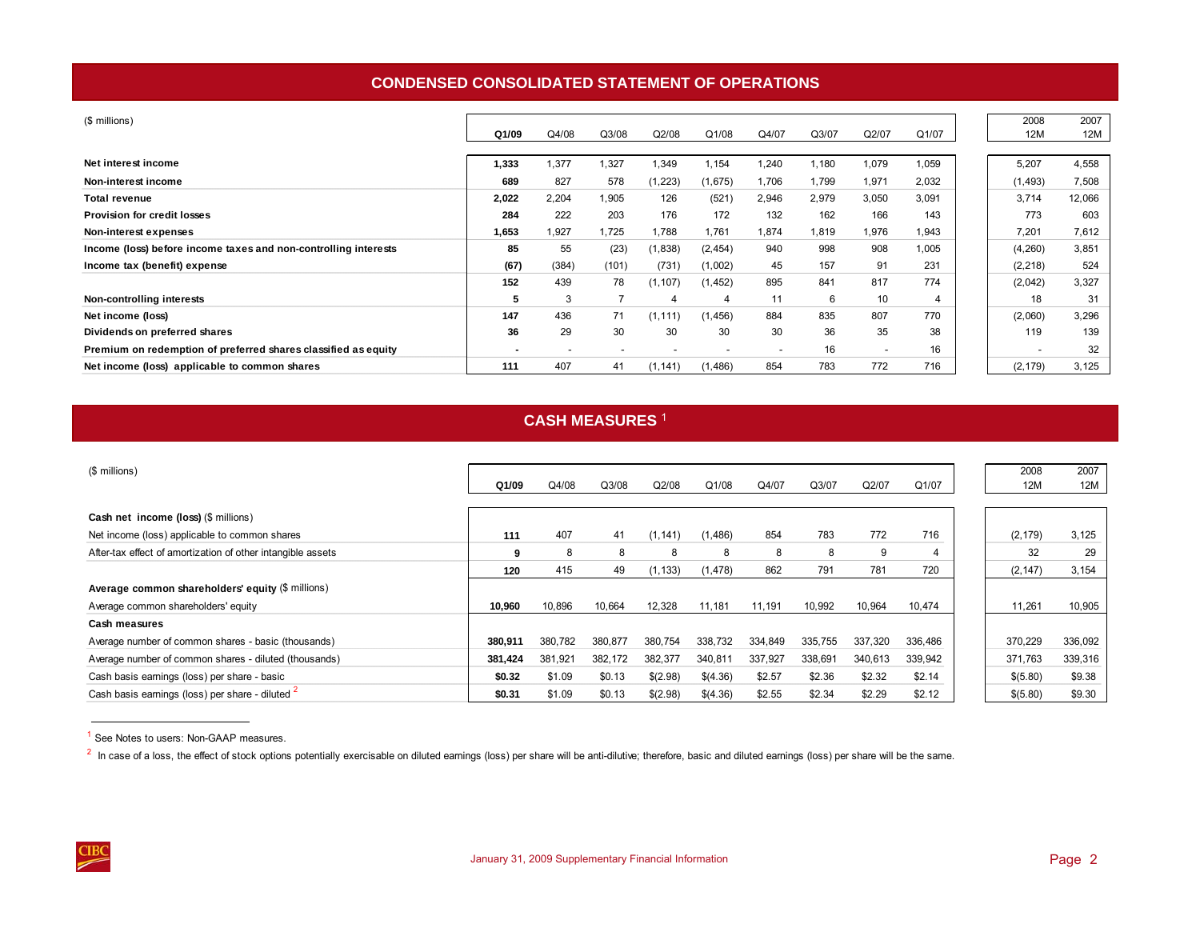## CONDENSED CONSOLIDATED STATEMENT OF OPERATIONS

| ($ millions) | Q1/09 | Q4/08 | Q3/08 | Q2/08 | Q1/08 | Q4/07 | Q3/07 | Q2/07 | Q1/07 | 2008 12M | 2007 12M |
|---|---|---|---|---|---|---|---|---|---|---|---|
| **Net interest income** | **1,333** | 1,377 | 1,327 | 1,349 | 1,154 | 1,240 | 1,180 | 1,079 | 1,059 | 5,207 | 4,558 |
| **Non-interest income** | **689** | 827 | 578 | (1,223) | (1,675) | 1,706 | 1,799 | 1,971 | 2,032 | (1,493) | 7,508 |
| **Total revenue** | **2,022** | 2,204 | 1,905 | 126 | (521) | 2,946 | 2,979 | 3,050 | 3,091 | 3,714 | 12,066 |
| **Provision for credit losses** | **284** | 222 | 203 | 176 | 172 | 132 | 162 | 166 | 143 | 773 | 603 |
| **Non-interest expenses** | **1,653** | 1,927 | 1,725 | 1,788 | 1,761 | 1,874 | 1,819 | 1,976 | 1,943 | 7,201 | 7,612 |
| **Income (loss) before income taxes and non-controlling interests** | **85** | 55 | (23) | (1,838) | (2,454) | 940 | 998 | 908 | 1,005 | (4,260) | 3,851 |
| **Income tax (benefit) expense** | **(67)** | (384) | (101) | (731) | (1,002) | 45 | 157 | 91 | 231 | (2,218) | 524 |
| | **152** | 439 | 78 | (1,107) | (1,452) | 895 | 841 | 817 | 774 | (2,042) | 3,327 |
| **Non-controlling interests** | **5** | 3 | 7 | 4 | 4 | 11 | 6 | 10 | 4 | 18 | 31 |
| **Net income (loss)** | **147** | 436 | 71 | (1,111) | (1,456) | 884 | 835 | 807 | 770 | (2,060) | 3,296 |
| **Dividends on preferred shares** | **36** | 29 | 30 | 30 | 30 | 30 | 36 | 35 | 38 | 119 | 139 |
| **Premium on redemption of preferred shares classified as equity** | **-** | - | - | - | - | - | 16 | - | 16 | - | 32 |
| **Net income (loss) applicable to common shares** | **111** | 407 | 41 | (1,141) | (1,486) | 854 | 783 | 772 | 716 | (2,179) | 3,125 |

## CASH MEASURES [1]

| ($ millions) | Q1/09 | Q4/08 | Q3/08 | Q2/08 | Q1/08 | Q4/07 | Q3/07 | Q2/07 | Q1/07 | 2008 12M | 2007 12M |
|---|---|---|---|---|---|---|---|---|---|---|---|
| **Cash net income (loss)** ($ millions) | | | | | | | | | | | |
| Net income (loss) applicable to common shares | **111** | 407 | 41 | (1,141) | (1,486) | 854 | 783 | 772 | 716 | (2,179) | 3,125 |
| After-tax effect of amortization of other intangible assets | **9** | 8 | 8 | 8 | 8 | 8 | 8 | 9 | 4 | 32 | 29 |
| | **120** | 415 | 49 | (1,133) | (1,478) | 862 | 791 | 781 | 720 | (2,147) | 3,154 |
| **Average common shareholders' equity** ($ millions) | | | | | | | | | | | |
| Average common shareholders' equity | **10,960** | 10,896 | 10,664 | 12,328 | 11,181 | 11,191 | 10,992 | 10,964 | 10,474 | 11,261 | 10,905 |
| **Cash measures** | | | | | | | | | | | |
| Average number of common shares - basic (thousands) | **380,911** | 380,782 | 380,877 | 380,754 | 338,732 | 334,849 | 335,755 | 337,320 | 336,486 | 370,229 | 336,092 |
| Average number of common shares - diluted (thousands) | **381,424** | 381,921 | 382,172 | 382,377 | 340,811 | 337,927 | 338,691 | 340,613 | 339,942 | 371,763 | 339,316 |
| Cash basis earnings (loss) per share - basic | **$0.32** | $1.09 | $0.13 | $(2.98) | $(4.36) | $2.57 | $2.36 | $2.32 | $2.14 | $(5.80) | $9.38 |
| Cash basis earnings (loss) per share - diluted [2] | **$0.31** | $1.09 | $0.13 | $(2.98) | $(4.36) | $2.55 | $2.34 | $2.29 | $2.12 | $(5.80) | $9.30 |

[1] See Notes to users: Non-GAAP measures.

[2] In case of a loss, the effect of stock options potentially exercisable on diluted earnings (loss) per share will be anti-dilutive; therefore, basic and diluted earnings (loss) per share will be the same.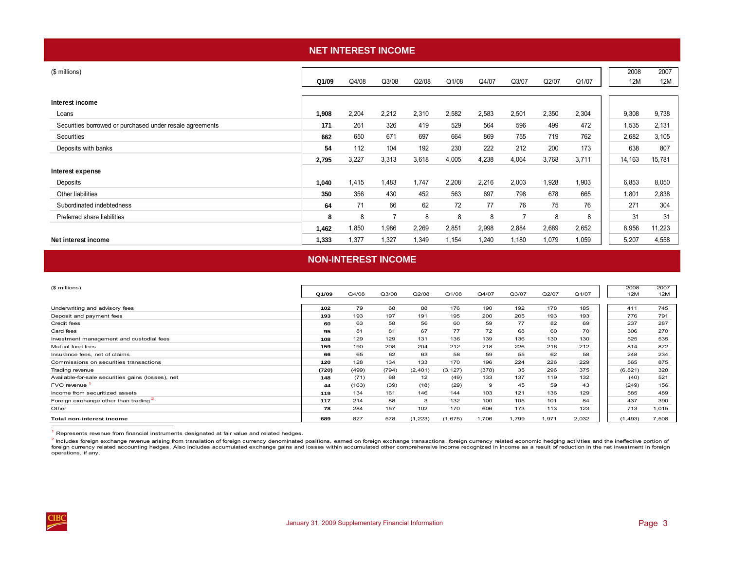## NET INTEREST INCOME

| ($ millions) | Q1/09 | Q4/08 | Q3/08 | Q2/08 | Q1/08 | Q4/07 | Q3/07 | Q2/07 | Q1/07 | 2008 12M | 2007 12M |
|---|---|---|---|---|---|---|---|---|---|---|---|
| **Interest income** | | | | | | | | | | | |
| Loans | **1,908** | 2,204 | 2,212 | 2,310 | 2,582 | 2,583 | 2,501 | 2,350 | 2,304 | 9,308 | 9,738 |
| Securities borrowed or purchased under resale agreements | **171** | 261 | 326 | 419 | 529 | 564 | 596 | 499 | 472 | 1,535 | 2,131 |
| Securities | **662** | 650 | 671 | 697 | 664 | 869 | 755 | 719 | 762 | 2,682 | 3,105 |
| Deposits with banks | **54** | 112 | 104 | 192 | 230 | 222 | 212 | 200 | 173 | 638 | 807 |
| | **2,795** | 3,227 | 3,313 | 3,618 | 4,005 | 4,238 | 4,064 | 3,768 | 3,711 | 14,163 | 15,781 |
| **Interest expense** | | | | | | | | | | | |
| Deposits | **1,040** | 1,415 | 1,483 | 1,747 | 2,208 | 2,216 | 2,003 | 1,928 | 1,903 | 6,853 | 8,050 |
| Other liabilities | **350** | 356 | 430 | 452 | 563 | 697 | 798 | 678 | 665 | 1,801 | 2,838 |
| Subordinated indebtedness | **64** | 71 | 66 | 62 | 72 | 77 | 76 | 75 | 76 | 271 | 304 |
| Preferred share liabilities | **8** | 8 | 7 | 8 | 8 | 8 | 7 | 8 | 8 | 31 | 31 |
| | **1,462** | 1,850 | 1,986 | 2,269 | 2,851 | 2,998 | 2,884 | 2,689 | 2,652 | 8,956 | 11,223 |
| **Net interest income** | **1,333** | 1,377 | 1,327 | 1,349 | 1,154 | 1,240 | 1,180 | 1,079 | 1,059 | 5,207 | 4,558 |

## NON-INTEREST INCOME

| ($ millions) | Q1/09 | Q4/08 | Q3/08 | Q2/08 | Q1/08 | Q4/07 | Q3/07 | Q2/07 | Q1/07 | 2008 12M | 2007 12M |
|---|---|---|---|---|---|---|---|---|---|---|---|
| Underwriting and advisory fees | **102** | 79 | 68 | 88 | 176 | 190 | 192 | 178 | 185 | 411 | 745 |
| Deposit and payment fees | **193** | 193 | 197 | 191 | 195 | 200 | 205 | 193 | 193 | 776 | 791 |
| Credit fees | **60** | 63 | 58 | 56 | 60 | 59 | 77 | 82 | 69 | 237 | 287 |
| Card fees | **95** | 81 | 81 | 67 | 77 | 72 | 68 | 60 | 70 | 306 | 270 |
| Investment management and custodial fees | **108** | 129 | 129 | 131 | 136 | 139 | 136 | 130 | 130 | 525 | 535 |
| Mutual fund fees | **159** | 190 | 208 | 204 | 212 | 218 | 226 | 216 | 212 | 814 | 872 |
| Insurance fees, net of claims | **66** | 65 | 62 | 63 | 58 | 59 | 55 | 62 | 58 | 248 | 234 |
| Commissions on securities transactions | **120** | 128 | 134 | 133 | 170 | 196 | 224 | 226 | 229 | 565 | 875 |
| Trading revenue | **(720)** | (499) | (794) | (2,401) | (3,127) | (378) | 35 | 296 | 375 | (6,821) | 328 |
| Available-for-sale securities gains (losses), net | **148** | (71) | 68 | 12 | (49) | 133 | 137 | 119 | 132 | (40) | 521 |
| FVO revenue [1] | **44** | (163) | (39) | (18) | (29) | 9 | 45 | 59 | 43 | (249) | 156 |
| Income from securitized assets | **119** | 134 | 161 | 146 | 144 | 103 | 121 | 136 | 129 | 585 | 489 |
| Foreign exchange other than trading [2] | **117** | 214 | 88 | 3 | 132 | 100 | 105 | 101 | 84 | 437 | 390 |
| Other | **78** | 284 | 157 | 102 | 170 | 606 | 173 | 113 | 123 | 713 | 1,015 |
| **Total non-interest income** | **689** | 827 | 578 | (1,223) | (1,675) | 1,706 | 1,799 | 1,971 | 2,032 | (1,493) | 7,508 |

[1] Represents revenue from financial instruments designated at fair value and related hedges.

[2] Includes foreign exchange revenue arising from translation of foreign currency denominated positions, earned on foreign exchange transactions, foreign currency related economic hedging activities and the ineffective portion of foreign currency related accounting hedges. Also includes accumulated exchange gains and losses within accumulated other comprehensive income recognized in income as a result of reduction in the net investment in foreign operations, if any.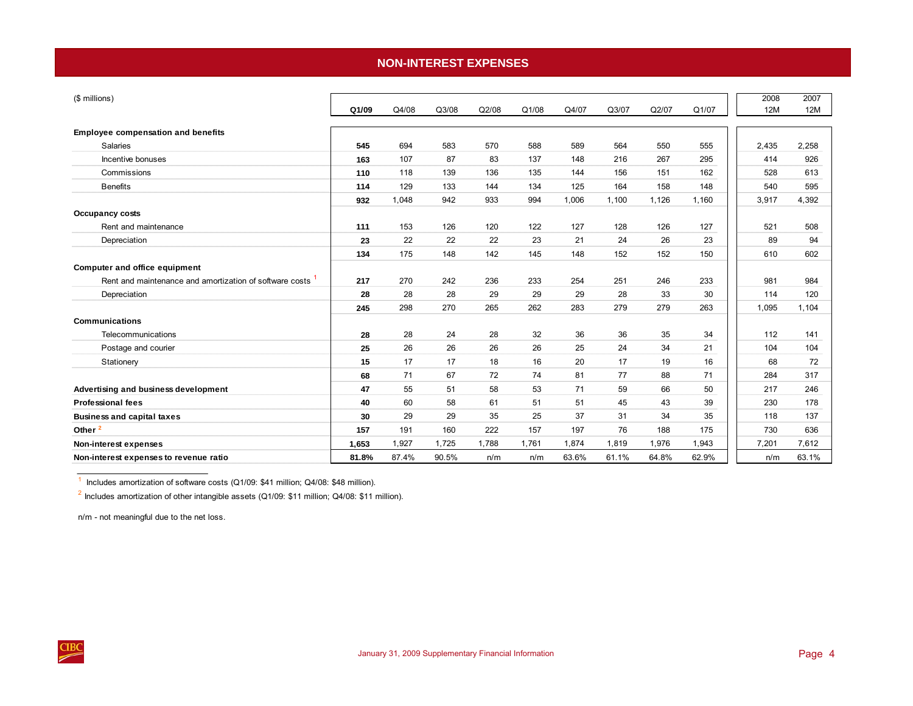# NON-INTEREST EXPENSES

| ($ millions) | Q1/09 | Q4/08 | Q3/08 | Q2/08 | Q1/08 | Q4/07 | Q3/07 | Q2/07 | Q1/07 | 2008 12M | 2007 12M |
|---|---|---|---|---|---|---|---|---|---|---|---|
| **Employee compensation and benefits** | | | | | | | | | | | |
| Salaries | **545** | 694 | 583 | 570 | 588 | 589 | 564 | 550 | 555 | 2,435 | 2,258 |
| Incentive bonuses | **163** | 107 | 87 | 83 | 137 | 148 | 216 | 267 | 295 | 414 | 926 |
| Commissions | **110** | 118 | 139 | 136 | 135 | 144 | 156 | 151 | 162 | 528 | 613 |
| Benefits | **114** | 129 | 133 | 144 | 134 | 125 | 164 | 158 | 148 | 540 | 595 |
| | **932** | 1,048 | 942 | 933 | 994 | 1,006 | 1,100 | 1,126 | 1,160 | 3,917 | 4,392 |
| **Occupancy costs** | | | | | | | | | | | |
| Rent and maintenance | **111** | 153 | 126 | 120 | 122 | 127 | 128 | 126 | 127 | 521 | 508 |
| Depreciation | **23** | 22 | 22 | 22 | 23 | 21 | 24 | 26 | 23 | 89 | 94 |
| | **134** | 175 | 148 | 142 | 145 | 148 | 152 | 152 | 150 | 610 | 602 |
| **Computer and office equipment** | | | | | | | | | | | |
| Rent and maintenance and amortization of software costs [1] | **217** | 270 | 242 | 236 | 233 | 254 | 251 | 246 | 233 | 981 | 984 |
| Depreciation | **28** | 28 | 28 | 29 | 29 | 29 | 28 | 33 | 30 | 114 | 120 |
| | **245** | 298 | 270 | 265 | 262 | 283 | 279 | 279 | 263 | 1,095 | 1,104 |
| **Communications** | | | | | | | | | | | |
| Telecommunications | **28** | 28 | 24 | 28 | 32 | 36 | 36 | 35 | 34 | 112 | 141 |
| Postage and courier | **25** | 26 | 26 | 26 | 26 | 25 | 24 | 34 | 21 | 104 | 104 |
| Stationery | **15** | 17 | 17 | 18 | 16 | 20 | 17 | 19 | 16 | 68 | 72 |
| | **68** | 71 | 67 | 72 | 74 | 81 | 77 | 88 | 71 | 284 | 317 |
| **Advertising and business development** | **47** | 55 | 51 | 58 | 53 | 71 | 59 | 66 | 50 | 217 | 246 |
| **Professional fees** | **40** | 60 | 58 | 61 | 51 | 51 | 45 | 43 | 39 | 230 | 178 |
| **Business and capital taxes** | **30** | 29 | 29 | 35 | 25 | 37 | 31 | 34 | 35 | 118 | 137 |
| **Other** [2] | **157** | 191 | 160 | 222 | 157 | 197 | 76 | 188 | 175 | 730 | 636 |
| **Non-interest expenses** | **1,653** | 1,927 | 1,725 | 1,788 | 1,761 | 1,874 | 1,819 | 1,976 | 1,943 | 7,201 | 7,612 |
| **Non-interest expenses to revenue ratio** | **81.8%** | 87.4% | 90.5% | n/m | n/m | 63.6% | 61.1% | 64.8% | 62.9% | n/m | 63.1% |

[1] Includes amortization of software costs (Q1/09: $41 million; Q4/08: $48 million).

[2] Includes amortization of other intangible assets (Q1/09: $11 million; Q4/08: $11 million).

n/m - not meaningful due to the net loss.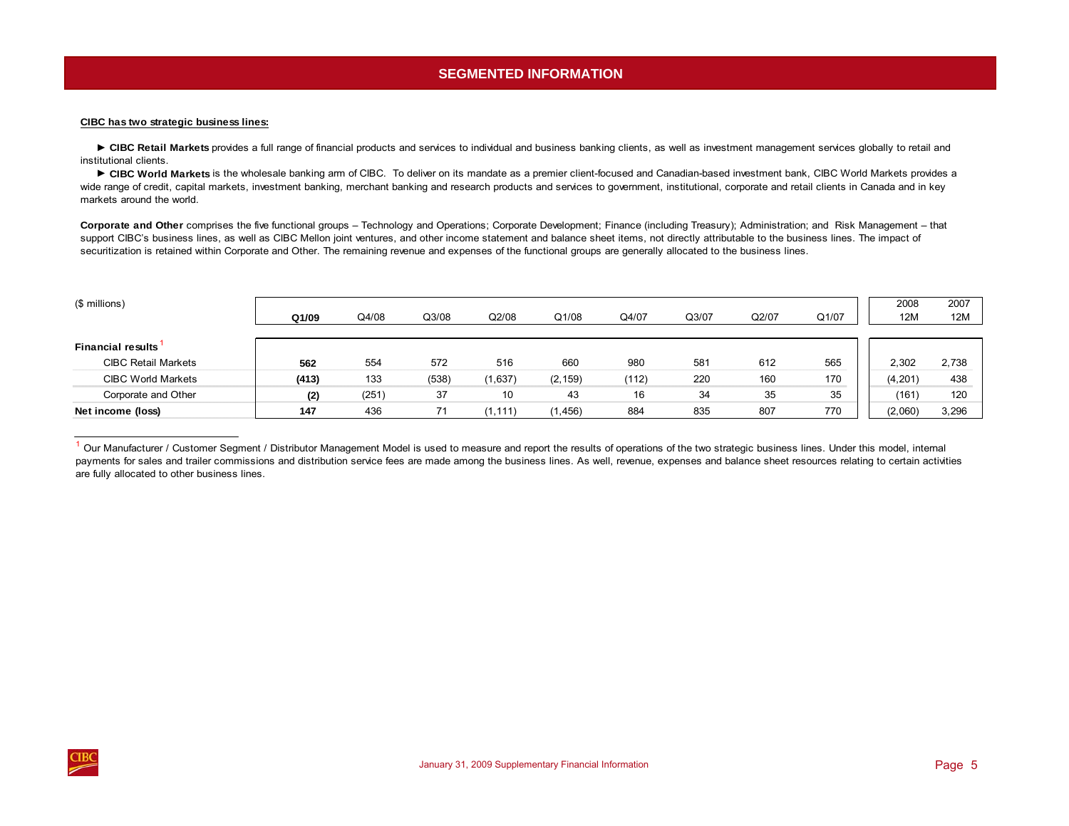# SEGMENTED INFORMATION

**CIBC has two strategic business lines:**

► **CIBC Retail Markets** provides a full range of financial products and services to individual and business banking clients, as well as investment management services globally to retail and institutional clients.

► **CIBC World Markets** is the wholesale banking arm of CIBC. To deliver on its mandate as a premier client-focused and Canadian-based investment bank, CIBC World Markets provides a wide range of credit, capital markets, investment banking, merchant banking and research products and services to government, institutional, corporate and retail clients in Canada and in key markets around the world.

**Corporate and Other** comprises the five functional groups – Technology and Operations; Corporate Development; Finance (including Treasury); Administration; and Risk Management – that support CIBC's business lines, as well as CIBC Mellon joint ventures, and other income statement and balance sheet items, not directly attributable to the business lines. The impact of securitization is retained within Corporate and Other. The remaining revenue and expenses of the functional groups are generally allocated to the business lines.

| ($ millions) | Q1/09 | Q4/08 | Q3/08 | Q2/08 | Q1/08 | Q4/07 | Q3/07 | Q2/07 | Q1/07 | 2008 12M | 2007 12M |
|---|---|---|---|---|---|---|---|---|---|---|---|
| **Financial results** [1] | | | | | | | | | | | |
| CIBC Retail Markets | **562** | 554 | 572 | 516 | 660 | 980 | 581 | 612 | 565 | 2,302 | 2,738 |
| CIBC World Markets | **(413)** | 133 | (538) | (1,637) | (2,159) | (112) | 220 | 160 | 170 | (4,201) | 438 |
| Corporate and Other | **(2)** | (251) | 37 | 10 | 43 | 16 | 34 | 35 | 35 | (161) | 120 |
| **Net income (loss)** | **147** | 436 | 71 | (1,111) | (1,456) | 884 | 835 | 807 | 770 | (2,060) | 3,296 |

[1] Our Manufacturer / Customer Segment / Distributor Management Model is used to measure and report the results of operations of the two strategic business lines. Under this model, internal payments for sales and trailer commissions and distribution service fees are made among the business lines. As well, revenue, expenses and balance sheet resources relating to certain activities are fully allocated to other business lines.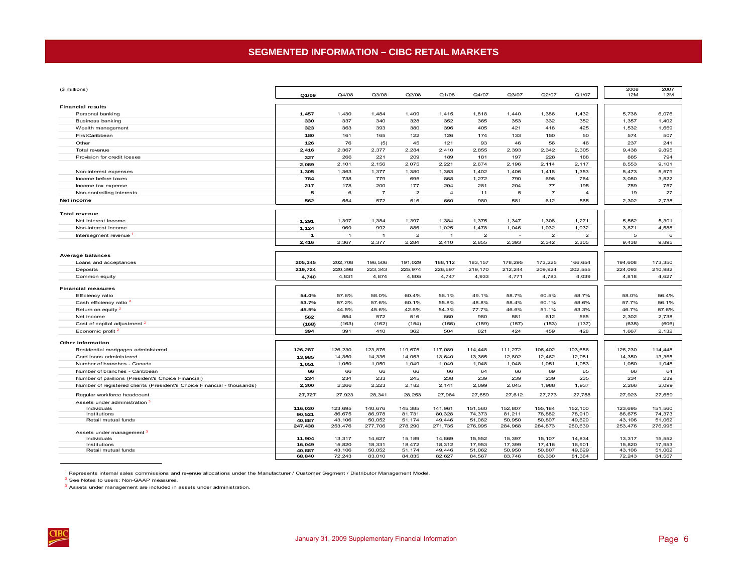# SEGMENTED INFORMATION – CIBC RETAIL MARKETS

| ($ millions) | Q1/09 | Q4/08 | Q3/08 | Q2/08 | Q1/08 | Q4/07 | Q3/07 | Q2/07 | Q1/07 | 2008 12M | 2007 12M |
|---|---|---|---|---|---|---|---|---|---|---|---|
| **Financial results** | | | | | | | | | | | |
| Personal banking | **1,457** | 1,430 | 1,484 | 1,409 | 1,415 | 1,818 | 1,440 | 1,386 | 1,432 | 5,738 | 6,076 |
| Business banking | **330** | 337 | 340 | 328 | 352 | 365 | 353 | 332 | 352 | 1,357 | 1,402 |
| Wealth management | **323** | 363 | 393 | 380 | 396 | 405 | 421 | 418 | 425 | 1,532 | 1,669 |
| FirstCaribbean | **180** | 161 | 165 | 122 | 126 | 174 | 133 | 150 | 50 | 574 | 507 |
| Other | **126** | 76 | (5) | 45 | 121 | 93 | 46 | 56 | 46 | 237 | 241 |
| Total revenue | **2,416** | 2,367 | 2,377 | 2,284 | 2,410 | 2,855 | 2,393 | 2,342 | 2,305 | 9,438 | 9,895 |
| Provision for credit losses | **327** | 266 | 221 | 209 | 189 | 181 | 197 | 228 | 188 | 885 | 794 |
| | **2,089** | 2,101 | 2,156 | 2,075 | 2,221 | 2,674 | 2,196 | 2,114 | 2,117 | 8,553 | 9,101 |
| Non-interest expenses | **1,305** | 1,363 | 1,377 | 1,380 | 1,353 | 1,402 | 1,406 | 1,418 | 1,353 | 5,473 | 5,579 |
| Income before taxes | **784** | 738 | 779 | 695 | 868 | 1,272 | 790 | 696 | 764 | 3,080 | 3,522 |
| Income tax expense | **217** | 178 | 200 | 177 | 204 | 281 | 204 | 77 | 195 | 759 | 757 |
| Non-controlling interests | **5** | 6 | 7 | 2 | 4 | 11 | 5 | 7 | 4 | 19 | 27 |
| **Net income** | **562** | 554 | 572 | 516 | 660 | 980 | 581 | 612 | 565 | 2,302 | 2,738 |
| **Total revenue** | | | | | | | | | | | |
| Net interest income | **1,291** | 1,397 | 1,384 | 1,397 | 1,384 | 1,375 | 1,347 | 1,308 | 1,271 | 5,562 | 5,301 |
| Non-interest income | **1,124** | 969 | 992 | 885 | 1,025 | 1,478 | 1,046 | 1,032 | 1,032 | 3,871 | 4,588 |
| Intersegment revenue [1] | **1** | 1 | 1 | 2 | 1 | 2 | - | 2 | 2 | 5 | 6 |
| | **2,416** | 2,367 | 2,377 | 2,284 | 2,410 | 2,855 | 2,393 | 2,342 | 2,305 | 9,438 | 9,895 |
| **Average balances** | | | | | | | | | | | |
| Loans and acceptances | **205,345** | 202,708 | 196,506 | 191,029 | 188,112 | 183,157 | 178,295 | 173,225 | 166,654 | 194,608 | 173,350 |
| Deposits | **219,724** | 220,398 | 223,343 | 225,974 | 226,697 | 219,170 | 212,244 | 209,924 | 202,555 | 224,093 | 210,982 |
| Common equity | **4,740** | 4,831 | 4,874 | 4,805 | 4,747 | 4,933 | 4,771 | 4,783 | 4,039 | 4,818 | 4,627 |
| **Financial measures** | | | | | | | | | | | |
| Efficiency ratio | **54.0%** | 57.6% | 58.0% | 60.4% | 56.1% | 49.1% | 58.7% | 60.5% | 58.7% | 58.0% | 56.4% |
| Cash efficiency ratio [2] | **53.7%** | 57.2% | 57.6% | 60.1% | 55.8% | 48.8% | 58.4% | 60.1% | 58.6% | 57.7% | 56.1% |
| Return on equity [2] | **45.5%** | 44.5% | 45.6% | 42.6% | 54.3% | 77.7% | 46.6% | 51.1% | 53.3% | 46.7% | 57.6% |
| Net income | **562** | 554 | 572 | 516 | 660 | 980 | 581 | 612 | 565 | 2,302 | 2,738 |
| Cost of capital adjustment [2] | **(168)** | (163) | (162) | (154) | (156) | (159) | (157) | (153) | (137) | (635) | (606) |
| Economic profit [2] | **394** | 391 | 410 | 362 | 504 | 821 | 424 | 459 | 428 | 1,667 | 2,132 |
| **Other information** | | | | | | | | | | | |
| Residential mortgages administered | **126,287** | 126,230 | 123,876 | 119,675 | 117,089 | 114,448 | 111,272 | 106,402 | 103,656 | 126,230 | 114,448 |
| Card loans administered | **13,985** | 14,350 | 14,336 | 14,053 | 13,640 | 13,365 | 12,802 | 12,462 | 12,081 | 14,350 | 13,365 |
| Number of branches - Canada | **1,051** | 1,050 | 1,050 | 1,049 | 1,049 | 1,048 | 1,048 | 1,051 | 1,053 | 1,050 | 1,048 |
| Number of branches - Caribbean | **66** | 66 | 66 | 66 | 66 | 64 | 66 | 69 | 65 | 66 | 64 |
| Number of pavilions (President's Choice Financial) | **234** | 234 | 233 | 245 | 238 | 239 | 239 | 239 | 235 | 234 | 239 |
| Number of registered clients (President's Choice Financial - thousands) | **2,300** | 2,266 | 2,223 | 2,182 | 2,141 | 2,099 | 2,045 | 1,988 | 1,937 | 2,266 | 2,099 |
| Regular workforce headcount | **27,727** | 27,923 | 28,341 | 28,253 | 27,984 | 27,659 | 27,612 | 27,773 | 27,758 | 27,923 | 27,659 |
| Assets under administration [3] | | | | | | | | | | | |
| Individuals | **116,030** | 123,695 | 140,676 | 145,385 | 141,961 | 151,560 | 152,807 | 155,184 | 152,100 | 123,695 | 151,560 |
| Institutions | **90,521** | 86,675 | 86,978 | 81,731 | 80,328 | 74,373 | 81,211 | 78,882 | 78,910 | 86,675 | 74,373 |
| Retail mutual funds | **40,887** | 43,106 | 50,052 | 51,174 | 49,446 | 51,062 | 50,950 | 50,807 | 49,629 | 43,106 | 51,062 |
| | **247,438** | 253,476 | 277,706 | 278,290 | 271,735 | 276,995 | 284,968 | 284,873 | 280,639 | 253,476 | 276,995 |
| Assets under management [3] | | | | | | | | | | | |
| Individuals | **11,904** | 13,317 | 14,627 | 15,189 | 14,869 | 15,552 | 15,397 | 15,107 | 14,834 | 13,317 | 15,552 |
| Institutions | **16,049** | 15,820 | 18,331 | 18,472 | 18,312 | 17,953 | 17,399 | 17,416 | 16,901 | 15,820 | 17,953 |
| Retail mutual funds | **40,887** | 43,106 | 50,052 | 51,174 | 49,446 | 51,062 | 50,950 | 50,807 | 49,629 | 43,106 | 51,062 |
| | **68,840** | 72,243 | 83,010 | 84,835 | 82,627 | 84,567 | 83,746 | 83,330 | 81,364 | 72,243 | 84,567 |

[1] Represents internal sales commissions and revenue allocations under the Manufacturer / Customer Segment / Distributor Management Model.

[2] See Notes to users: Non-GAAP measures.

[3] Assets under management are included in assets under administration.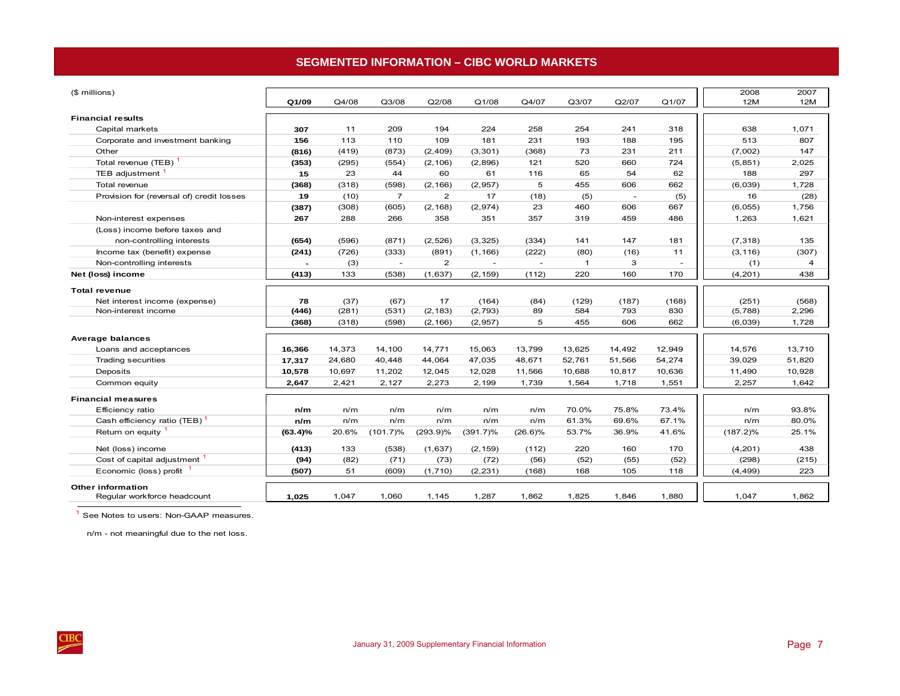## SEGMENTED INFORMATION – CIBC WORLD MARKETS

| ($ millions) | Q1/09 | Q4/08 | Q3/08 | Q2/08 | Q1/08 | Q4/07 | Q3/07 | Q2/07 | Q1/07 | 2008 12M | 2007 12M |
|---|---|---|---|---|---|---|---|---|---|---|---|
| **Financial results** | | | | | | | | | | | |
| Capital markets | **307** | 11 | 209 | 194 | 224 | 258 | 254 | 241 | 318 | 638 | 1,071 |
| Corporate and investment banking | **156** | 113 | 110 | 109 | 181 | 231 | 193 | 188 | 195 | 513 | 807 |
| Other | **(816)** | (419) | (873) | (2,409) | (3,301) | (368) | 73 | 231 | 211 | (7,002) | 147 |
| Total revenue (TEB) [1] | **(353)** | (295) | (554) | (2,106) | (2,896) | 121 | 520 | 660 | 724 | (5,851) | 2,025 |
| TEB adjustment [1] | **15** | 23 | 44 | 60 | 61 | 116 | 65 | 54 | 62 | 188 | 297 |
| Total revenue | **(368)** | (318) | (598) | (2,166) | (2,957) | 5 | 455 | 606 | 662 | (6,039) | 1,728 |
| Provision for (reversal of) credit losses | **19** | (10) | 7 | 2 | 17 | (18) | (5) | - | (5) | 16 | (28) |
| | **(387)** | (308) | (605) | (2,168) | (2,974) | 23 | 460 | 606 | 667 | (6,055) | 1,756 |
| Non-interest expenses | **267** | 288 | 266 | 358 | 351 | 357 | 319 | 459 | 486 | 1,263 | 1,621 |
| (Loss) income before taxes and non-controlling interests | **(654)** | (596) | (871) | (2,526) | (3,325) | (334) | 141 | 147 | 181 | (7,318) | 135 |
| Income tax (benefit) expense | **(241)** | (726) | (333) | (891) | (1,166) | (222) | (80) | (16) | 11 | (3,116) | (307) |
| Non-controlling interests | **-** | (3) | - | 2 | - | - | 1 | 3 | - | (1) | 4 |
| **Net (loss) income** | **(413)** | 133 | (538) | (1,637) | (2,159) | (112) | 220 | 160 | 170 | (4,201) | 438 |
| **Total revenue** | | | | | | | | | | | |
| Net interest income (expense) | **78** | (37) | (67) | 17 | (164) | (84) | (129) | (187) | (168) | (251) | (568) |
| Non-interest income | **(446)** | (281) | (531) | (2,183) | (2,793) | 89 | 584 | 793 | 830 | (5,788) | 2,296 |
| | **(368)** | (318) | (598) | (2,166) | (2,957) | 5 | 455 | 606 | 662 | (6,039) | 1,728 |
| **Average balances** | | | | | | | | | | | |
| Loans and acceptances | **16,366** | 14,373 | 14,100 | 14,771 | 15,063 | 13,799 | 13,625 | 14,492 | 12,949 | 14,576 | 13,710 |
| Trading securities | **17,317** | 24,680 | 40,448 | 44,064 | 47,035 | 48,671 | 52,761 | 51,566 | 54,274 | 39,029 | 51,820 |
| Deposits | **10,578** | 10,697 | 11,202 | 12,045 | 12,028 | 11,566 | 10,688 | 10,817 | 10,636 | 11,490 | 10,928 |
| Common equity | **2,647** | 2,421 | 2,127 | 2,273 | 2,199 | 1,739 | 1,564 | 1,718 | 1,551 | 2,257 | 1,642 |
| **Financial measures** | | | | | | | | | | | |
| Efficiency ratio | **n/m** | n/m | n/m | n/m | n/m | n/m | 70.0% | 75.8% | 73.4% | n/m | 93.8% |
| Cash efficiency ratio (TEB) [1] | **n/m** | n/m | n/m | n/m | n/m | n/m | 61.3% | 69.6% | 67.1% | n/m | 80.0% |
| Return on equity [1] | **(63.4)%** | 20.6% | (101.7)% | (293.9)% | (391.7)% | (26.6)% | 53.7% | 36.9% | 41.6% | (187.2)% | 25.1% |
| Net (loss) income | **(413)** | 133 | (538) | (1,637) | (2,159) | (112) | 220 | 160 | 170 | (4,201) | 438 |
| Cost of capital adjustment [1] | **(94)** | (82) | (71) | (73) | (72) | (56) | (52) | (55) | (52) | (298) | (215) |
| Economic (loss) profit [1] | **(507)** | 51 | (609) | (1,710) | (2,231) | (168) | 168 | 105 | 118 | (4,499) | 223 |
| **Other information** | | | | | | | | | | | |
| Regular workforce headcount | **1,025** | 1,047 | 1,060 | 1,145 | 1,287 | 1,862 | 1,825 | 1,846 | 1,880 | 1,047 | 1,862 |

[1] See Notes to users: Non-GAAP measures.

n/m - not meaningful due to the net loss.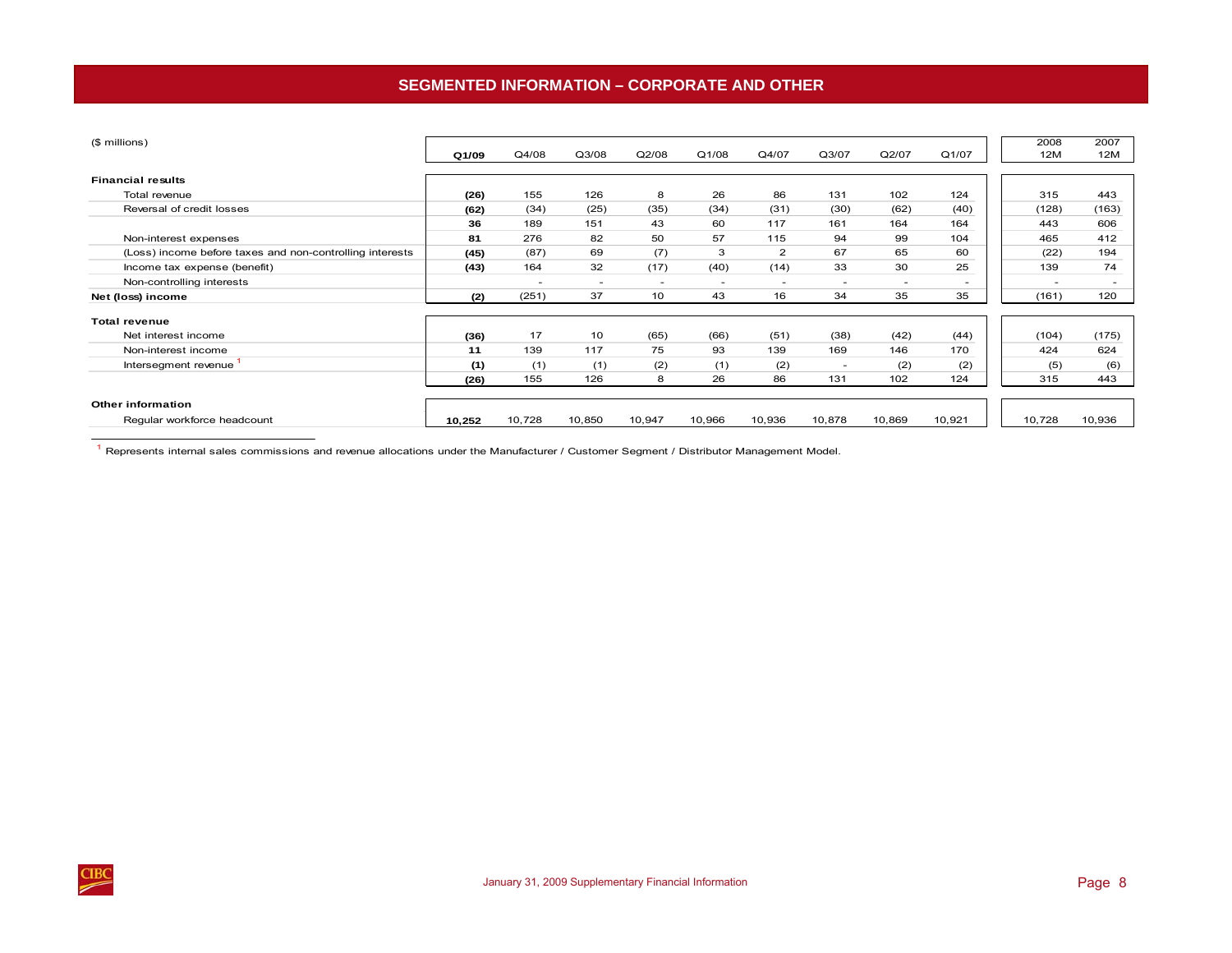# SEGMENTED INFORMATION – CORPORATE AND OTHER

| ($ millions) | Q1/09 | Q4/08 | Q3/08 | Q2/08 | Q1/08 | Q4/07 | Q3/07 | Q2/07 | Q1/07 | 2008 12M | 2007 12M |
|---|---|---|---|---|---|---|---|---|---|---|---|
| **Financial results** | | | | | | | | | | | |
| Total revenue | **(26)** | 155 | 126 | 8 | 26 | 86 | 131 | 102 | 124 | 315 | 443 |
| Reversal of credit losses | **(62)** | (34) | (25) | (35) | (34) | (31) | (30) | (62) | (40) | (128) | (163) |
| | **36** | 189 | 151 | 43 | 60 | 117 | 161 | 164 | 164 | 443 | 606 |
| Non-interest expenses | **81** | 276 | 82 | 50 | 57 | 115 | 94 | 99 | 104 | 465 | 412 |
| (Loss) income before taxes and non-controlling interests | **(45)** | (87) | 69 | (7) | 3 | 2 | 67 | 65 | 60 | (22) | 194 |
| Income tax expense (benefit) | **(43)** | 164 | 32 | (17) | (40) | (14) | 33 | 30 | 25 | 139 | 74 |
| Non-controlling interests | | - | - | - | - | - | - | - | - | - | - |
| **Net (loss) income** | **(2)** | (251) | 37 | 10 | 43 | 16 | 34 | 35 | 35 | (161) | 120 |
| **Total revenue** | | | | | | | | | | | |
| Net interest income | **(36)** | 17 | 10 | (65) | (66) | (51) | (38) | (42) | (44) | (104) | (175) |
| Non-interest income | **11** | 139 | 117 | 75 | 93 | 139 | 169 | 146 | 170 | 424 | 624 |
| Intersegment revenue [1] | **(1)** | (1) | (1) | (2) | (1) | (2) | - | (2) | (2) | (5) | (6) |
| | **(26)** | 155 | 126 | 8 | 26 | 86 | 131 | 102 | 124 | 315 | 443 |
| **Other information** | | | | | | | | | | | |
| Regular workforce headcount | **10,252** | 10,728 | 10,850 | 10,947 | 10,966 | 10,936 | 10,878 | 10,869 | 10,921 | 10,728 | 10,936 |

[1] Represents internal sales commissions and revenue allocations under the Manufacturer / Customer Segment / Distributor Management Model.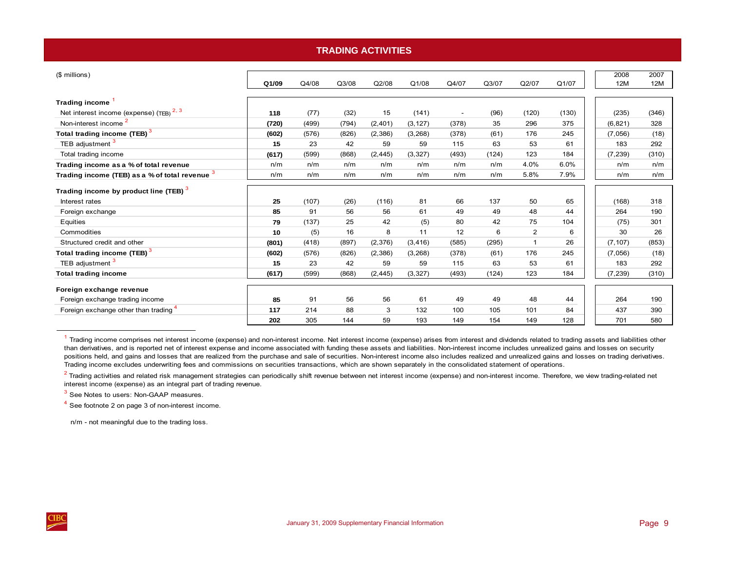## TRADING ACTIVITIES

| ($ millions) | Q1/09 | Q4/08 | Q3/08 | Q2/08 | Q1/08 | Q4/07 | Q3/07 | Q2/07 | Q1/07 | 2008 12M | 2007 12M |
|---|---|---|---|---|---|---|---|---|---|---|---|
| **Trading income** [1] | | | | | | | | | | | |
| Net interest income (expense) (TEB) [2, 3] | **118** | (77) | (32) | 15 | (141) | - | (96) | (120) | (130) | (235) | (346) |
| Non-interest income [2] | **(720)** | (499) | (794) | (2,401) | (3,127) | (378) | 35 | 296 | 375 | (6,821) | 328 |
| **Total trading income (TEB)** [3] | **(602)** | (576) | (826) | (2,386) | (3,268) | (378) | (61) | 176 | 245 | (7,056) | (18) |
| TEB adjustment [3] | **15** | 23 | 42 | 59 | 59 | 115 | 63 | 53 | 61 | 183 | 292 |
| Total trading income | **(617)** | (599) | (868) | (2,445) | (3,327) | (493) | (124) | 123 | 184 | (7,239) | (310) |
| **Trading income as a % of total revenue** | n/m | n/m | n/m | n/m | n/m | n/m | n/m | 4.0% | 6.0% | n/m | n/m |
| **Trading income (TEB) as a % of total revenue** [3] | n/m | n/m | n/m | n/m | n/m | n/m | n/m | 5.8% | 7.9% | n/m | n/m |
| **Trading income by product line (TEB)** [3] | | | | | | | | | | | |
| Interest rates | **25** | (107) | (26) | (116) | 81 | 66 | 137 | 50 | 65 | (168) | 318 |
| Foreign exchange | **85** | 91 | 56 | 56 | 61 | 49 | 49 | 48 | 44 | 264 | 190 |
| Equities | **79** | (137) | 25 | 42 | (5) | 80 | 42 | 75 | 104 | (75) | 301 |
| Commodities | **10** | (5) | 16 | 8 | 11 | 12 | 6 | 2 | 6 | 30 | 26 |
| Structured credit and other | **(801)** | (418) | (897) | (2,376) | (3,416) | (585) | (295) | 1 | 26 | (7,107) | (853) |
| **Total trading income (TEB)** [3] | **(602)** | (576) | (826) | (2,386) | (3,268) | (378) | (61) | 176 | 245 | (7,056) | (18) |
| TEB adjustment [3] | **15** | 23 | 42 | 59 | 59 | 115 | 63 | 53 | 61 | 183 | 292 |
| **Total trading income** | **(617)** | (599) | (868) | (2,445) | (3,327) | (493) | (124) | 123 | 184 | (7,239) | (310) |
| **Foreign exchange revenue** | | | | | | | | | | | |
| Foreign exchange trading income | **85** | 91 | 56 | 56 | 61 | 49 | 49 | 48 | 44 | 264 | 190 |
| Foreign exchange other than trading [4] | **117** | 214 | 88 | 3 | 132 | 100 | 105 | 101 | 84 | 437 | 390 |
| | **202** | 305 | 144 | 59 | 193 | 149 | 154 | 149 | 128 | 701 | 580 |

[1] Trading income comprises net interest income (expense) and non-interest income. Net interest income (expense) arises from interest and dividends related to trading assets and liabilities other than derivatives, and is reported net of interest expense and income associated with funding these assets and liabilities. Non-interest income includes unrealized gains and losses on security positions held, and gains and losses that are realized from the purchase and sale of securities. Non-interest income also includes realized and unrealized gains and losses on trading derivatives. Trading income excludes underwriting fees and commissions on securities transactions, which are shown separately in the consolidated statement of operations.

[2] Trading activities and related risk management strategies can periodically shift revenue between net interest income (expense) and non-interest income. Therefore, we view trading-related net interest income (expense) as an integral part of trading revenue.

[3] See Notes to users: Non-GAAP measures.

[4] See footnote 2 on page 3 of non-interest income.

n/m - not meaningful due to the trading loss.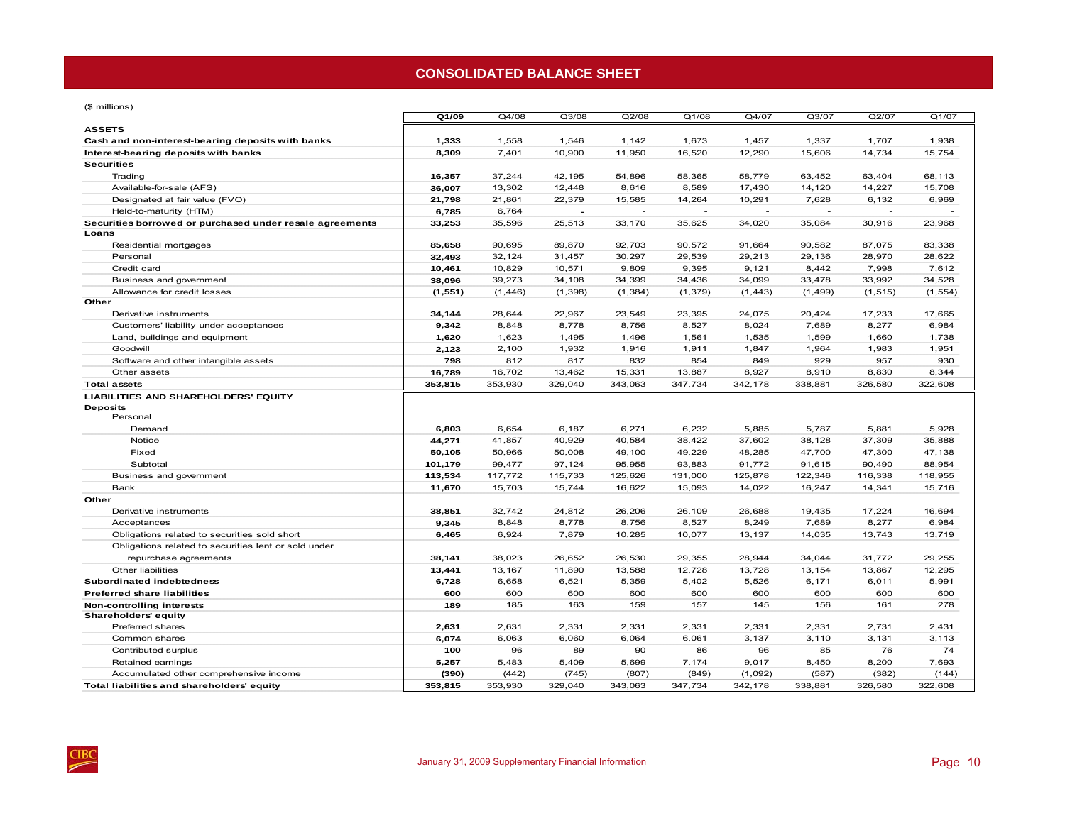# CONSOLIDATED BALANCE SHEET

($ millions)

| | Q1/09 | Q4/08 | Q3/08 | Q2/08 | Q1/08 | Q4/07 | Q3/07 | Q2/07 | Q1/07 |
|---|---|---|---|---|---|---|---|---|---|
| **ASSETS** | | | | | | | | | |
| **Cash and non-interest-bearing deposits with banks** | **1,333** | 1,558 | 1,546 | 1,142 | 1,673 | 1,457 | 1,337 | 1,707 | 1,938 |
| **Interest-bearing deposits with banks** | **8,309** | 7,401 | 10,900 | 11,950 | 16,520 | 12,290 | 15,606 | 14,734 | 15,754 |
| **Securities** | | | | | | | | | |
| Trading | **16,357** | 37,244 | 42,195 | 54,896 | 58,365 | 58,779 | 63,452 | 63,404 | 68,113 |
| Available-for-sale (AFS) | **36,007** | 13,302 | 12,448 | 8,616 | 8,589 | 17,430 | 14,120 | 14,227 | 15,708 |
| Designated at fair value (FVO) | **21,798** | 21,861 | 22,379 | 15,585 | 14,264 | 10,291 | 7,628 | 6,132 | 6,969 |
| Held-to-maturity (HTM) | **6,785** | 6,764 | - | - | - | - | - | - | - |
| **Securities borrowed or purchased under resale agreements** | **33,253** | 35,596 | 25,513 | 33,170 | 35,625 | 34,020 | 35,084 | 30,916 | 23,968 |
| **Loans** | | | | | | | | | |
| Residential mortgages | **85,658** | 90,695 | 89,870 | 92,703 | 90,572 | 91,664 | 90,582 | 87,075 | 83,338 |
| Personal | **32,493** | 32,124 | 31,457 | 30,297 | 29,539 | 29,213 | 29,136 | 28,970 | 28,622 |
| Credit card | **10,461** | 10,829 | 10,571 | 9,809 | 9,395 | 9,121 | 8,442 | 7,998 | 7,612 |
| Business and government | **38,096** | 39,273 | 34,108 | 34,399 | 34,436 | 34,099 | 33,478 | 33,992 | 34,528 |
| Allowance for credit losses | **(1,551)** | (1,446) | (1,398) | (1,384) | (1,379) | (1,443) | (1,499) | (1,515) | (1,554) |
| **Other** | | | | | | | | | |
| Derivative instruments | **34,144** | 28,644 | 22,967 | 23,549 | 23,395 | 24,075 | 20,424 | 17,233 | 17,665 |
| Customers' liability under acceptances | **9,342** | 8,848 | 8,778 | 8,756 | 8,527 | 8,024 | 7,689 | 8,277 | 6,984 |
| Land, buildings and equipment | **1,620** | 1,623 | 1,495 | 1,496 | 1,561 | 1,535 | 1,599 | 1,660 | 1,738 |
| Goodwill | **2,123** | 2,100 | 1,932 | 1,916 | 1,911 | 1,847 | 1,964 | 1,983 | 1,951 |
| Software and other intangible assets | **798** | 812 | 817 | 832 | 854 | 849 | 929 | 957 | 930 |
| Other assets | **16,789** | 16,702 | 13,462 | 15,331 | 13,887 | 8,927 | 8,910 | 8,830 | 8,344 |
| **Total assets** | **353,815** | 353,930 | 329,040 | 343,063 | 347,734 | 342,178 | 338,881 | 326,580 | 322,608 |
| **LIABILITIES AND SHAREHOLDERS' EQUITY** | | | | | | | | | |
| **Deposits** | | | | | | | | | |
| Personal | | | | | | | | | |
| Demand | **6,803** | 6,654 | 6,187 | 6,271 | 6,232 | 5,885 | 5,787 | 5,881 | 5,928 |
| Notice | **44,271** | 41,857 | 40,929 | 40,584 | 38,422 | 37,602 | 38,128 | 37,309 | 35,888 |
| Fixed | **50,105** | 50,966 | 50,008 | 49,100 | 49,229 | 48,285 | 47,700 | 47,300 | 47,138 |
| Subtotal | **101,179** | 99,477 | 97,124 | 95,955 | 93,883 | 91,772 | 91,615 | 90,490 | 88,954 |
| Business and government | **113,534** | 117,772 | 115,733 | 125,626 | 131,000 | 125,878 | 122,346 | 116,338 | 118,955 |
| Bank | **11,670** | 15,703 | 15,744 | 16,622 | 15,093 | 14,022 | 16,247 | 14,341 | 15,716 |
| **Other** | | | | | | | | | |
| Derivative instruments | **38,851** | 32,742 | 24,812 | 26,206 | 26,109 | 26,688 | 19,435 | 17,224 | 16,694 |
| Acceptances | **9,345** | 8,848 | 8,778 | 8,756 | 8,527 | 8,249 | 7,689 | 8,277 | 6,984 |
| Obligations related to securities sold short | **6,465** | 6,924 | 7,879 | 10,285 | 10,077 | 13,137 | 14,035 | 13,743 | 13,719 |
| Obligations related to securities lent or sold under repurchase agreements | **38,141** | 38,023 | 26,652 | 26,530 | 29,355 | 28,944 | 34,044 | 31,772 | 29,255 |
| Other liabilities | **13,441** | 13,167 | 11,890 | 13,588 | 12,728 | 13,728 | 13,154 | 13,867 | 12,295 |
| **Subordinated indebtedness** | **6,728** | 6,658 | 6,521 | 5,359 | 5,402 | 5,526 | 6,171 | 6,011 | 5,991 |
| **Preferred share liabilities** | **600** | 600 | 600 | 600 | 600 | 600 | 600 | 600 | 600 |
| **Non-controlling interests** | **189** | 185 | 163 | 159 | 157 | 145 | 156 | 161 | 278 |
| **Shareholders' equity** | | | | | | | | | |
| Preferred shares | **2,631** | 2,631 | 2,331 | 2,331 | 2,331 | 2,331 | 2,331 | 2,731 | 2,431 |
| Common shares | **6,074** | 6,063 | 6,060 | 6,064 | 6,061 | 3,137 | 3,110 | 3,131 | 3,113 |
| Contributed surplus | **100** | 96 | 89 | 90 | 86 | 96 | 85 | 76 | 74 |
| Retained earnings | **5,257** | 5,483 | 5,409 | 5,699 | 7,174 | 9,017 | 8,450 | 8,200 | 7,693 |
| Accumulated other comprehensive income | **(390)** | (442) | (745) | (807) | (849) | (1,092) | (587) | (382) | (144) |
| **Total liabilities and shareholders' equity** | **353,815** | 353,930 | 329,040 | 343,063 | 347,734 | 342,178 | 338,881 | 326,580 | 322,608 |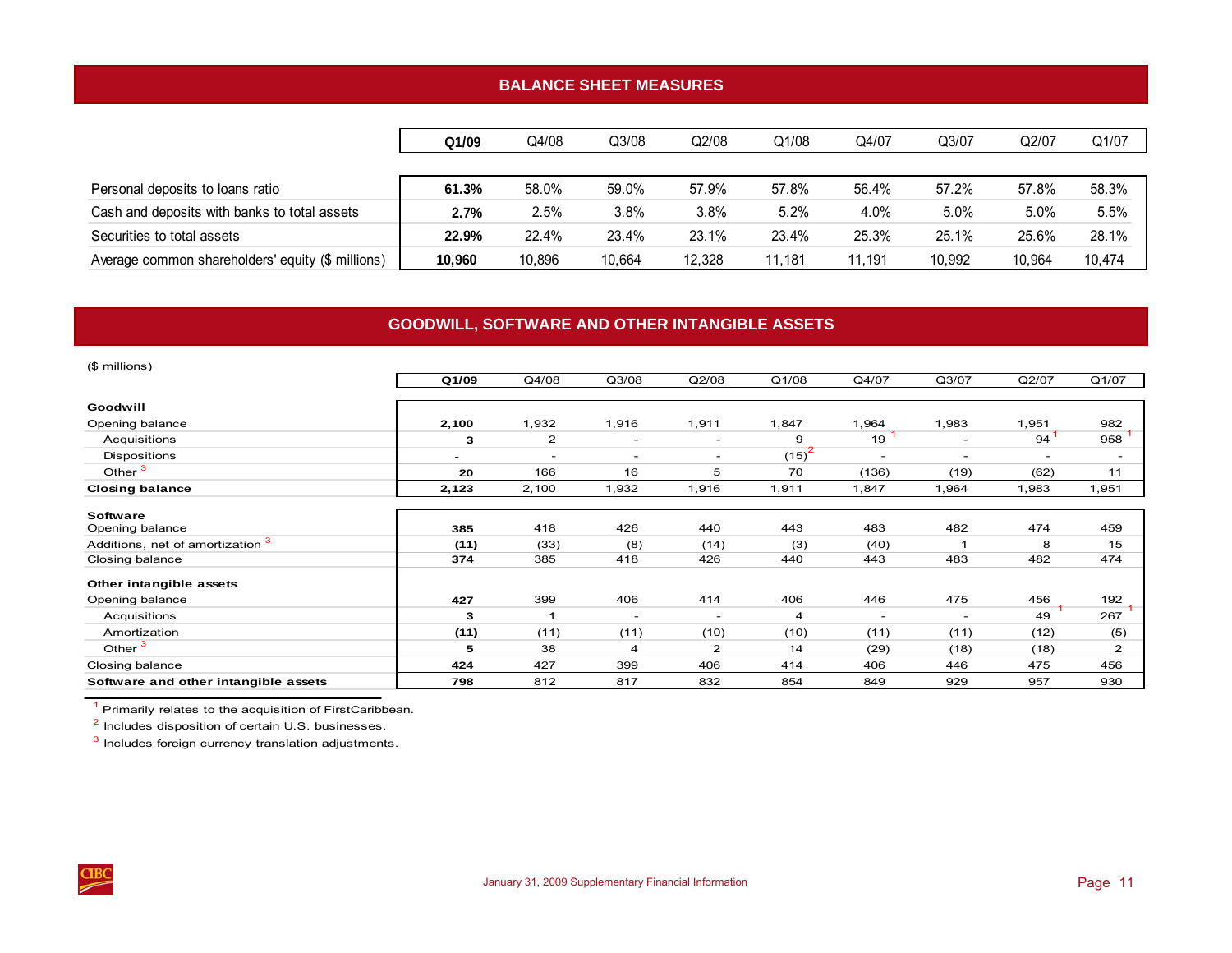## BALANCE SHEET MEASURES

| | Q1/09 | Q4/08 | Q3/08 | Q2/08 | Q1/08 | Q4/07 | Q3/07 | Q2/07 | Q1/07 |
|---|---|---|---|---|---|---|---|---|---|
| Personal deposits to loans ratio | **61.3%** | 58.0% | 59.0% | 57.9% | 57.8% | 56.4% | 57.2% | 57.8% | 58.3% |
| Cash and deposits with banks to total assets | **2.7%** | 2.5% | 3.8% | 3.8% | 5.2% | 4.0% | 5.0% | 5.0% | 5.5% |
| Securities to total assets | **22.9%** | 22.4% | 23.4% | 23.1% | 23.4% | 25.3% | 25.1% | 25.6% | 28.1% |
| Average common shareholders' equity ($ millions) | **10,960** | 10,896 | 10,664 | 12,328 | 11,181 | 11,191 | 10,992 | 10,964 | 10,474 |

## GOODWILL, SOFTWARE AND OTHER INTANGIBLE ASSETS

($ millions)

| | Q1/09 | Q4/08 | Q3/08 | Q2/08 | Q1/08 | Q4/07 | Q3/07 | Q2/07 | Q1/07 |
|---|---|---|---|---|---|---|---|---|---|
| **Goodwill** | | | | | | | | | |
| Opening balance | **2,100** | 1,932 | 1,916 | 1,911 | 1,847 | 1,964 | 1,983 | 1,951 | 982 |
| Acquisitions | **3** | 2 | - | - | 9 | 19 [1] | - | 94 [1] | 958 [1] |
| Dispositions | **-** | - | - | - | (15) [2] | - | - | - | - |
| Other [3] | **20** | 166 | 16 | 5 | 70 | (136) | (19) | (62) | 11 |
| **Closing balance** | **2,123** | 2,100 | 1,932 | 1,916 | 1,911 | 1,847 | 1,964 | 1,983 | 1,951 |
| **Software** | | | | | | | | | |
| Opening balance | **385** | 418 | 426 | 440 | 443 | 483 | 482 | 474 | 459 |
| Additions, net of amortization [3] | **(11)** | (33) | (8) | (14) | (3) | (40) | 1 | 8 | 15 |
| Closing balance | **374** | 385 | 418 | 426 | 440 | 443 | 483 | 482 | 474 |
| **Other intangible assets** | | | | | | | | | |
| Opening balance | **427** | 399 | 406 | 414 | 406 | 446 | 475 | 456 | 192 |
| Acquisitions | **3** | 1 | - | - | 4 | - | - | 49 [1] | 267 [1] |
| Amortization | **(11)** | (11) | (11) | (10) | (10) | (11) | (11) | (12) | (5) |
| Other [3] | **5** | 38 | 4 | 2 | 14 | (29) | (18) | (18) | 2 |
| Closing balance | **424** | 427 | 399 | 406 | 414 | 406 | 446 | 475 | 456 |
| **Software and other intangible assets** | **798** | 812 | 817 | 832 | 854 | 849 | 929 | 957 | 930 |

[1] Primarily relates to the acquisition of FirstCaribbean.

[2] Includes disposition of certain U.S. businesses.

[3] Includes foreign currency translation adjustments.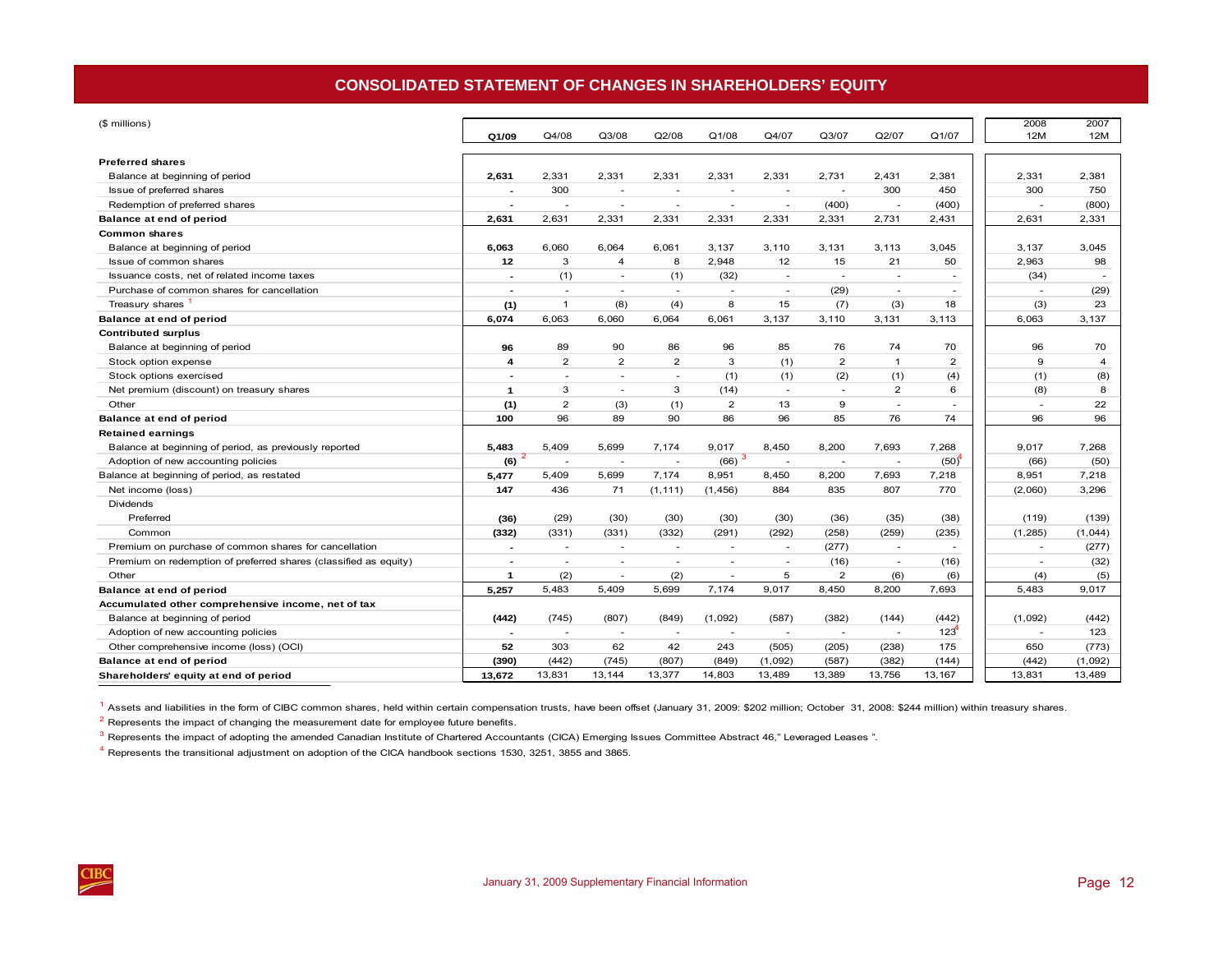## CONSOLIDATED STATEMENT OF CHANGES IN SHAREHOLDERS' EQUITY

| ($ millions) | Q1/09 | Q4/08 | Q3/08 | Q2/08 | Q1/08 | Q4/07 | Q3/07 | Q2/07 | Q1/07 | 2008 12M | 2007 12M |
|---|---|---|---|---|---|---|---|---|---|---|---|
| **Preferred shares** | | | | | | | | | | | |
| Balance at beginning of period | **2,631** | 2,331 | 2,331 | 2,331 | 2,331 | 2,331 | 2,731 | 2,431 | 2,381 | 2,331 | 2,381 |
| Issue of preferred shares | **-** | 300 | - | - | - | - | - | 300 | 450 | 300 | 750 |
| Redemption of preferred shares | **-** | - | - | - | - | - | (400) | - | (400) | - | (800) |
| **Balance at end of period** | **2,631** | 2,631 | 2,331 | 2,331 | 2,331 | 2,331 | 2,331 | 2,731 | 2,431 | 2,631 | 2,331 |
| **Common shares** | | | | | | | | | | | |
| Balance at beginning of period | **6,063** | 6,060 | 6,064 | 6,061 | 3,137 | 3,110 | 3,131 | 3,113 | 3,045 | 3,137 | 3,045 |
| Issue of common shares | **12** | 3 | 4 | 8 | 2,948 | 12 | 15 | 21 | 50 | 2,963 | 98 |
| Issuance costs, net of related income taxes | **-** | (1) | - | (1) | (32) | - | - | - | - | (34) | - |
| Purchase of common shares for cancellation | **-** | - | - | - | - | - | (29) | - | - | - | (29) |
| Treasury shares [1] | **(1)** | 1 | (8) | (4) | 8 | 15 | (7) | (3) | 18 | (3) | 23 |
| **Balance at end of period** | **6,074** | 6,063 | 6,060 | 6,064 | 6,061 | 3,137 | 3,110 | 3,131 | 3,113 | 6,063 | 3,137 |
| **Contributed surplus** | | | | | | | | | | | |
| Balance at beginning of period | **96** | 89 | 90 | 86 | 96 | 85 | 76 | 74 | 70 | 96 | 70 |
| Stock option expense | **4** | 2 | 2 | 2 | 3 | (1) | 2 | 1 | 2 | 9 | 4 |
| Stock options exercised | **-** | - | - | - | (1) | (1) | (2) | (1) | (4) | (1) | (8) |
| Net premium (discount) on treasury shares | **1** | 3 | - | 3 | (14) | - | - | 2 | 6 | (8) | 8 |
| Other | **(1)** | 2 | (3) | (1) | 2 | 13 | 9 | - | - | - | 22 |
| **Balance at end of period** | **100** | 96 | 89 | 90 | 86 | 96 | 85 | 76 | 74 | 96 | 96 |
| **Retained earnings** | | | | | | | | | | | |
| Balance at beginning of period, as previously reported | **5,483** | 5,409 | 5,699 | 7,174 | 9,017 | 8,450 | 8,200 | 7,693 | 7,268 | 9,017 | 7,268 |
| Adoption of new accounting policies | **(6)** [2] | - | - | - | (66) [3] | - | - | - | (50) [4] | (66) | (50) |
| Balance at beginning of period, as restated | **5,477** | 5,409 | 5,699 | 7,174 | 8,951 | 8,450 | 8,200 | 7,693 | 7,218 | 8,951 | 7,218 |
| Net income (loss) | **147** | 436 | 71 | (1,111) | (1,456) | 884 | 835 | 807 | 770 | (2,060) | 3,296 |
| Dividends | | | | | | | | | | | |
| Preferred | **(36)** | (29) | (30) | (30) | (30) | (30) | (36) | (35) | (38) | (119) | (139) |
| Common | **(332)** | (331) | (331) | (332) | (291) | (292) | (258) | (259) | (235) | (1,285) | (1,044) |
| Premium on purchase of common shares for cancellation | **-** | - | - | - | - | - | (277) | - | - | - | (277) |
| Premium on redemption of preferred shares (classified as equity) | **-** | - | - | - | - | - | (16) | - | (16) | - | (32) |
| Other | **1** | (2) | - | (2) | - | 5 | 2 | (6) | (6) | (4) | (5) |
| **Balance at end of period** | **5,257** | 5,483 | 5,409 | 5,699 | 7,174 | 9,017 | 8,450 | 8,200 | 7,693 | 5,483 | 9,017 |
| **Accumulated other comprehensive income, net of tax** | | | | | | | | | | | |
| Balance at beginning of period | **(442)** | (745) | (807) | (849) | (1,092) | (587) | (382) | (144) | (442) | (1,092) | (442) |
| Adoption of new accounting policies | **-** | - | - | - | - | - | - | - | 123 [4] | - | 123 |
| Other comprehensive income (loss) (OCI) | **52** | 303 | 62 | 42 | 243 | (505) | (205) | (238) | 175 | 650 | (773) |
| **Balance at end of period** | **(390)** | (442) | (745) | (807) | (849) | (1,092) | (587) | (382) | (144) | (442) | (1,092) |
| **Shareholders' equity at end of period** | **13,672** | 13,831 | 13,144 | 13,377 | 14,803 | 13,489 | 13,389 | 13,756 | 13,167 | 13,831 | 13,489 |

[1] Assets and liabilities in the form of CIBC common shares, held within certain compensation trusts, have been offset (January 31, 2009: $202 million; October 31, 2008: $244 million) within treasury shares.

[2] Represents the impact of changing the measurement date for employee future benefits.

[3] Represents the impact of adopting the amended Canadian Institute of Chartered Accountants (CICA) Emerging Issues Committee Abstract 46," Leveraged Leases ".

[4] Represents the transitional adjustment on adoption of the CICA handbook sections 1530, 3251, 3855 and 3865.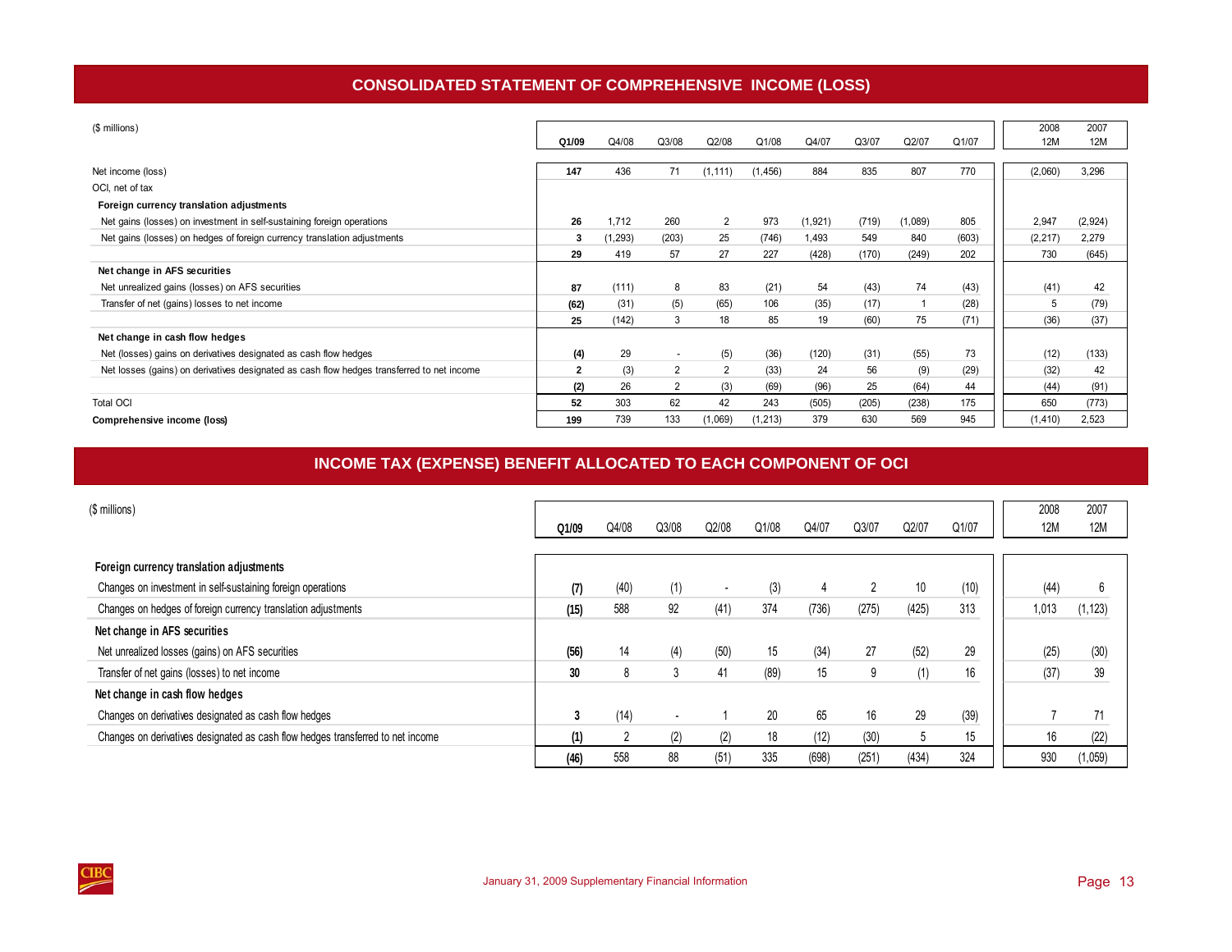## CONSOLIDATED STATEMENT OF COMPREHENSIVE INCOME (LOSS)

| ($ millions) | Q1/09 | Q4/08 | Q3/08 | Q2/08 | Q1/08 | Q4/07 | Q3/07 | Q2/07 | Q1/07 | 2008 12M | 2007 12M |
|---|---|---|---|---|---|---|---|---|---|---|---|
| Net income (loss) | **147** | 436 | 71 | (1,111) | (1,456) | 884 | 835 | 807 | 770 | (2,060) | 3,296 |
| OCI, net of tax | | | | | | | | | | | |
| **Foreign currency translation adjustments** | | | | | | | | | | | |
| Net gains (losses) on investment in self-sustaining foreign operations | **26** | 1,712 | 260 | 2 | 973 | (1,921) | (719) | (1,089) | 805 | 2,947 | (2,924) |
| Net gains (losses) on hedges of foreign currency translation adjustments | **3** | (1,293) | (203) | 25 | (746) | 1,493 | 549 | 840 | (603) | (2,217) | 2,279 |
| | **29** | 419 | 57 | 27 | 227 | (428) | (170) | (249) | 202 | 730 | (645) |
| **Net change in AFS securities** | | | | | | | | | | | |
| Net unrealized gains (losses) on AFS securities | **87** | (111) | 8 | 83 | (21) | 54 | (43) | 74 | (43) | (41) | 42 |
| Transfer of net (gains) losses to net income | **(62)** | (31) | (5) | (65) | 106 | (35) | (17) | 1 | (28) | 5 | (79) |
| | **25** | (142) | 3 | 18 | 85 | 19 | (60) | 75 | (71) | (36) | (37) |
| **Net change in cash flow hedges** | | | | | | | | | | | |
| Net (losses) gains on derivatives designated as cash flow hedges | **(4)** | 29 | - | (5) | (36) | (120) | (31) | (55) | 73 | (12) | (133) |
| Net losses (gains) on derivatives designated as cash flow hedges transferred to net income | **2** | (3) | 2 | 2 | (33) | 24 | 56 | (9) | (29) | (32) | 42 |
| | **(2)** | 26 | 2 | (3) | (69) | (96) | 25 | (64) | 44 | (44) | (91) |
| Total OCI | **52** | 303 | 62 | 42 | 243 | (505) | (205) | (238) | 175 | 650 | (773) |
| **Comprehensive income (loss)** | **199** | 739 | 133 | (1,069) | (1,213) | 379 | 630 | 569 | 945 | (1,410) | 2,523 |

## INCOME TAX (EXPENSE) BENEFIT ALLOCATED TO EACH COMPONENT OF OCI

| ($ millions) | Q1/09 | Q4/08 | Q3/08 | Q2/08 | Q1/08 | Q4/07 | Q3/07 | Q2/07 | Q1/07 | 2008 12M | 2007 12M |
|---|---|---|---|---|---|---|---|---|---|---|---|
| **Foreign currency translation adjustments** | | | | | | | | | | | |
| Changes on investment in self-sustaining foreign operations | **(7)** | (40) | (1) | - | (3) | 4 | 2 | 10 | (10) | (44) | 6 |
| Changes on hedges of foreign currency translation adjustments | **(15)** | 588 | 92 | (41) | 374 | (736) | (275) | (425) | 313 | 1,013 | (1,123) |
| **Net change in AFS securities** | | | | | | | | | | | |
| Net unrealized losses (gains) on AFS securities | **(56)** | 14 | (4) | (50) | 15 | (34) | 27 | (52) | 29 | (25) | (30) |
| Transfer of net gains (losses) to net income | **30** | 8 | 3 | 41 | (89) | 15 | 9 | (1) | 16 | (37) | 39 |
| **Net change in cash flow hedges** | | | | | | | | | | | |
| Changes on derivatives designated as cash flow hedges | **3** | (14) | - | 1 | 20 | 65 | 16 | 29 | (39) | 7 | 71 |
| Changes on derivatives designated as cash flow hedges transferred to net income | **(1)** | 2 | (2) | (2) | 18 | (12) | (30) | 5 | 15 | 16 | (22) |
| | **(46)** | 558 | 88 | (51) | 335 | (698) | (251) | (434) | 324 | 930 | (1,059) |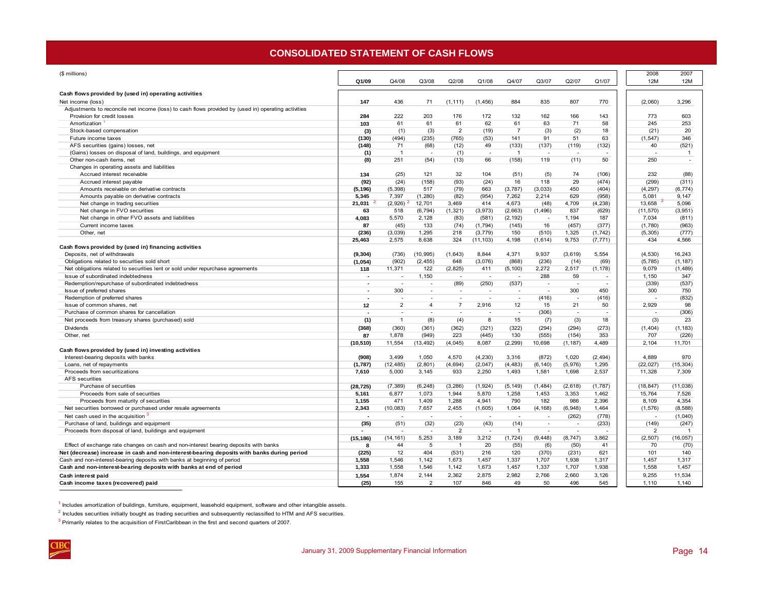# CONSOLIDATED STATEMENT OF CASH FLOWS

| ($ millions) | Q1/09 | Q4/08 | Q3/08 | Q2/08 | Q1/08 | Q4/07 | Q3/07 | Q2/07 | Q1/07 | 2008 12M | 2007 12M |
|---|---|---|---|---|---|---|---|---|---|---|---|
| **Cash flows provided by (used in) operating activities** | | | | | | | | | | | |
| Net income (loss) | **147** | 436 | 71 | (1,111) | (1,456) | 884 | 835 | 807 | 770 | (2,060) | 3,296 |
| Adjustments to reconcile net income (loss) to cash flows provided by (used in) operating activities | | | | | | | | | | | |
| Provision for credit losses | **284** | 222 | 203 | 176 | 172 | 132 | 162 | 166 | 143 | 773 | 603 |
| Amortization [1] | **103** | 61 | 61 | 61 | 62 | 61 | 63 | 71 | 58 | 245 | 253 |
| Stock-based compensation | **(3)** | (1) | (3) | 2 | (19) | 7 | (3) | (2) | 18 | (21) | 20 |
| Future income taxes | **(130)** | (494) | (235) | (765) | (53) | 141 | 91 | 51 | 63 | (1,547) | 346 |
| AFS securities (gains) losses, net | **(148)** | 71 | (68) | (12) | 49 | (133) | (137) | (119) | (132) | 40 | (521) |
| (Gains) losses on disposal of land, buildings, and equipment | **(1)** | 1 | - | (1) | - | 1 | - | - | - | - | 1 |
| Other non-cash items, net | **(8)** | 251 | (54) | (13) | 66 | (158) | 119 | (11) | 50 | 250 | - |
| Changes in operating assets and liabilities | | | | | | | | | | | |
| Accrued interest receivable | **134** | (25) | 121 | 32 | 104 | (51) | (5) | 74 | (106) | 232 | (88) |
| Accrued interest payable | **(92)** | (24) | (158) | (93) | (24) | 16 | 118 | 29 | (474) | (299) | (311) |
| Amounts receivable on derivative contracts | **(5,196)** | (5,398) | 517 | (79) | 663 | (3,787) | (3,033) | 450 | (404) | (4,297) | (6,774) |
| Amounts payable on derivative contracts | **5,345** | 7,397 | (1,280) | (82) | (954) | 7,262 | 2,214 | 629 | (958) | 5,081 | 9,147 |
| Net change in trading securities | **21,031** [2] | (2,926) [2] | 12,701 | 3,469 | 414 | 4,673 | (48) | 4,709 | (4,238) | 13,658 [2] | 5,096 |
| Net change in FVO securities | **63** | 518 | (6,794) | (1,321) | (3,973) | (2,663) | (1,496) | 837 | (629) | (11,570) | (3,951) |
| Net change in other FVO assets and liabilities | **4,083** | 5,570 | 2,128 | (83) | (581) | (2,192) | - | 1,194 | 187 | 7,034 | (811) |
| Current income taxes | **87** | (45) | 133 | (74) | (1,794) | (145) | 16 | (457) | (377) | (1,780) | (963) |
| Other, net | **(236)** | (3,039) | 1,295 | 218 | (3,779) | 150 | (510) | 1,325 | (1,742) | (5,305) | (777) |
| | **25,463** | 2,575 | 8,638 | 324 | (11,103) | 4,198 | (1,614) | 9,753 | (7,771) | 434 | 4,566 |
| **Cash flows provided by (used in) financing activities** | | | | | | | | | | | |
| Deposits, net of withdrawals | **(9,304)** | (736) | (10,995) | (1,643) | 8,844 | 4,371 | 9,937 | (3,619) | 5,554 | (4,530) | 16,243 |
| Obligations related to securities sold short | **(1,054)** | (902) | (2,455) | 648 | (3,076) | (868) | (236) | (14) | (69) | (5,785) | (1,187) |
| Net obligations related to securities lent or sold under repurchase agreements | **118** | 11,371 | 122 | (2,825) | 411 | (5,100) | 2,272 | 2,517 | (1,178) | 9,079 | (1,489) |
| Issue of subordinated indebtedness | **-** | - | 1,150 | - | - | - | 288 | 59 | - | 1,150 | 347 |
| Redemption/repurchase of subordinated indebtedness | **-** | - | - | (89) | (250) | (537) | - | - | - | (339) | (537) |
| Issue of preferred shares | **-** | 300 | - | - | - | - | - | 300 | 450 | 300 | 750 |
| Redemption of preferred shares | **-** | - | - | - | - | - | (416) | - | (416) | - | (832) |
| Issue of common shares, net | **12** | 2 | 4 | 7 | 2,916 | 12 | 15 | 21 | 50 | 2,929 | 98 |
| Purchase of common shares for cancellation | **-** | - | - | - | - | - | (306) | - | - | - | (306) |
| Net proceeds from treasury shares (purchased) sold | **(1)** | 1 | (8) | (4) | 8 | 15 | (7) | (3) | 18 | (3) | 23 |
| Dividends | **(368)** | (360) | (361) | (362) | (321) | (322) | (294) | (294) | (273) | (1,404) | (1,183) |
| Other, net | **87** | 1,878 | (949) | 223 | (445) | 130 | (555) | (154) | 353 | 707 | (226) |
| | **(10,510)** | 11,554 | (13,492) | (4,045) | 8,087 | (2,299) | 10,698 | (1,187) | 4,489 | 2,104 | 11,701 |
| **Cash flows provided by (used in) investing activities** | | | | | | | | | | | |
| Interest-bearing deposits with banks | **(908)** | 3,499 | 1,050 | 4,570 | (4,230) | 3,316 | (872) | 1,020 | (2,494) | 4,889 | 970 |
| Loans, net of repayments | **(1,787)** | (12,485) | (2,801) | (4,694) | (2,047) | (4,483) | (6,140) | (5,976) | 1,295 | (22,027) | (15,304) |
| Proceeds from securitizations | **7,610** | 5,000 | 3,145 | 933 | 2,250 | 1,493 | 1,581 | 1,698 | 2,537 | 11,328 | 7,309 |
| AFS securities | | | | | | | | | | | |
| Purchase of securities | **(28,725)** | (7,389) | (6,248) | (3,286) | (1,924) | (5,149) | (1,484) | (2,618) | (1,787) | (18,847) | (11,038) |
| Proceeds from sale of securities | **5,161** | 6,877 | 1,073 | 1,944 | 5,870 | 1,258 | 1,453 | 3,353 | 1,462 | 15,764 | 7,526 |
| Proceeds from maturity of securities | **1,155** | 471 | 1,409 | 1,288 | 4,941 | 790 | 182 | 986 | 2,396 | 8,109 | 4,354 |
| Net securities borrowed or purchased under resale agreements | **2,343** | (10,083) | 7,657 | 2,455 | (1,605) | 1,064 | (4,168) | (6,948) | 1,464 | (1,576) | (8,588) |
| Net cash used in the acquisition [3] | **-** | - | - | - | - | - | - | (262) | (778) | - | (1,040) |
| Purchase of land, buildings and equipment | **(35)** | (51) | (32) | (23) | (43) | (14) | - | - | (233) | (149) | (247) |
| Proceeds from disposal of land, buildings and equipment | **-** | - | - | 2 | - | 1 | - | - | - | 2 | 1 |
| | **(15,186)** | (14,161) | 5,253 | 3,189 | 3,212 | (1,724) | (9,448) | (8,747) | 3,862 | (2,507) | (16,057) |
| Effect of exchange rate changes on cash and non-interest bearing deposits with banks | **8** | 44 | 5 | 1 | 20 | (55) | (6) | (50) | 41 | 70 | (70) |
| **Net (decrease) increase in cash and non-interest-bearing deposits with banks during period** | **(225)** | 12 | 404 | (531) | 216 | 120 | (370) | (231) | 621 | 101 | 140 |
| Cash and non-interest-bearing deposits with banks at beginning of period | **1,558** | 1,546 | 1,142 | 1,673 | 1,457 | 1,337 | 1,707 | 1,938 | 1,317 | 1,457 | 1,317 |
| **Cash and non-interest-bearing deposits with banks at end of period** | **1,333** | 1,558 | 1,546 | 1,142 | 1,673 | 1,457 | 1,337 | 1,707 | 1,938 | 1,558 | 1,457 |
| **Cash interest paid** | **1,554** | 1,874 | 2,144 | 2,362 | 2,875 | 2,982 | 2,766 | 2,660 | 3,126 | 9,255 | 11,534 |
| **Cash income taxes (recovered) paid** | **(25)** | 155 | 2 | 107 | 846 | 49 | 50 | 496 | 545 | 1,110 | 1,140 |

[1] Includes amortization of buildings, furniture, equipment, leasehold equipment, software and other intangible assets.

[2] Includes securities initially bought as trading securities and subsequently reclassified to HTM and AFS securities.

[3] Primarily relates to the acquisition of FirstCaribbean in the first and second quarters of 2007.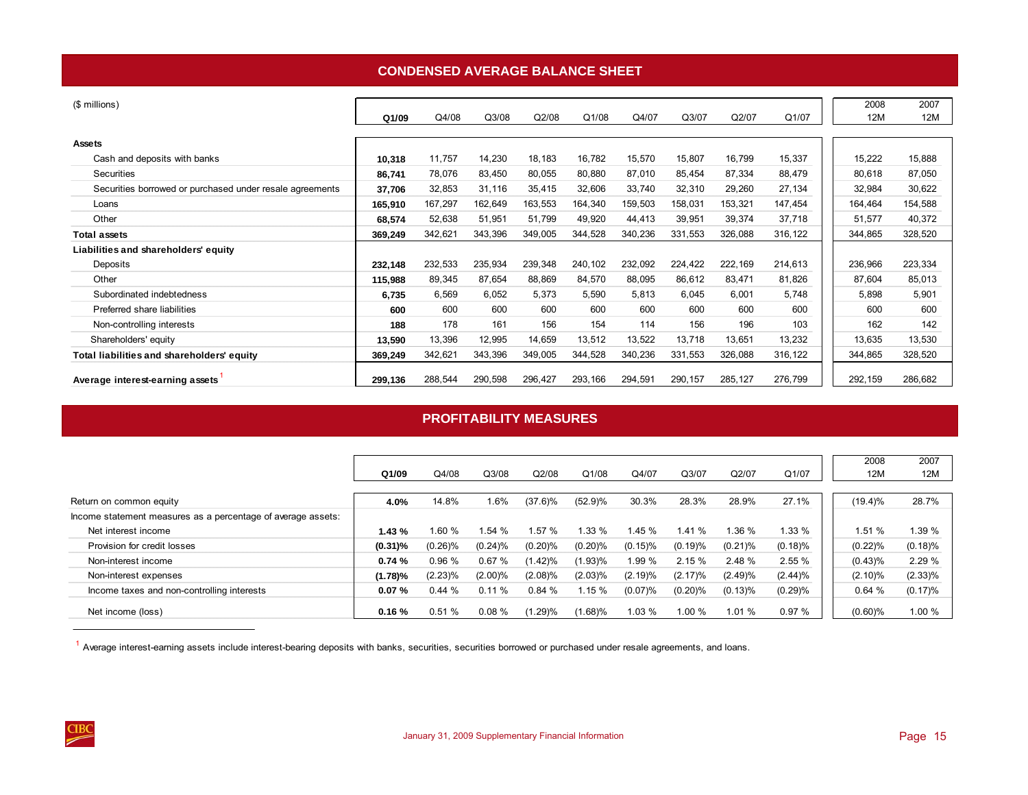## CONDENSED AVERAGE BALANCE SHEET

| ($ millions) | Q1/09 | Q4/08 | Q3/08 | Q2/08 | Q1/08 | Q4/07 | Q3/07 | Q2/07 | Q1/07 | 2008 12M | 2007 12M |
|---|---|---|---|---|---|---|---|---|---|---|---|
| **Assets** | | | | | | | | | | | |
| Cash and deposits with banks | **10,318** | 11,757 | 14,230 | 18,183 | 16,782 | 15,570 | 15,807 | 16,799 | 15,337 | 15,222 | 15,888 |
| Securities | **86,741** | 78,076 | 83,450 | 80,055 | 80,880 | 87,010 | 85,454 | 87,334 | 88,479 | 80,618 | 87,050 |
| Securities borrowed or purchased under resale agreements | **37,706** | 32,853 | 31,116 | 35,415 | 32,606 | 33,740 | 32,310 | 29,260 | 27,134 | 32,984 | 30,622 |
| Loans | **165,910** | 167,297 | 162,649 | 163,553 | 164,340 | 159,503 | 158,031 | 153,321 | 147,454 | 164,464 | 154,588 |
| Other | **68,574** | 52,638 | 51,951 | 51,799 | 49,920 | 44,413 | 39,951 | 39,374 | 37,718 | 51,577 | 40,372 |
| **Total assets** | **369,249** | 342,621 | 343,396 | 349,005 | 344,528 | 340,236 | 331,553 | 326,088 | 316,122 | 344,865 | 328,520 |
| **Liabilities and shareholders' equity** | | | | | | | | | | | |
| Deposits | **232,148** | 232,533 | 235,934 | 239,348 | 240,102 | 232,092 | 224,422 | 222,169 | 214,613 | 236,966 | 223,334 |
| Other | **115,988** | 89,345 | 87,654 | 88,869 | 84,570 | 88,095 | 86,612 | 83,471 | 81,826 | 87,604 | 85,013 |
| Subordinated indebtedness | **6,735** | 6,569 | 6,052 | 5,373 | 5,590 | 5,813 | 6,045 | 6,001 | 5,748 | 5,898 | 5,901 |
| Preferred share liabilities | **600** | 600 | 600 | 600 | 600 | 600 | 600 | 600 | 600 | 600 | 600 |
| Non-controlling interests | **188** | 178 | 161 | 156 | 154 | 114 | 156 | 196 | 103 | 162 | 142 |
| Shareholders' equity | **13,590** | 13,396 | 12,995 | 14,659 | 13,512 | 13,522 | 13,718 | 13,651 | 13,232 | 13,635 | 13,530 |
| **Total liabilities and shareholders' equity** | **369,249** | 342,621 | 343,396 | 349,005 | 344,528 | 340,236 | 331,553 | 326,088 | 316,122 | 344,865 | 328,520 |
| **Average interest-earning assets** [1] | **299,136** | 288,544 | 290,598 | 296,427 | 293,166 | 294,591 | 290,157 | 285,127 | 276,799 | 292,159 | 286,682 |

## PROFITABILITY MEASURES

| | Q1/09 | Q4/08 | Q3/08 | Q2/08 | Q1/08 | Q4/07 | Q3/07 | Q2/07 | Q1/07 | 2008 12M | 2007 12M |
|---|---|---|---|---|---|---|---|---|---|---|---|
| Return on common equity | **4.0%** | 14.8% | 1.6% | (37.6)% | (52.9)% | 30.3% | 28.3% | 28.9% | 27.1% | (19.4)% | 28.7% |
| Income statement measures as a percentage of average assets: | | | | | | | | | | | |
| Net interest income | **1.43 %** | 1.60 % | 1.54 % | 1.57 % | 1.33 % | 1.45 % | 1.41 % | 1.36 % | 1.33 % | 1.51 % | 1.39 % |
| Provision for credit losses | **(0.31)%** | (0.26)% | (0.24)% | (0.20)% | (0.20)% | (0.15)% | (0.19)% | (0.21)% | (0.18)% | (0.22)% | (0.18)% |
| Non-interest income | **0.74 %** | 0.96 % | 0.67 % | (1.42)% | (1.93)% | 1.99 % | 2.15 % | 2.48 % | 2.55 % | (0.43)% | 2.29 % |
| Non-interest expenses | **(1.78)%** | (2.23)% | (2.00)% | (2.08)% | (2.03)% | (2.19)% | (2.17)% | (2.49)% | (2.44)% | (2.10)% | (2.33)% |
| Income taxes and non-controlling interests | **0.07 %** | 0.44 % | 0.11 % | 0.84 % | 1.15 % | (0.07)% | (0.20)% | (0.13)% | (0.29)% | 0.64 % | (0.17)% |
| Net income (loss) | **0.16 %** | 0.51 % | 0.08 % | (1.29)% | (1.68)% | 1.03 % | 1.00 % | 1.01 % | 0.97 % | (0.60)% | 1.00 % |

[1] Average interest-earning assets include interest-bearing deposits with banks, securities, securities borrowed or purchased under resale agreements, and loans.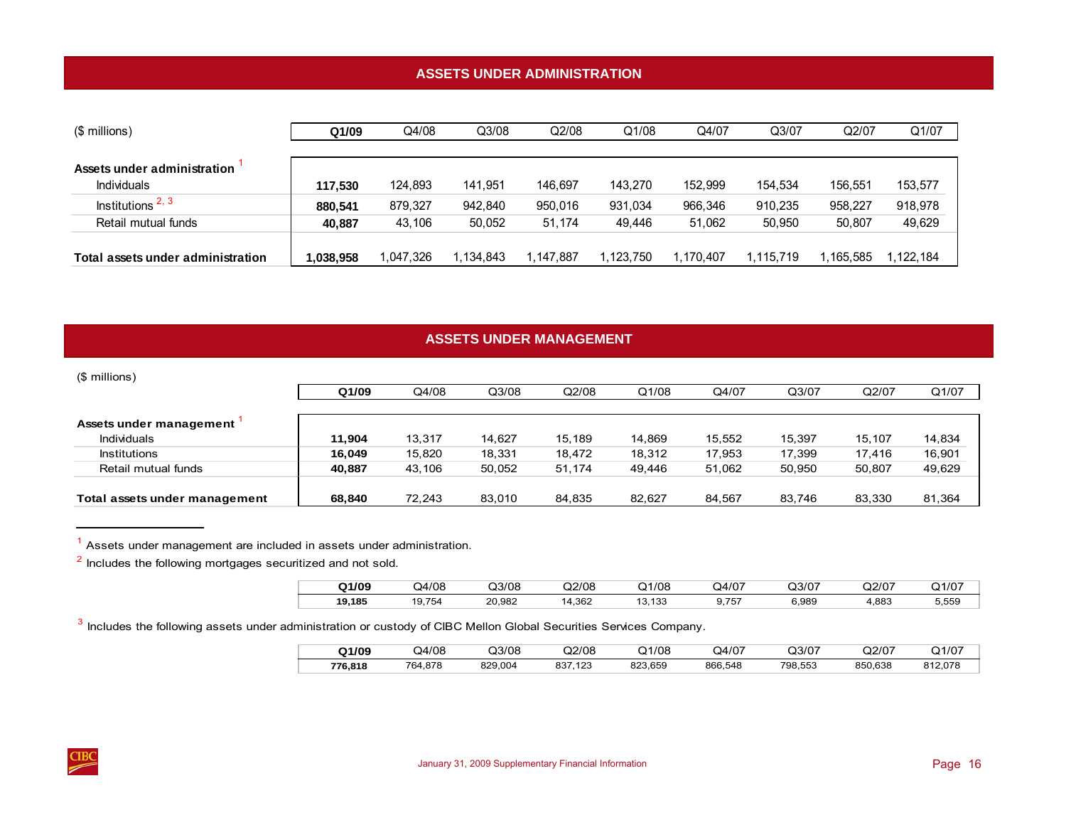## ASSETS UNDER ADMINISTRATION

| ($ millions) | Q1/09 | Q4/08 | Q3/08 | Q2/08 | Q1/08 | Q4/07 | Q3/07 | Q2/07 | Q1/07 |
|---|---|---|---|---|---|---|---|---|---|
| **Assets under administration** [1] | | | | | | | | | |
| Individuals | **117,530** | 124,893 | 141,951 | 146,697 | 143,270 | 152,999 | 154,534 | 156,551 | 153,577 |
| Institutions [2, 3] | **880,541** | 879,327 | 942,840 | 950,016 | 931,034 | 966,346 | 910,235 | 958,227 | 918,978 |
| Retail mutual funds | **40,887** | 43,106 | 50,052 | 51,174 | 49,446 | 51,062 | 50,950 | 50,807 | 49,629 |
| **Total assets under administration** | **1,038,958** | 1,047,326 | 1,134,843 | 1,147,887 | 1,123,750 | 1,170,407 | 1,115,719 | 1,165,585 | 1,122,184 |

## ASSETS UNDER MANAGEMENT

| ($ millions) | Q1/09 | Q4/08 | Q3/08 | Q2/08 | Q1/08 | Q4/07 | Q3/07 | Q2/07 | Q1/07 |
|---|---|---|---|---|---|---|---|---|---|
| **Assets under management** [1] | | | | | | | | | |
| Individuals | **11,904** | 13,317 | 14,627 | 15,189 | 14,869 | 15,552 | 15,397 | 15,107 | 14,834 |
| Institutions | **16,049** | 15,820 | 18,331 | 18,472 | 18,312 | 17,953 | 17,399 | 17,416 | 16,901 |
| Retail mutual funds | **40,887** | 43,106 | 50,052 | 51,174 | 49,446 | 51,062 | 50,950 | 50,807 | 49,629 |
| **Total assets under management** | **68,840** | 72,243 | 83,010 | 84,835 | 82,627 | 84,567 | 83,746 | 83,330 | 81,364 |

[1] Assets under management are included in assets under administration.

[2] Includes the following mortgages securitized and not sold.

| Q1/09 | Q4/08 | Q3/08 | Q2/08 | Q1/08 | Q4/07 | Q3/07 | Q2/07 | Q1/07 |
|---|---|---|---|---|---|---|---|---|
| **19,185** | 19,754 | 20,982 | 14,362 | 13,133 | 9,757 | 6,989 | 4,883 | 5,559 |

[3] Includes the following assets under administration or custody of CIBC Mellon Global Securities Services Company.

| Q1/09 | Q4/08 | Q3/08 | Q2/08 | Q1/08 | Q4/07 | Q3/07 | Q2/07 | Q1/07 |
|---|---|---|---|---|---|---|---|---|
| **776,818** | 764,878 | 829,004 | 837,123 | 823,659 | 866,548 | 798,553 | 850,638 | 812,078 |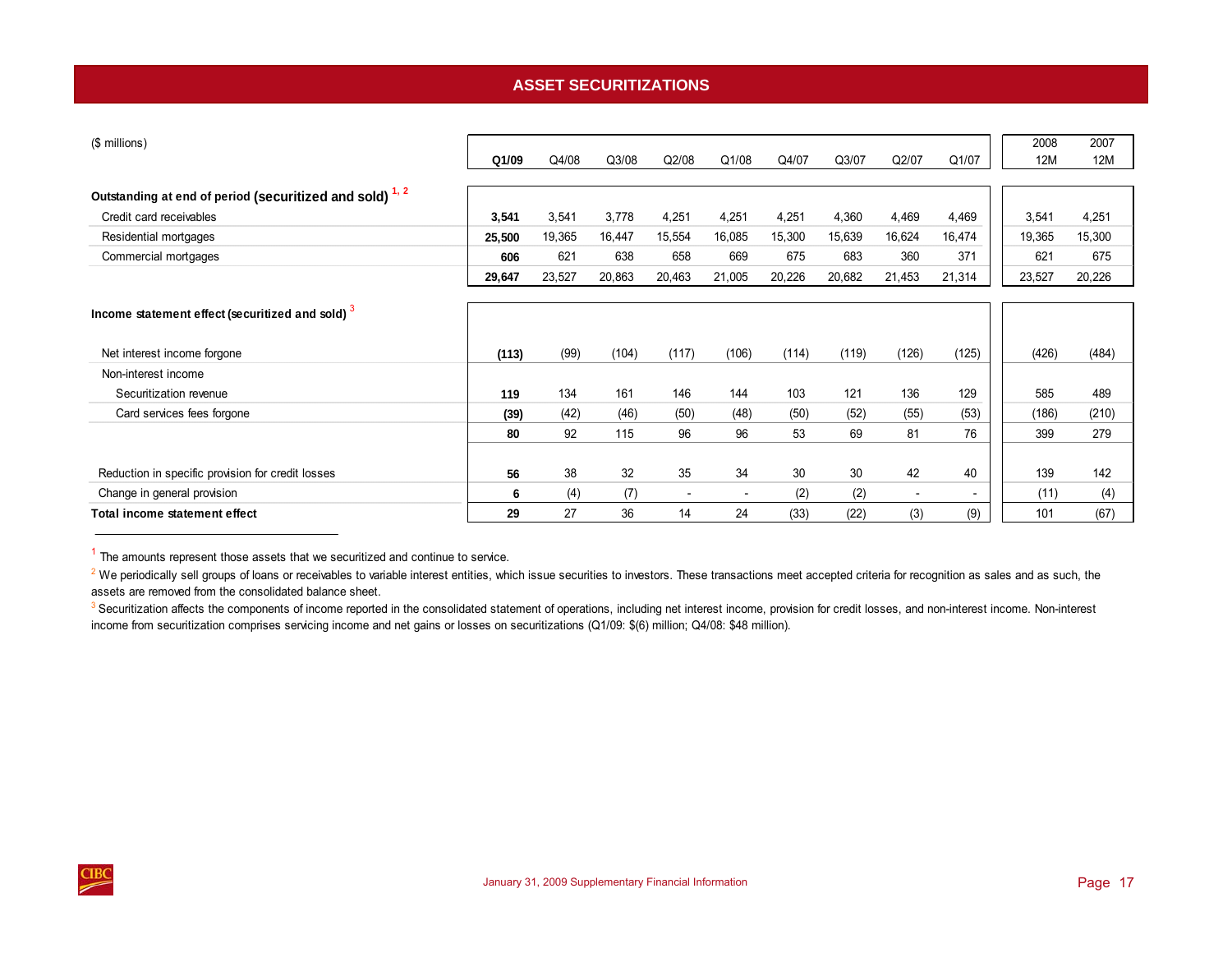# ASSET SECURITIZATIONS

| ($ millions) | Q1/09 | Q4/08 | Q3/08 | Q2/08 | Q1/08 | Q4/07 | Q3/07 | Q2/07 | Q1/07 | 2008 12M | 2007 12M |
|---|---|---|---|---|---|---|---|---|---|---|---|
| **Outstanding at end of period (securitized and sold)** [1, 2] | | | | | | | | | | | |
| Credit card receivables | **3,541** | 3,541 | 3,778 | 4,251 | 4,251 | 4,251 | 4,360 | 4,469 | 4,469 | 3,541 | 4,251 |
| Residential mortgages | **25,500** | 19,365 | 16,447 | 15,554 | 16,085 | 15,300 | 15,639 | 16,624 | 16,474 | 19,365 | 15,300 |
| Commercial mortgages | **606** | 621 | 638 | 658 | 669 | 675 | 683 | 360 | 371 | 621 | 675 |
| | **29,647** | 23,527 | 20,863 | 20,463 | 21,005 | 20,226 | 20,682 | 21,453 | 21,314 | 23,527 | 20,226 |
| **Income statement effect (securitized and sold)** [3] | | | | | | | | | | | |
| Net interest income forgone | **(113)** | (99) | (104) | (117) | (106) | (114) | (119) | (126) | (125) | (426) | (484) |
| Non-interest income | | | | | | | | | | | |
| Securitization revenue | **119** | 134 | 161 | 146 | 144 | 103 | 121 | 136 | 129 | 585 | 489 |
| Card services fees forgone | **(39)** | (42) | (46) | (50) | (48) | (50) | (52) | (55) | (53) | (186) | (210) |
| | **80** | 92 | 115 | 96 | 96 | 53 | 69 | 81 | 76 | 399 | 279 |
| Reduction in specific provision for credit losses | **56** | 38 | 32 | 35 | 34 | 30 | 30 | 42 | 40 | 139 | 142 |
| Change in general provision | **6** | (4) | (7) | - | - | (2) | (2) | - | - | (11) | (4) |
| **Total income statement effect** | **29** | 27 | 36 | 14 | 24 | (33) | (22) | (3) | (9) | 101 | (67) |

[1] The amounts represent those assets that we securitized and continue to service.

[2] We periodically sell groups of loans or receivables to variable interest entities, which issue securities to investors. These transactions meet accepted criteria for recognition as sales and as such, the assets are removed from the consolidated balance sheet.

[3] Securitization affects the components of income reported in the consolidated statement of operations, including net interest income, provision for credit losses, and non-interest income. Non-interest income from securitization comprises servicing income and net gains or losses on securitizations (Q1/09: $(6) million; Q4/08: $48 million).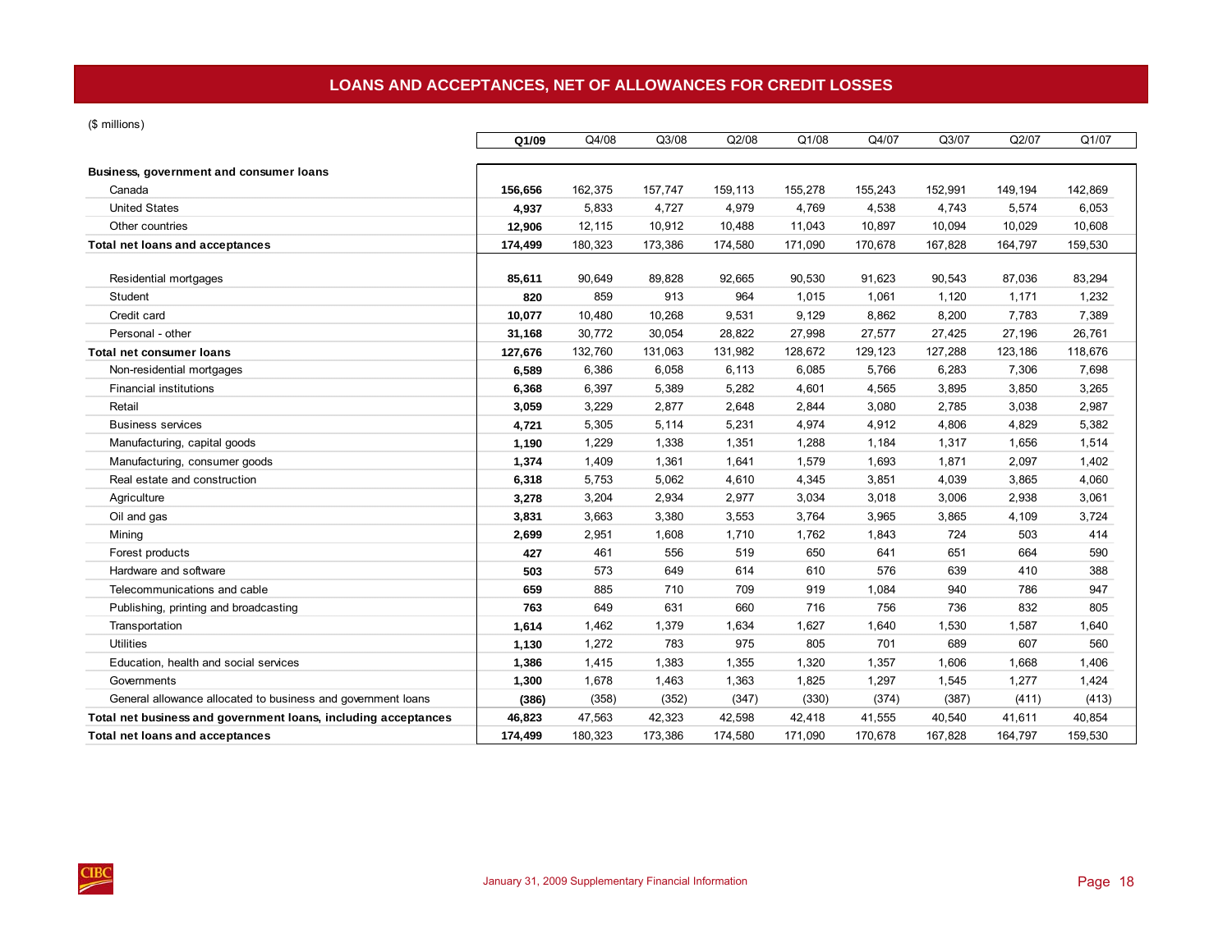# LOANS AND ACCEPTANCES, NET OF ALLOWANCES FOR CREDIT LOSSES

($ millions)

| | **Q1/09** | Q4/08 | Q3/08 | Q2/08 | Q1/08 | Q4/07 | Q3/07 | Q2/07 | Q1/07 |
|---|---|---|---|---|---|---|---|---|---|
| **Business, government and consumer loans** | | | | | | | | | |
| Canada | **156,656** | 162,375 | 157,747 | 159,113 | 155,278 | 155,243 | 152,991 | 149,194 | 142,869 |
| United States | **4,937** | 5,833 | 4,727 | 4,979 | 4,769 | 4,538 | 4,743 | 5,574 | 6,053 |
| Other countries | **12,906** | 12,115 | 10,912 | 10,488 | 11,043 | 10,897 | 10,094 | 10,029 | 10,608 |
| **Total net loans and acceptances** | **174,499** | 180,323 | 173,386 | 174,580 | 171,090 | 170,678 | 167,828 | 164,797 | 159,530 |
| | | | | | | | | | |
| Residential mortgages | **85,611** | 90,649 | 89,828 | 92,665 | 90,530 | 91,623 | 90,543 | 87,036 | 83,294 |
| Student | **820** | 859 | 913 | 964 | 1,015 | 1,061 | 1,120 | 1,171 | 1,232 |
| Credit card | **10,077** | 10,480 | 10,268 | 9,531 | 9,129 | 8,862 | 8,200 | 7,783 | 7,389 |
| Personal - other | **31,168** | 30,772 | 30,054 | 28,822 | 27,998 | 27,577 | 27,425 | 27,196 | 26,761 |
| **Total net consumer loans** | **127,676** | 132,760 | 131,063 | 131,982 | 128,672 | 129,123 | 127,288 | 123,186 | 118,676 |
| Non-residential mortgages | **6,589** | 6,386 | 6,058 | 6,113 | 6,085 | 5,766 | 6,283 | 7,306 | 7,698 |
| Financial institutions | **6,368** | 6,397 | 5,389 | 5,282 | 4,601 | 4,565 | 3,895 | 3,850 | 3,265 |
| Retail | **3,059** | 3,229 | 2,877 | 2,648 | 2,844 | 3,080 | 2,785 | 3,038 | 2,987 |
| Business services | **4,721** | 5,305 | 5,114 | 5,231 | 4,974 | 4,912 | 4,806 | 4,829 | 5,382 |
| Manufacturing, capital goods | **1,190** | 1,229 | 1,338 | 1,351 | 1,288 | 1,184 | 1,317 | 1,656 | 1,514 |
| Manufacturing, consumer goods | **1,374** | 1,409 | 1,361 | 1,641 | 1,579 | 1,693 | 1,871 | 2,097 | 1,402 |
| Real estate and construction | **6,318** | 5,753 | 5,062 | 4,610 | 4,345 | 3,851 | 4,039 | 3,865 | 4,060 |
| Agriculture | **3,278** | 3,204 | 2,934 | 2,977 | 3,034 | 3,018 | 3,006 | 2,938 | 3,061 |
| Oil and gas | **3,831** | 3,663 | 3,380 | 3,553 | 3,764 | 3,965 | 3,865 | 4,109 | 3,724 |
| Mining | **2,699** | 2,951 | 1,608 | 1,710 | 1,762 | 1,843 | 724 | 503 | 414 |
| Forest products | **427** | 461 | 556 | 519 | 650 | 641 | 651 | 664 | 590 |
| Hardware and software | **503** | 573 | 649 | 614 | 610 | 576 | 639 | 410 | 388 |
| Telecommunications and cable | **659** | 885 | 710 | 709 | 919 | 1,084 | 940 | 786 | 947 |
| Publishing, printing and broadcasting | **763** | 649 | 631 | 660 | 716 | 756 | 736 | 832 | 805 |
| Transportation | **1,614** | 1,462 | 1,379 | 1,634 | 1,627 | 1,640 | 1,530 | 1,587 | 1,640 |
| Utilities | **1,130** | 1,272 | 783 | 975 | 805 | 701 | 689 | 607 | 560 |
| Education, health and social services | **1,386** | 1,415 | 1,383 | 1,355 | 1,320 | 1,357 | 1,606 | 1,668 | 1,406 |
| Governments | **1,300** | 1,678 | 1,463 | 1,363 | 1,825 | 1,297 | 1,545 | 1,277 | 1,424 |
| General allowance allocated to business and government loans | **(386)** | (358) | (352) | (347) | (330) | (374) | (387) | (411) | (413) |
| **Total net business and government loans, including acceptances** | **46,823** | 47,563 | 42,323 | 42,598 | 42,418 | 41,555 | 40,540 | 41,611 | 40,854 |
| **Total net loans and acceptances** | **174,499** | 180,323 | 173,386 | 174,580 | 171,090 | 170,678 | 167,828 | 164,797 | 159,530 |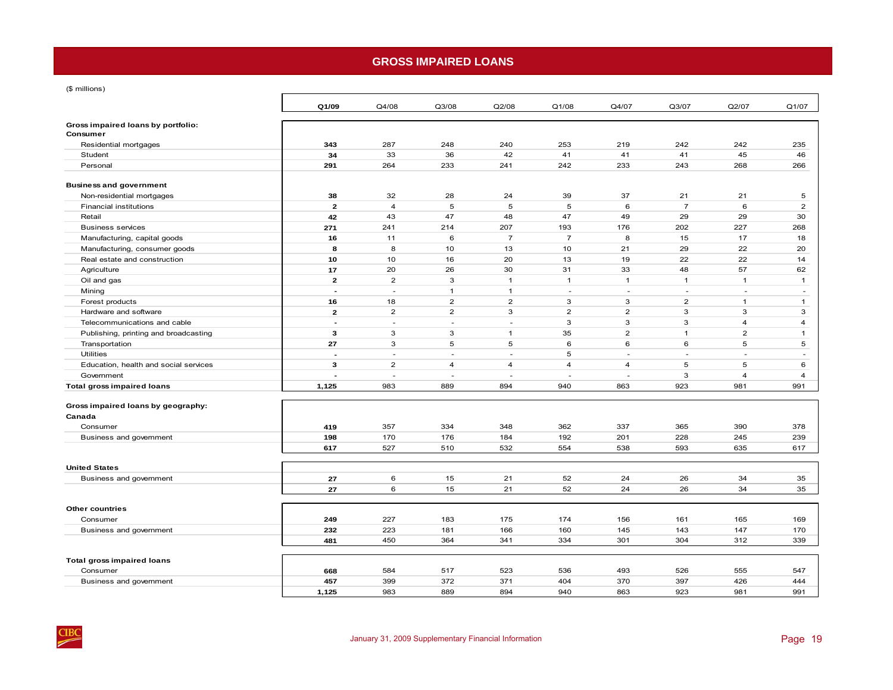# GROSS IMPAIRED LOANS

($ millions)

| | **Q1/09** | Q4/08 | Q3/08 | Q2/08 | Q1/08 | Q4/07 | Q3/07 | Q2/07 | Q1/07 |
|---|---|---|---|---|---|---|---|---|---|
| **Gross impaired loans by portfolio:** | | | | | | | | | |
| **Consumer** | | | | | | | | | |
| Residential mortgages | **343** | 287 | 248 | 240 | 253 | 219 | 242 | 242 | 235 |
| Student | **34** | 33 | 36 | 42 | 41 | 41 | 41 | 45 | 46 |
| Personal | **291** | 264 | 233 | 241 | 242 | 233 | 243 | 268 | 266 |
| **Business and government** | | | | | | | | | |
| Non-residential mortgages | **38** | 32 | 28 | 24 | 39 | 37 | 21 | 21 | 5 |
| Financial institutions | **2** | 4 | 5 | 5 | 5 | 6 | 7 | 6 | 2 |
| Retail | **42** | 43 | 47 | 48 | 47 | 49 | 29 | 29 | 30 |
| Business services | **271** | 241 | 214 | 207 | 193 | 176 | 202 | 227 | 268 |
| Manufacturing, capital goods | **16** | 11 | 6 | 7 | 7 | 8 | 15 | 17 | 18 |
| Manufacturing, consumer goods | **8** | 8 | 10 | 13 | 10 | 21 | 29 | 22 | 20 |
| Real estate and construction | **10** | 10 | 16 | 20 | 13 | 19 | 22 | 22 | 14 |
| Agriculture | **17** | 20 | 26 | 30 | 31 | 33 | 48 | 57 | 62 |
| Oil and gas | **2** | 2 | 3 | 1 | 1 | 1 | 1 | 1 | 1 |
| Mining | **-** | - | 1 | 1 | - | - | - | - | - |
| Forest products | **16** | 18 | 2 | 2 | 3 | 3 | 2 | 1 | 1 |
| Hardware and software | **2** | 2 | 2 | 3 | 2 | 2 | 3 | 3 | 3 |
| Telecommunications and cable | **-** | - | - | - | 3 | 3 | 3 | 4 | 4 |
| Publishing, printing and broadcasting | **3** | 3 | 3 | 1 | 35 | 2 | 1 | 2 | 1 |
| Transportation | **27** | 3 | 5 | 5 | 6 | 6 | 6 | 5 | 5 |
| Utilities | **-** | - | - | - | 5 | - | - | - | - |
| Education, health and social services | **3** | 2 | 4 | 4 | 4 | 4 | 5 | 5 | 6 |
| Government | **-** | - | - | - | - | - | 3 | 4 | 4 |
| **Total gross impaired loans** | **1,125** | 983 | 889 | 894 | 940 | 863 | 923 | 981 | 991 |
| **Gross impaired loans by geography:** | | | | | | | | | |
| **Canada** | | | | | | | | | |
| Consumer | **419** | 357 | 334 | 348 | 362 | 337 | 365 | 390 | 378 |
| Business and government | **198** | 170 | 176 | 184 | 192 | 201 | 228 | 245 | 239 |
| | **617** | 527 | 510 | 532 | 554 | 538 | 593 | 635 | 617 |
| **United States** | | | | | | | | | |
| Business and government | **27** | 6 | 15 | 21 | 52 | 24 | 26 | 34 | 35 |
| | **27** | 6 | 15 | 21 | 52 | 24 | 26 | 34 | 35 |
| **Other countries** | | | | | | | | | |
| Consumer | **249** | 227 | 183 | 175 | 174 | 156 | 161 | 165 | 169 |
| Business and government | **232** | 223 | 181 | 166 | 160 | 145 | 143 | 147 | 170 |
| | **481** | 450 | 364 | 341 | 334 | 301 | 304 | 312 | 339 |
| **Total gross impaired loans** | | | | | | | | | |
| Consumer | **668** | 584 | 517 | 523 | 536 | 493 | 526 | 555 | 547 |
| Business and government | **457** | 399 | 372 | 371 | 404 | 370 | 397 | 426 | 444 |
| | **1,125** | 983 | 889 | 894 | 940 | 863 | 923 | 981 | 991 |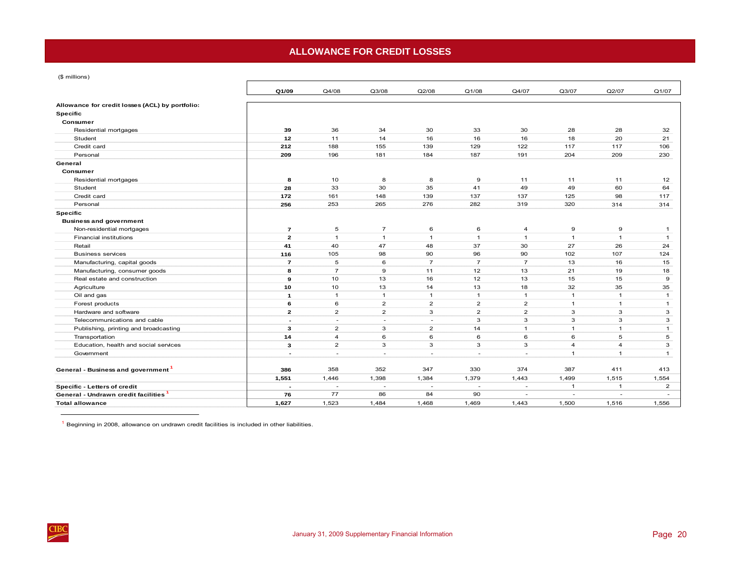# ALLOWANCE FOR CREDIT LOSSES

($ millions)

| | Q1/09 | Q4/08 | Q3/08 | Q2/08 | Q1/08 | Q4/07 | Q3/07 | Q2/07 | Q1/07 |
|---|---|---|---|---|---|---|---|---|---|
| **Allowance for credit losses (ACL) by portfolio:** | | | | | | | | | |
| **Specific** | | | | | | | | | |
| **Consumer** | | | | | | | | | |
| Residential mortgages | **39** | 36 | 34 | 30 | 33 | 30 | 28 | 28 | 32 |
| Student | **12** | 11 | 14 | 16 | 16 | 16 | 18 | 20 | 21 |
| Credit card | **212** | 188 | 155 | 139 | 129 | 122 | 117 | 117 | 106 |
| Personal | **209** | 196 | 181 | 184 | 187 | 191 | 204 | 209 | 230 |
| **General** | | | | | | | | | |
| **Consumer** | | | | | | | | | |
| Residential mortgages | **8** | 10 | 8 | 8 | 9 | 11 | 11 | 11 | 12 |
| Student | **28** | 33 | 30 | 35 | 41 | 49 | 49 | 60 | 64 |
| Credit card | **172** | 161 | 148 | 139 | 137 | 137 | 125 | 98 | 117 |
| Personal | **256** | 253 | 265 | 276 | 282 | 319 | 320 | 314 | 314 |
| **Specific** | | | | | | | | | |
| **Business and government** | | | | | | | | | |
| Non-residential mortgages | **7** | 5 | 7 | 6 | 6 | 4 | 9 | 9 | 1 |
| Financial institutions | **2** | 1 | 1 | 1 | 1 | 1 | 1 | 1 | 1 |
| Retail | **41** | 40 | 47 | 48 | 37 | 30 | 27 | 26 | 24 |
| Business services | **116** | 105 | 98 | 90 | 96 | 90 | 102 | 107 | 124 |
| Manufacturing, capital goods | **7** | 5 | 6 | 7 | 7 | 7 | 13 | 16 | 15 |
| Manufacturing, consumer goods | **8** | 7 | 9 | 11 | 12 | 13 | 21 | 19 | 18 |
| Real estate and construction | **9** | 10 | 13 | 16 | 12 | 13 | 15 | 15 | 9 |
| Agriculture | **10** | 10 | 13 | 14 | 13 | 18 | 32 | 35 | 35 |
| Oil and gas | **1** | 1 | 1 | 1 | 1 | 1 | 1 | 1 | 1 |
| Forest products | **6** | 6 | 2 | 2 | 2 | 2 | 1 | 1 | 1 |
| Hardware and software | **2** | 2 | 2 | 3 | 2 | 2 | 3 | 3 | 3 |
| Telecommunications and cable | **-** | - | - | - | 3 | 3 | 3 | 3 | 3 |
| Publishing, printing and broadcasting | **3** | 2 | 3 | 2 | 14 | 1 | 1 | 1 | 1 |
| Transportation | **14** | 4 | 6 | 6 | 6 | 6 | 6 | 5 | 5 |
| Education, health and social services | **3** | 2 | 3 | 3 | 3 | 3 | 4 | 4 | 3 |
| Government | **-** | - | - | - | - | - | 1 | 1 | 1 |
| **General - Business and government** [1] | **386** | 358 | 352 | 347 | 330 | 374 | 387 | 411 | 413 |
| | **1,551** | 1,446 | 1,398 | 1,384 | 1,379 | 1,443 | 1,499 | 1,515 | 1,554 |
| **Specific - Letters of credit** | **-** | - | - | - | - | - | 1 | 1 | 2 |
| **General - Undrawn credit facilities** [1] | **76** | 77 | 86 | 84 | 90 | - | - | - | - |
| **Total allowance** | **1,627** | 1,523 | 1,484 | 1,468 | 1,469 | 1,443 | 1,500 | 1,516 | 1,556 |

[1] Beginning in 2008, allowance on undrawn credit facilities is included in other liabilities.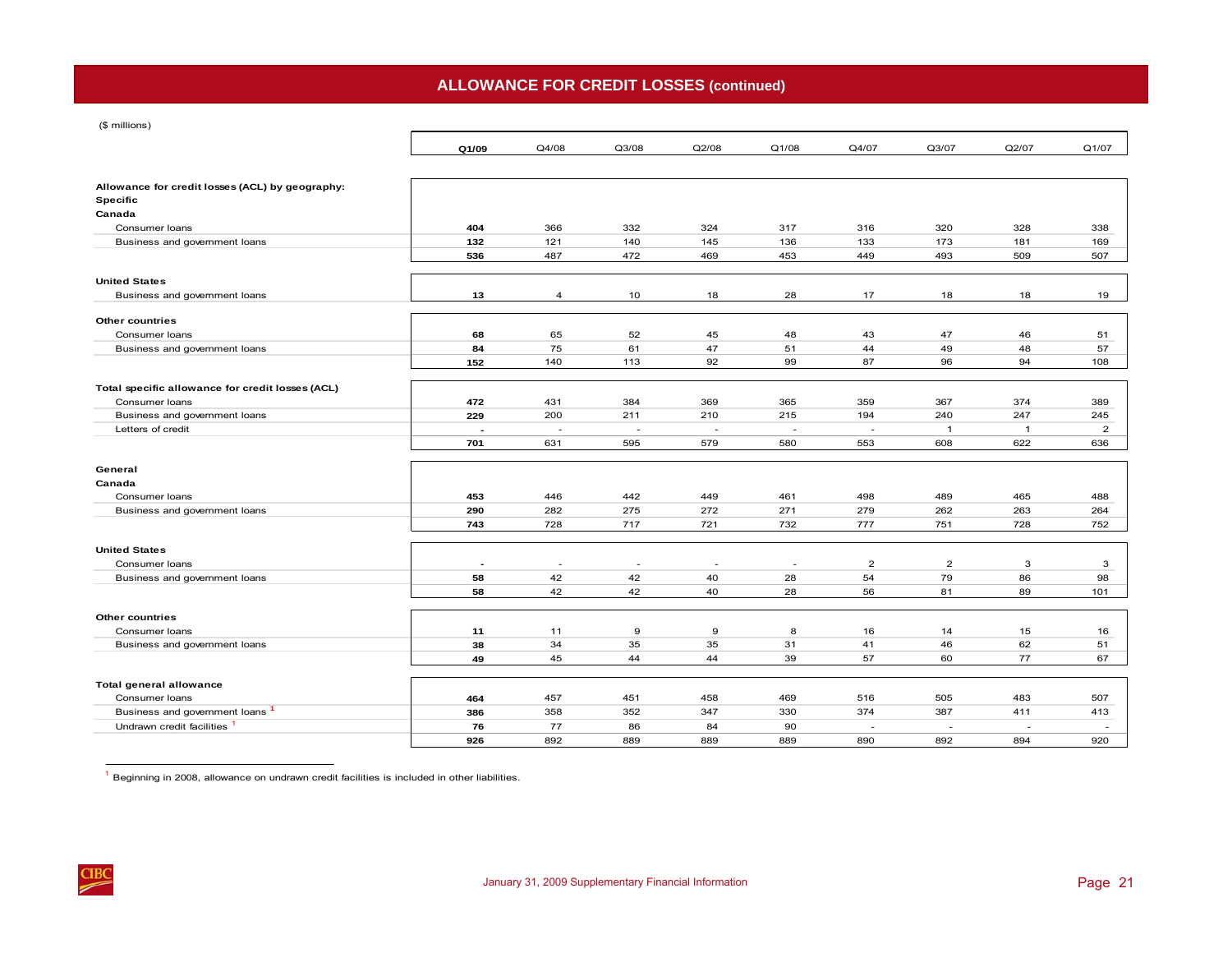## ALLOWANCE FOR CREDIT LOSSES (continued)

($ millions)

| | Q1/09 | Q4/08 | Q3/08 | Q2/08 | Q1/08 | Q4/07 | Q3/07 | Q2/07 | Q1/07 |
|---|---|---|---|---|---|---|---|---|---|
| **Allowance for credit losses (ACL) by geography:** | | | | | | | | | |
| **Specific** | | | | | | | | | |
| **Canada** | | | | | | | | | |
| Consumer loans | **404** | 366 | 332 | 324 | 317 | 316 | 320 | 328 | 338 |
| Business and government loans | **132** | 121 | 140 | 145 | 136 | 133 | 173 | 181 | 169 |
| | **536** | 487 | 472 | 469 | 453 | 449 | 493 | 509 | 507 |
| **United States** | | | | | | | | | |
| Business and government loans | **13** | 4 | 10 | 18 | 28 | 17 | 18 | 18 | 19 |
| **Other countries** | | | | | | | | | |
| Consumer loans | **68** | 65 | 52 | 45 | 48 | 43 | 47 | 46 | 51 |
| Business and government loans | **84** | 75 | 61 | 47 | 51 | 44 | 49 | 48 | 57 |
| | **152** | 140 | 113 | 92 | 99 | 87 | 96 | 94 | 108 |
| **Total specific allowance for credit losses (ACL)** | | | | | | | | | |
| Consumer loans | **472** | 431 | 384 | 369 | 365 | 359 | 367 | 374 | 389 |
| Business and government loans | **229** | 200 | 211 | 210 | 215 | 194 | 240 | 247 | 245 |
| Letters of credit | **-** | - | - | - | - | - | 1 | 1 | 2 |
| | **701** | 631 | 595 | 579 | 580 | 553 | 608 | 622 | 636 |
| **General** | | | | | | | | | |
| **Canada** | | | | | | | | | |
| Consumer loans | **453** | 446 | 442 | 449 | 461 | 498 | 489 | 465 | 488 |
| Business and government loans | **290** | 282 | 275 | 272 | 271 | 279 | 262 | 263 | 264 |
| | **743** | 728 | 717 | 721 | 732 | 777 | 751 | 728 | 752 |
| **United States** | | | | | | | | | |
| Consumer loans | **-** | - | - | - | - | 2 | 2 | 3 | 3 |
| Business and government loans | **58** | 42 | 42 | 40 | 28 | 54 | 79 | 86 | 98 |
| | **58** | 42 | 42 | 40 | 28 | 56 | 81 | 89 | 101 |
| **Other countries** | | | | | | | | | |
| Consumer loans | **11** | 11 | 9 | 9 | 8 | 16 | 14 | 15 | 16 |
| Business and government loans | **38** | 34 | 35 | 35 | 31 | 41 | 46 | 62 | 51 |
| | **49** | 45 | 44 | 44 | 39 | 57 | 60 | 77 | 67 |
| **Total general allowance** | | | | | | | | | |
| Consumer loans | **464** | 457 | 451 | 458 | 469 | 516 | 505 | 483 | 507 |
| Business and government loans [1] | **386** | 358 | 352 | 347 | 330 | 374 | 387 | 411 | 413 |
| Undrawn credit facilities [1] | **76** | 77 | 86 | 84 | 90 | - | - | - | - |
| | **926** | 892 | 889 | 889 | 889 | 890 | 892 | 894 | 920 |

[1] Beginning in 2008, allowance on undrawn credit facilities is included in other liabilities.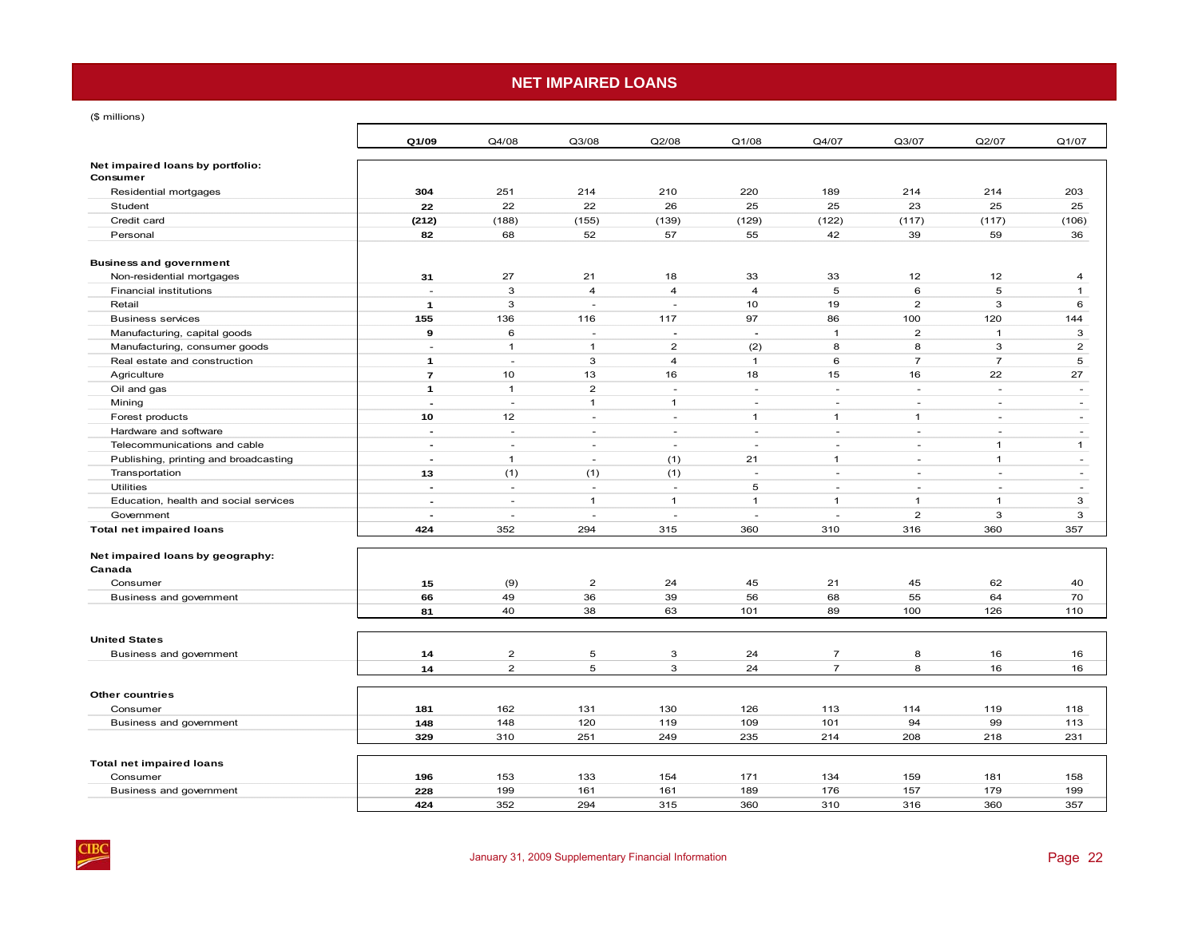# NET IMPAIRED LOANS

($ millions)

| | Q1/09 | Q4/08 | Q3/08 | Q2/08 | Q1/08 | Q4/07 | Q3/07 | Q2/07 | Q1/07 |
|---|---|---|---|---|---|---|---|---|---|
| **Net impaired loans by portfolio:** | | | | | | | | | |
| **Consumer** | | | | | | | | | |
| Residential mortgages | **304** | 251 | 214 | 210 | 220 | 189 | 214 | 214 | 203 |
| Student | **22** | 22 | 22 | 26 | 25 | 25 | 23 | 25 | 25 |
| Credit card | **(212)** | (188) | (155) | (139) | (129) | (122) | (117) | (117) | (106) |
| Personal | **82** | 68 | 52 | 57 | 55 | 42 | 39 | 59 | 36 |
| **Business and government** | | | | | | | | | |
| Non-residential mortgages | **31** | 27 | 21 | 18 | 33 | 33 | 12 | 12 | 4 |
| Financial institutions | **-** | 3 | 4 | 4 | 4 | 5 | 6 | 5 | 1 |
| Retail | **1** | 3 | - | - | 10 | 19 | 2 | 3 | 6 |
| Business services | **155** | 136 | 116 | 117 | 97 | 86 | 100 | 120 | 144 |
| Manufacturing, capital goods | **9** | 6 | - | - | - | 1 | 2 | 1 | 3 |
| Manufacturing, consumer goods | **-** | 1 | 1 | 2 | (2) | 8 | 8 | 3 | 2 |
| Real estate and construction | **1** | - | 3 | 4 | 1 | 6 | 7 | 7 | 5 |
| Agriculture | **7** | 10 | 13 | 16 | 18 | 15 | 16 | 22 | 27 |
| Oil and gas | **1** | 1 | 2 | - | - | - | - | - | - |
| Mining | **-** | - | 1 | 1 | - | - | - | - | - |
| Forest products | **10** | 12 | - | - | 1 | 1 | 1 | - | - |
| Hardware and software | **-** | - | - | - | - | - | - | - | - |
| Telecommunications and cable | **-** | - | - | - | - | - | - | 1 | 1 |
| Publishing, printing and broadcasting | **-** | 1 | - | (1) | 21 | 1 | - | 1 | - |
| Transportation | **13** | (1) | (1) | (1) | - | - | - | - | - |
| Utilities | **-** | - | - | - | 5 | - | - | - | - |
| Education, health and social services | **-** | - | 1 | 1 | 1 | 1 | 1 | 1 | 3 |
| Government | **-** | - | - | - | - | - | 2 | 3 | 3 |
| **Total net impaired loans** | **424** | 352 | 294 | 315 | 360 | 310 | 316 | 360 | 357 |
| **Net impaired loans by geography:** | | | | | | | | | |
| **Canada** | | | | | | | | | |
| Consumer | **15** | (9) | 2 | 24 | 45 | 21 | 45 | 62 | 40 |
| Business and government | **66** | 49 | 36 | 39 | 56 | 68 | 55 | 64 | 70 |
| | **81** | 40 | 38 | 63 | 101 | 89 | 100 | 126 | 110 |
| **United States** | | | | | | | | | |
| Business and government | **14** | 2 | 5 | 3 | 24 | 7 | 8 | 16 | 16 |
| | **14** | 2 | 5 | 3 | 24 | 7 | 8 | 16 | 16 |
| **Other countries** | | | | | | | | | |
| Consumer | **181** | 162 | 131 | 130 | 126 | 113 | 114 | 119 | 118 |
| Business and government | **148** | 148 | 120 | 119 | 109 | 101 | 94 | 99 | 113 |
| | **329** | 310 | 251 | 249 | 235 | 214 | 208 | 218 | 231 |
| **Total net impaired loans** | | | | | | | | | |
| Consumer | **196** | 153 | 133 | 154 | 171 | 134 | 159 | 181 | 158 |
| Business and government | **228** | 199 | 161 | 161 | 189 | 176 | 157 | 179 | 199 |
| | **424** | 352 | 294 | 315 | 360 | 310 | 316 | 360 | 357 |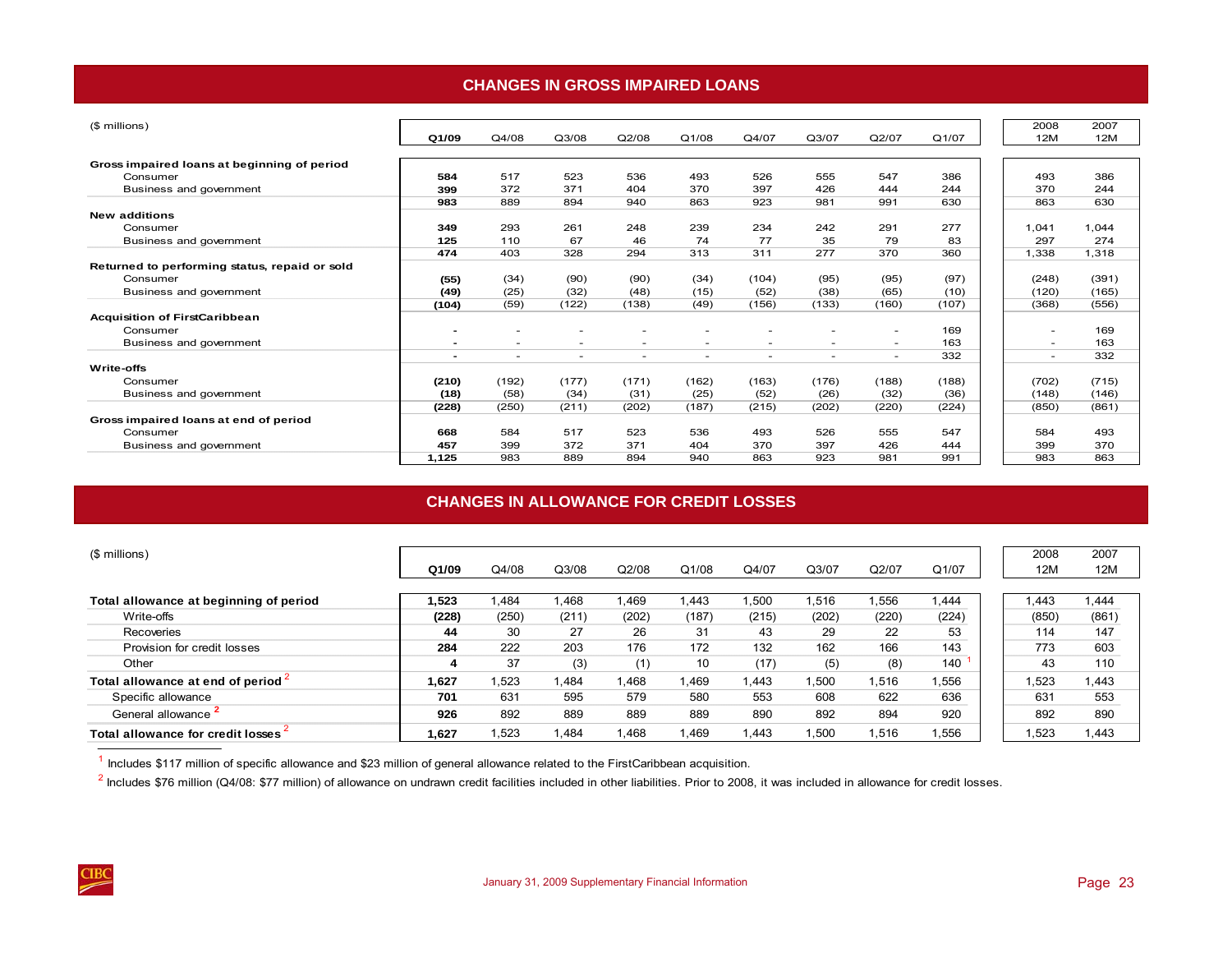## CHANGES IN GROSS IMPAIRED LOANS

| ($ millions) | Q1/09 | Q4/08 | Q3/08 | Q2/08 | Q1/08 | Q4/07 | Q3/07 | Q2/07 | Q1/07 | 2008 12M | 2007 12M |
|---|---|---|---|---|---|---|---|---|---|---|---|
| **Gross impaired loans at beginning of period** | | | | | | | | | | | |
| Consumer | **584** | 517 | 523 | 536 | 493 | 526 | 555 | 547 | 386 | 493 | 386 |
| Business and government | **399** | 372 | 371 | 404 | 370 | 397 | 426 | 444 | 244 | 370 | 244 |
| | **983** | 889 | 894 | 940 | 863 | 923 | 981 | 991 | 630 | 863 | 630 |
| **New additions** | | | | | | | | | | | |
| Consumer | **349** | 293 | 261 | 248 | 239 | 234 | 242 | 291 | 277 | 1,041 | 1,044 |
| Business and government | **125** | 110 | 67 | 46 | 74 | 77 | 35 | 79 | 83 | 297 | 274 |
| | **474** | 403 | 328 | 294 | 313 | 311 | 277 | 370 | 360 | 1,338 | 1,318 |
| **Returned to performing status, repaid or sold** | | | | | | | | | | | |
| Consumer | **(55)** | (34) | (90) | (90) | (34) | (104) | (95) | (95) | (97) | (248) | (391) |
| Business and government | **(49)** | (25) | (32) | (48) | (15) | (52) | (38) | (65) | (10) | (120) | (165) |
| | **(104)** | (59) | (122) | (138) | (49) | (156) | (133) | (160) | (107) | (368) | (556) |
| **Acquisition of FirstCaribbean** | | | | | | | | | | | |
| Consumer | **-** | - | - | - | - | - | - | - | 169 | - | 169 |
| Business and government | **-** | - | - | - | - | - | - | - | 163 | - | 163 |
| | **-** | - | - | - | - | - | - | - | 332 | - | 332 |
| **Write-offs** | | | | | | | | | | | |
| Consumer | **(210)** | (192) | (177) | (171) | (162) | (163) | (176) | (188) | (188) | (702) | (715) |
| Business and government | **(18)** | (58) | (34) | (31) | (25) | (52) | (26) | (32) | (36) | (148) | (146) |
| | **(228)** | (250) | (211) | (202) | (187) | (215) | (202) | (220) | (224) | (850) | (861) |
| **Gross impaired loans at end of period** | | | | | | | | | | | |
| Consumer | **668** | 584 | 517 | 523 | 536 | 493 | 526 | 555 | 547 | 584 | 493 |
| Business and government | **457** | 399 | 372 | 371 | 404 | 370 | 397 | 426 | 444 | 399 | 370 |
| | **1,125** | 983 | 889 | 894 | 940 | 863 | 923 | 981 | 991 | 983 | 863 |

## CHANGES IN ALLOWANCE FOR CREDIT LOSSES

| ($ millions) | Q1/09 | Q4/08 | Q3/08 | Q2/08 | Q1/08 | Q4/07 | Q3/07 | Q2/07 | Q1/07 | 2008 12M | 2007 12M |
|---|---|---|---|---|---|---|---|---|---|---|---|
| **Total allowance at beginning of period** | **1,523** | 1,484 | 1,468 | 1,469 | 1,443 | 1,500 | 1,516 | 1,556 | 1,444 | 1,443 | 1,444 |
| Write-offs | **(228)** | (250) | (211) | (202) | (187) | (215) | (202) | (220) | (224) | (850) | (861) |
| Recoveries | **44** | 30 | 27 | 26 | 31 | 43 | 29 | 22 | 53 | 114 | 147 |
| Provision for credit losses | **284** | 222 | 203 | 176 | 172 | 132 | 162 | 166 | 143 | 773 | 603 |
| Other | **4** | 37 | (3) | (1) | 10 | (17) | (5) | (8) | 140 [1] | 43 | 110 |
| **Total allowance at end of period** [2] | **1,627** | 1,523 | 1,484 | 1,468 | 1,469 | 1,443 | 1,500 | 1,516 | 1,556 | 1,523 | 1,443 |
| Specific allowance | **701** | 631 | 595 | 579 | 580 | 553 | 608 | 622 | 636 | 631 | 553 |
| General allowance [2] | **926** | 892 | 889 | 889 | 889 | 890 | 892 | 894 | 920 | 892 | 890 |
| **Total allowance for credit losses** [2] | **1,627** | 1,523 | 1,484 | 1,468 | 1,469 | 1,443 | 1,500 | 1,516 | 1,556 | 1,523 | 1,443 |

[1] Includes $117 million of specific allowance and $23 million of general allowance related to the FirstCaribbean acquisition.

[2] Includes $76 million (Q4/08: $77 million) of allowance on undrawn credit facilities included in other liabilities. Prior to 2008, it was included in allowance for credit losses.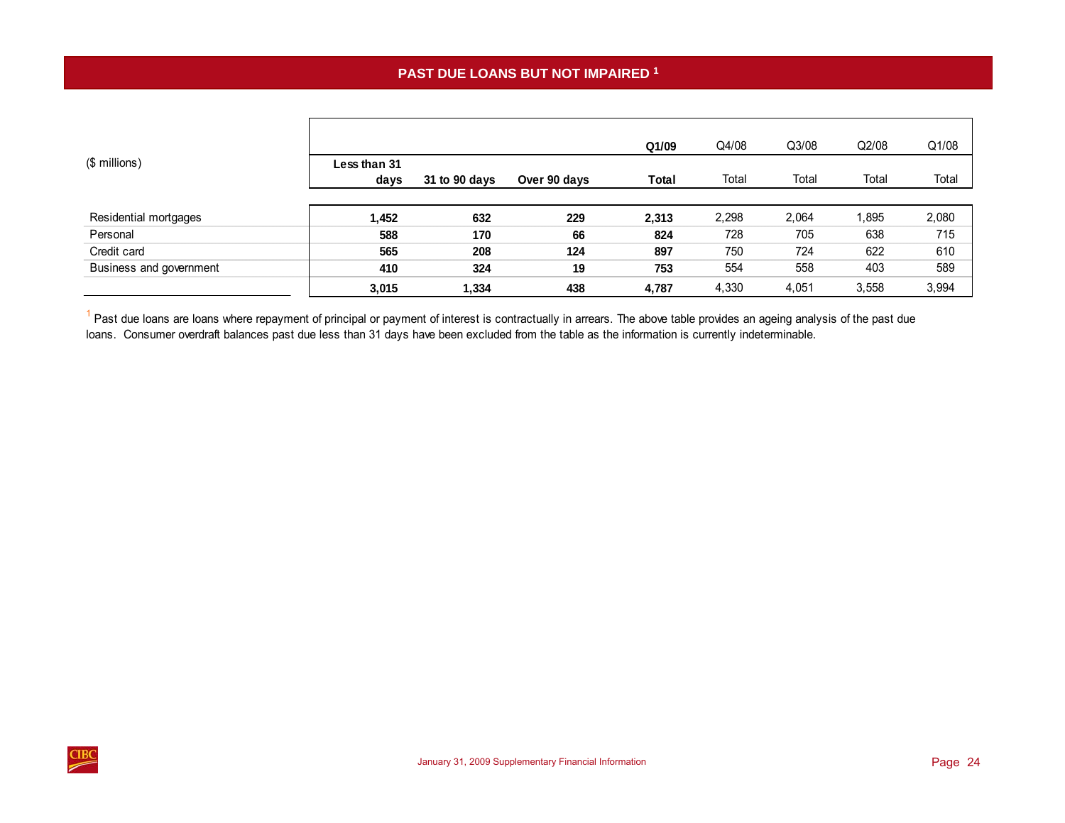## PAST DUE LOANS BUT NOT IMPAIRED [1]

| ($ millions) | Less than 31 days | 31 to 90 days | Over 90 days | Q1/09 Total | Q4/08 Total | Q3/08 Total | Q2/08 Total | Q1/08 Total |
|---|---|---|---|---|---|---|---|---|
| Residential mortgages | **1,452** | **632** | **229** | **2,313** | 2,298 | 2,064 | 1,895 | 2,080 |
| Personal | **588** | **170** | **66** | **824** | 728 | 705 | 638 | 715 |
| Credit card | **565** | **208** | **124** | **897** | 750 | 724 | 622 | 610 |
| Business and government | **410** | **324** | **19** | **753** | 554 | 558 | 403 | 589 |
| | **3,015** | **1,334** | **438** | **4,787** | 4,330 | 4,051 | 3,558 | 3,994 |

[1] Past due loans are loans where repayment of principal or payment of interest is contractually in arrears. The above table provides an ageing analysis of the past due loans. Consumer overdraft balances past due less than 31 days have been excluded from the table as the information is currently indeterminable.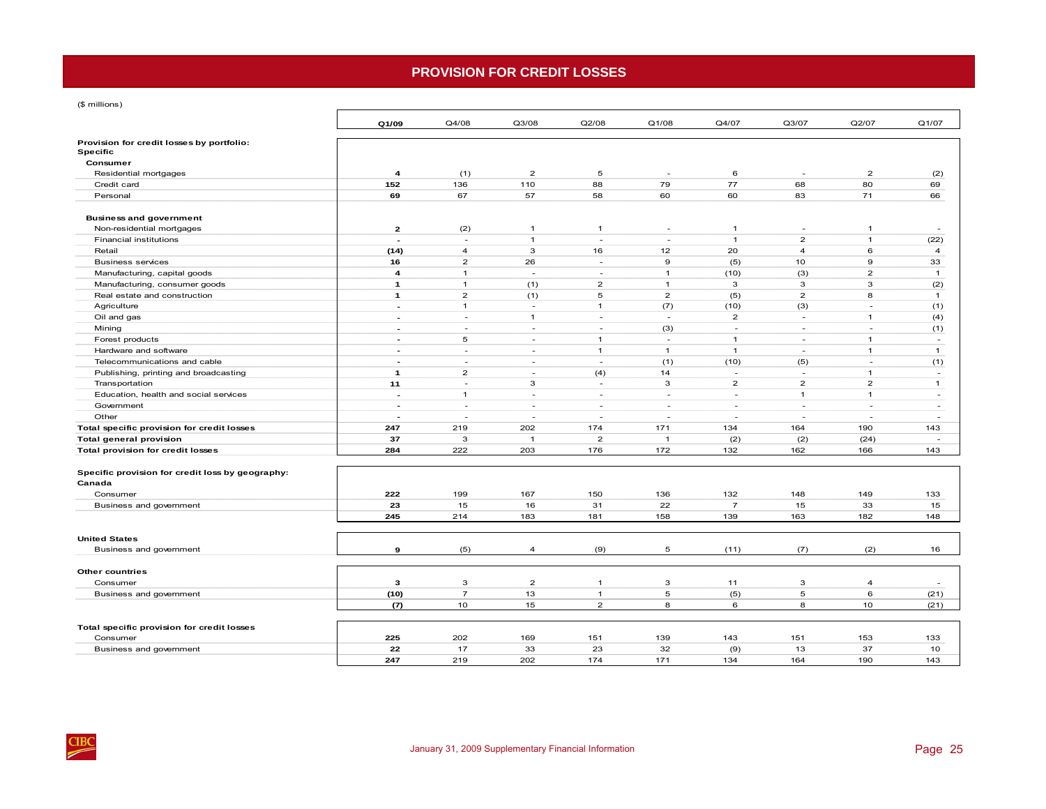# PROVISION FOR CREDIT LOSSES

($ millions)

| | Q1/09 | Q4/08 | Q3/08 | Q2/08 | Q1/08 | Q4/07 | Q3/07 | Q2/07 | Q1/07 |
|---|---|---|---|---|---|---|---|---|---|
| **Provision for credit losses by portfolio:** | | | | | | | | | |
| **Specific** | | | | | | | | | |
| **Consumer** | | | | | | | | | |
| Residential mortgages | **4** | (1) | 2 | 5 | - | 6 | - | 2 | (2) |
| Credit card | **152** | 136 | 110 | 88 | 79 | 77 | 68 | 80 | 69 |
| Personal | **69** | 67 | 57 | 58 | 60 | 60 | 83 | 71 | 66 |
| **Business and government** | | | | | | | | | |
| Non-residential mortgages | **2** | (2) | 1 | 1 | - | 1 | - | 1 | - |
| Financial institutions | **-** | - | 1 | - | - | 1 | 2 | 1 | (22) |
| Retail | **(14)** | 4 | 3 | 16 | 12 | 20 | 4 | 6 | 4 |
| Business services | **16** | 2 | 26 | - | 9 | (5) | 10 | 9 | 33 |
| Manufacturing, capital goods | **4** | 1 | - | - | 1 | (10) | (3) | 2 | 1 |
| Manufacturing, consumer goods | **1** | 1 | (1) | 2 | 1 | 3 | 3 | 3 | (2) |
| Real estate and construction | **1** | 2 | (1) | 5 | 2 | (5) | 2 | 8 | 1 |
| Agriculture | **-** | 1 | - | 1 | (7) | (10) | (3) | - | (1) |
| Oil and gas | **-** | - | 1 | - | - | 2 | - | 1 | (4) |
| Mining | **-** | - | - | - | (3) | - | - | - | (1) |
| Forest products | **-** | 5 | - | 1 | - | 1 | - | 1 | - |
| Hardware and software | **-** | - | - | 1 | 1 | 1 | - | 1 | 1 |
| Telecommunications and cable | **-** | - | - | - | (1) | (10) | (5) | - | (1) |
| Publishing, printing and broadcasting | **1** | 2 | - | (4) | 14 | - | - | 1 | - |
| Transportation | **11** | - | 3 | - | 3 | 2 | 2 | 2 | 1 |
| Education, health and social services | **-** | 1 | - | - | - | - | 1 | 1 | - |
| Government | **-** | - | - | - | - | - | - | - | - |
| Other | **-** | - | - | - | - | - | - | - | - |
| **Total specific provision for credit losses** | **247** | 219 | 202 | 174 | 171 | 134 | 164 | 190 | 143 |
| **Total general provision** | **37** | 3 | 1 | 2 | 1 | (2) | (2) | (24) | - |
| **Total provision for credit losses** | **284** | 222 | 203 | 176 | 172 | 132 | 162 | 166 | 143 |

| | Q1/09 | Q4/08 | Q3/08 | Q2/08 | Q1/08 | Q4/07 | Q3/07 | Q2/07 | Q1/07 |
|---|---|---|---|---|---|---|---|---|---|
| **Specific provision for credit loss by geography:** | | | | | | | | | |
| **Canada** | | | | | | | | | |
| Consumer | **222** | 199 | 167 | 150 | 136 | 132 | 148 | 149 | 133 |
| Business and government | **23** | 15 | 16 | 31 | 22 | 7 | 15 | 33 | 15 |
| | **245** | 214 | 183 | 181 | 158 | 139 | 163 | 182 | 148 |
| **United States** | | | | | | | | | |
| Business and government | **9** | (5) | 4 | (9) | 5 | (11) | (7) | (2) | 16 |
| **Other countries** | | | | | | | | | |
| Consumer | **3** | 3 | 2 | 1 | 3 | 11 | 3 | 4 | - |
| Business and government | **(10)** | 7 | 13 | 1 | 5 | (5) | 5 | 6 | (21) |
| | **(7)** | 10 | 15 | 2 | 8 | 6 | 8 | 10 | (21) |
| **Total specific provision for credit losses** | | | | | | | | | |
| Consumer | **225** | 202 | 169 | 151 | 139 | 143 | 151 | 153 | 133 |
| Business and government | **22** | 17 | 33 | 23 | 32 | (9) | 13 | 37 | 10 |
| | **247** | 219 | 202 | 174 | 171 | 134 | 164 | 190 | 143 |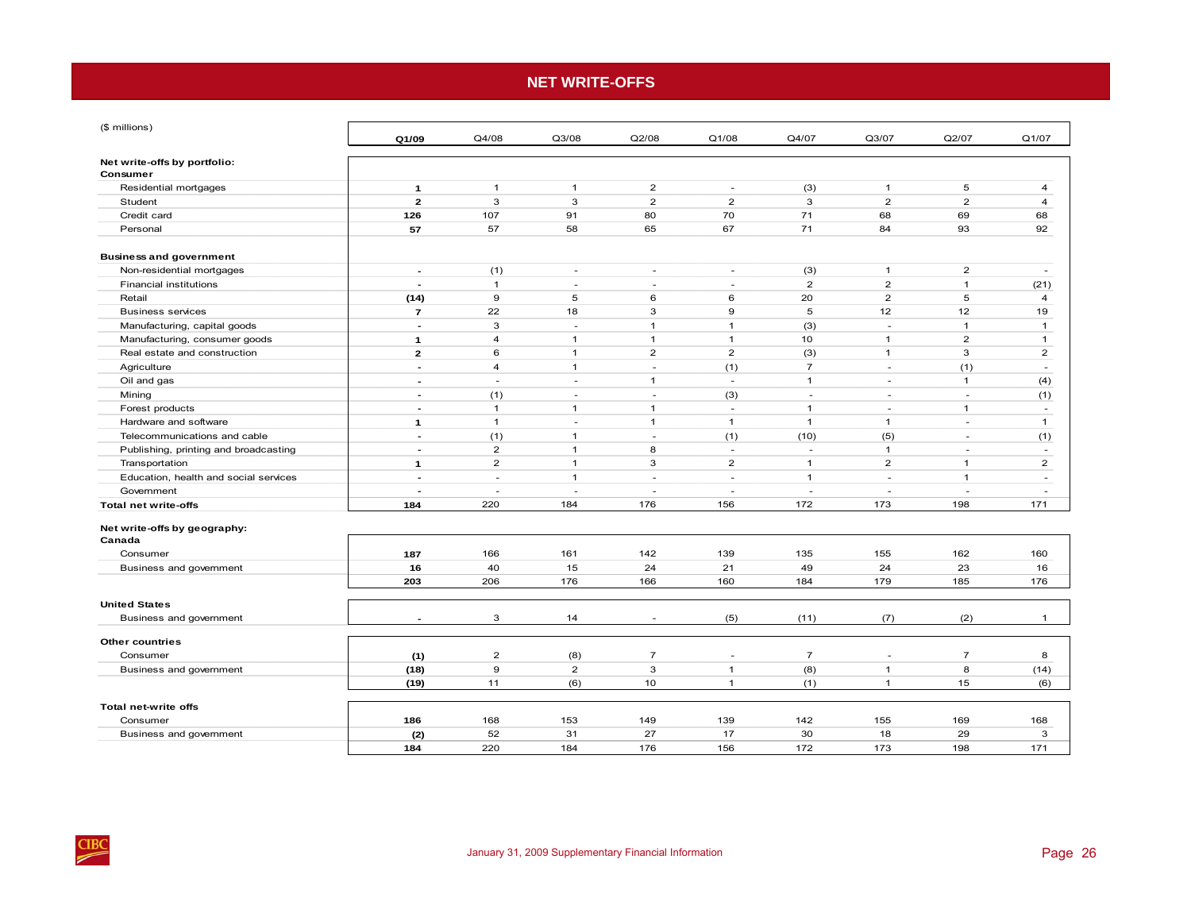# NET WRITE-OFFS

| ($ millions) | Q1/09 | Q4/08 | Q3/08 | Q2/08 | Q1/08 | Q4/07 | Q3/07 | Q2/07 | Q1/07 |
|---|---|---|---|---|---|---|---|---|---|
| **Net write-offs by portfolio:** | | | | | | | | | |
| **Consumer** | | | | | | | | | |
| Residential mortgages | **1** | 1 | 1 | 2 | - | (3) | 1 | 5 | 4 |
| Student | **2** | 3 | 3 | 2 | 2 | 3 | 2 | 2 | 4 |
| Credit card | **126** | 107 | 91 | 80 | 70 | 71 | 68 | 69 | 68 |
| Personal | **57** | 57 | 58 | 65 | 67 | 71 | 84 | 93 | 92 |
| **Business and government** | | | | | | | | | |
| Non-residential mortgages | **-** | (1) | - | - | - | (3) | 1 | 2 | - |
| Financial institutions | **-** | 1 | - | - | - | 2 | 2 | 1 | (21) |
| Retail | **(14)** | 9 | 5 | 6 | 6 | 20 | 2 | 5 | 4 |
| Business services | **7** | 22 | 18 | 3 | 9 | 5 | 12 | 12 | 19 |
| Manufacturing, capital goods | **-** | 3 | - | 1 | 1 | (3) | - | 1 | 1 |
| Manufacturing, consumer goods | **1** | 4 | 1 | 1 | 1 | 10 | 1 | 2 | 1 |
| Real estate and construction | **2** | 6 | 1 | 2 | 2 | (3) | 1 | 3 | 2 |
| Agriculture | **-** | 4 | 1 | - | (1) | 7 | - | (1) | - |
| Oil and gas | **-** | - | - | 1 | - | 1 | - | 1 | (4) |
| Mining | **-** | (1) | - | - | (3) | - | - | - | (1) |
| Forest products | **-** | 1 | 1 | 1 | - | 1 | - | 1 | - |
| Hardware and software | **1** | 1 | - | 1 | 1 | 1 | 1 | - | 1 |
| Telecommunications and cable | **-** | (1) | 1 | - | (1) | (10) | (5) | - | (1) |
| Publishing, printing and broadcasting | **-** | 2 | 1 | 8 | - | - | 1 | - | - |
| Transportation | **1** | 2 | 1 | 3 | 2 | 1 | 2 | 1 | 2 |
| Education, health and social services | **-** | - | 1 | - | - | 1 | - | 1 | - |
| Government | **-** | - | - | - | - | - | - | - | - |
| **Total net write-offs** | **184** | 220 | 184 | 176 | 156 | 172 | 173 | 198 | 171 |
| **Net write-offs by geography:** | | | | | | | | | |
| **Canada** | | | | | | | | | |
| Consumer | **187** | 166 | 161 | 142 | 139 | 135 | 155 | 162 | 160 |
| Business and government | **16** | 40 | 15 | 24 | 21 | 49 | 24 | 23 | 16 |
| | **203** | 206 | 176 | 166 | 160 | 184 | 179 | 185 | 176 |
| **United States** | | | | | | | | | |
| Business and government | **-** | 3 | 14 | - | (5) | (11) | (7) | (2) | 1 |
| **Other countries** | | | | | | | | | |
| Consumer | **(1)** | 2 | (8) | 7 | - | 7 | - | 7 | 8 |
| Business and government | **(18)** | 9 | 2 | 3 | 1 | (8) | 1 | 8 | (14) |
| | **(19)** | 11 | (6) | 10 | 1 | (1) | 1 | 15 | (6) |
| **Total net-write offs** | | | | | | | | | |
| Consumer | **186** | 168 | 153 | 149 | 139 | 142 | 155 | 169 | 168 |
| Business and government | **(2)** | 52 | 31 | 27 | 17 | 30 | 18 | 29 | 3 |
| | **184** | 220 | 184 | 176 | 156 | 172 | 173 | 198 | 171 |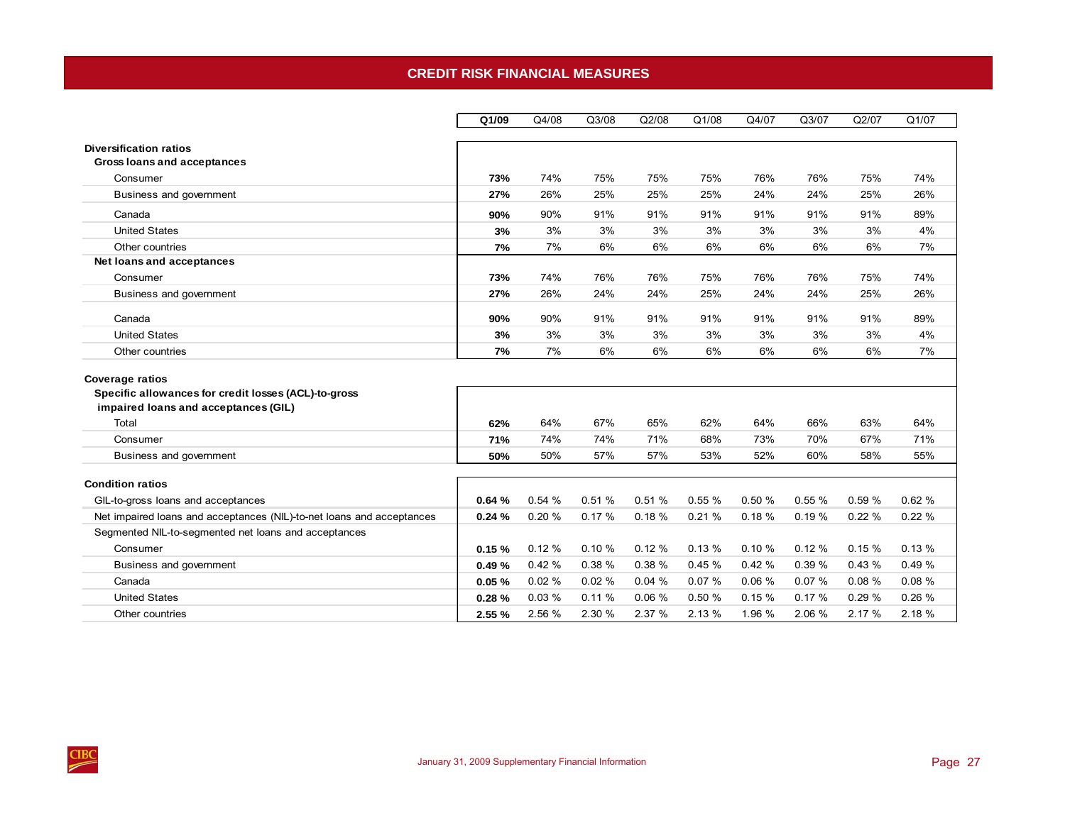# CREDIT RISK FINANCIAL MEASURES

| | Q1/09 | Q4/08 | Q3/08 | Q2/08 | Q1/08 | Q4/07 | Q3/07 | Q2/07 | Q1/07 |
|---|---|---|---|---|---|---|---|---|---|
| **Diversification ratios** | | | | | | | | | |
| **Gross loans and acceptances** | | | | | | | | | |
| Consumer | **73%** | 74% | 75% | 75% | 75% | 76% | 76% | 75% | 74% |
| Business and government | **27%** | 26% | 25% | 25% | 25% | 24% | 24% | 25% | 26% |
| Canada | **90%** | 90% | 91% | 91% | 91% | 91% | 91% | 91% | 89% |
| United States | **3%** | 3% | 3% | 3% | 3% | 3% | 3% | 3% | 4% |
| Other countries | **7%** | 7% | 6% | 6% | 6% | 6% | 6% | 6% | 7% |
| **Net loans and acceptances** | | | | | | | | | |
| Consumer | **73%** | 74% | 76% | 76% | 75% | 76% | 76% | 75% | 74% |
| Business and government | **27%** | 26% | 24% | 24% | 25% | 24% | 24% | 25% | 26% |
| Canada | **90%** | 90% | 91% | 91% | 91% | 91% | 91% | 91% | 89% |
| United States | **3%** | 3% | 3% | 3% | 3% | 3% | 3% | 3% | 4% |
| Other countries | **7%** | 7% | 6% | 6% | 6% | 6% | 6% | 6% | 7% |
| **Coverage ratios** | | | | | | | | | |
| **Specific allowances for credit losses (ACL)-to-gross impaired loans and acceptances (GIL)** | | | | | | | | | |
| Total | **62%** | 64% | 67% | 65% | 62% | 64% | 66% | 63% | 64% |
| Consumer | **71%** | 74% | 74% | 71% | 68% | 73% | 70% | 67% | 71% |
| Business and government | **50%** | 50% | 57% | 57% | 53% | 52% | 60% | 58% | 55% |
| **Condition ratios** | | | | | | | | | |
| GIL-to-gross loans and acceptances | **0.64 %** | 0.54 % | 0.51 % | 0.51 % | 0.55 % | 0.50 % | 0.55 % | 0.59 % | 0.62 % |
| Net impaired loans and acceptances (NIL)-to-net loans and acceptances | **0.24 %** | 0.20 % | 0.17 % | 0.18 % | 0.21 % | 0.18 % | 0.19 % | 0.22 % | 0.22 % |
| Segmented NIL-to-segmented net loans and acceptances | | | | | | | | | |
| Consumer | **0.15 %** | 0.12 % | 0.10 % | 0.12 % | 0.13 % | 0.10 % | 0.12 % | 0.15 % | 0.13 % |
| Business and government | **0.49 %** | 0.42 % | 0.38 % | 0.38 % | 0.45 % | 0.42 % | 0.39 % | 0.43 % | 0.49 % |
| Canada | **0.05 %** | 0.02 % | 0.02 % | 0.04 % | 0.07 % | 0.06 % | 0.07 % | 0.08 % | 0.08 % |
| United States | **0.28 %** | 0.03 % | 0.11 % | 0.06 % | 0.50 % | 0.15 % | 0.17 % | 0.29 % | 0.26 % |
| Other countries | **2.55 %** | 2.56 % | 2.30 % | 2.37 % | 2.13 % | 1.96 % | 2.06 % | 2.17 % | 2.18 % |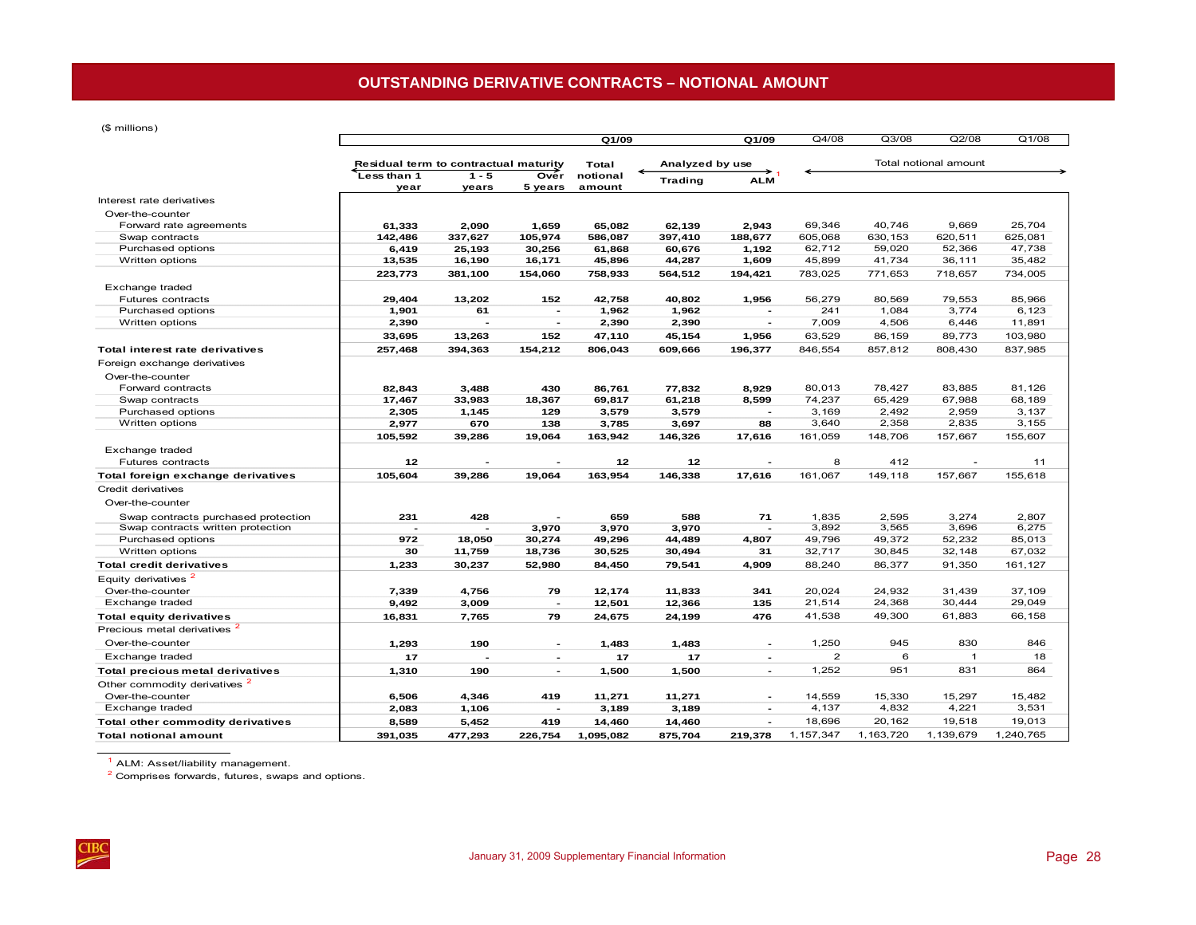# OUTSTANDING DERIVATIVE CONTRACTS – NOTIONAL AMOUNT

($ millions)

| | Q1/09 | | | | | | Q1/09 | Q4/08 | Q3/08 | Q2/08 | Q1/08 |
|---|---|---|---|---|---|---|---|---|---|---|---|
| | Residual term to contractual maturity | | | Total notional amount | Analyzed by use | | | Total notional amount | | | |
| | Less than 1 year | 1 - 5 years | Over 5 years | | Trading | ALM [1] | | | | | |
| **Interest rate derivatives** | | | | | | | | | | | |
| Over-the-counter | | | | | | | | | | | |
| Forward rate agreements | **61,333** | **2,090** | **1,659** | **65,082** | **62,139** | **2,943** | | 69,346 | 40,746 | 9,669 | 25,704 |
| Swap contracts | **142,486** | **337,627** | **105,974** | **586,087** | **397,410** | **188,677** | | 605,068 | 630,153 | 620,511 | 625,081 |
| Purchased options | **6,419** | **25,193** | **30,256** | **61,868** | **60,676** | **1,192** | | 62,712 | 59,020 | 52,366 | 47,738 |
| Written options | **13,535** | **16,190** | **16,171** | **45,896** | **44,287** | **1,609** | | 45,899 | 41,734 | 36,111 | 35,482 |
| | **223,773** | **381,100** | **154,060** | **758,933** | **564,512** | **194,421** | | 783,025 | 771,653 | 718,657 | 734,005 |
| Exchange traded | | | | | | | | | | | |
| Futures contracts | **29,404** | **13,202** | **152** | **42,758** | **40,802** | **1,956** | | 56,279 | 80,569 | 79,553 | 85,966 |
| Purchased options | **1,901** | **61** | **-** | **1,962** | **1,962** | **-** | | 241 | 1,084 | 3,774 | 6,123 |
| Written options | **2,390** | **-** | **-** | **2,390** | **2,390** | **-** | | 7,009 | 4,506 | 6,446 | 11,891 |
| | **33,695** | **13,263** | **152** | **47,110** | **45,154** | **1,956** | | 63,529 | 86,159 | 89,773 | 103,980 |
| **Total interest rate derivatives** | **257,468** | **394,363** | **154,212** | **806,043** | **609,666** | **196,377** | | 846,554 | 857,812 | 808,430 | 837,985 |
| **Foreign exchange derivatives** | | | | | | | | | | | |
| Over-the-counter | | | | | | | | | | | |
| Forward contracts | **82,843** | **3,488** | **430** | **86,761** | **77,832** | **8,929** | | 80,013 | 78,427 | 83,885 | 81,126 |
| Swap contracts | **17,467** | **33,983** | **18,367** | **69,817** | **61,218** | **8,599** | | 74,237 | 65,429 | 67,988 | 68,189 |
| Purchased options | **2,305** | **1,145** | **129** | **3,579** | **3,579** | **-** | | 3,169 | 2,492 | 2,959 | 3,137 |
| Written options | **2,977** | **670** | **138** | **3,785** | **3,697** | **88** | | 3,640 | 2,358 | 2,835 | 3,155 |
| | **105,592** | **39,286** | **19,064** | **163,942** | **146,326** | **17,616** | | 161,059 | 148,706 | 157,667 | 155,607 |
| Exchange traded | | | | | | | | | | | |
| Futures contracts | **12** | **-** | **-** | **12** | **12** | **-** | | 8 | 412 | - | 11 |
| **Total foreign exchange derivatives** | **105,604** | **39,286** | **19,064** | **163,954** | **146,338** | **17,616** | | 161,067 | 149,118 | 157,667 | 155,618 |
| **Credit derivatives** | | | | | | | | | | | |
| Over-the-counter | | | | | | | | | | | |
| Swap contracts purchased protection | **231** | **428** | **-** | **659** | **588** | **71** | | 1,835 | 2,595 | 3,274 | 2,807 |
| Swap contracts written protection | **-** | **-** | **3,970** | **3,970** | **3,970** | **-** | | 3,892 | 3,565 | 3,696 | 6,275 |
| Purchased options | **972** | **18,050** | **30,274** | **49,296** | **44,489** | **4,807** | | 49,796 | 49,372 | 52,232 | 85,013 |
| Written options | **30** | **11,759** | **18,736** | **30,525** | **30,494** | **31** | | 32,717 | 30,845 | 32,148 | 67,032 |
| **Total credit derivatives** | **1,233** | **30,237** | **52,980** | **84,450** | **79,541** | **4,909** | | 88,240 | 86,377 | 91,350 | 161,127 |
| **Equity derivatives** [2] | | | | | | | | | | | |
| Over-the-counter | **7,339** | **4,756** | **79** | **12,174** | **11,833** | **341** | | 20,024 | 24,932 | 31,439 | 37,109 |
| Exchange traded | **9,492** | **3,009** | **-** | **12,501** | **12,366** | **135** | | 21,514 | 24,368 | 30,444 | 29,049 |
| **Total equity derivatives** | **16,831** | **7,765** | **79** | **24,675** | **24,199** | **476** | | 41,538 | 49,300 | 61,883 | 66,158 |
| **Precious metal derivatives** [2] | | | | | | | | | | | |
| Over-the-counter | **1,293** | **190** | **-** | **1,483** | **1,483** | **-** | | 1,250 | 945 | 830 | 846 |
| Exchange traded | **17** | **-** | **-** | **17** | **17** | **-** | | 2 | 6 | 1 | 18 |
| **Total precious metal derivatives** | **1,310** | **190** | **-** | **1,500** | **1,500** | **-** | | 1,252 | 951 | 831 | 864 |
| **Other commodity derivatives** [2] | | | | | | | | | | | |
| Over-the-counter | **6,506** | **4,346** | **419** | **11,271** | **11,271** | **-** | | 14,559 | 15,330 | 15,297 | 15,482 |
| Exchange traded | **2,083** | **1,106** | **-** | **3,189** | **3,189** | **-** | | 4,137 | 4,832 | 4,221 | 3,531 |
| **Total other commodity derivatives** | **8,589** | **5,452** | **419** | **14,460** | **14,460** | **-** | | 18,696 | 20,162 | 19,518 | 19,013 |
| **Total notional amount** | **391,035** | **477,293** | **226,754** | **1,095,082** | **875,704** | **219,378** | | 1,157,347 | 1,163,720 | 1,139,679 | 1,240,765 |

[1] ALM: Asset/liability management.

[2] Comprises forwards, futures, swaps and options.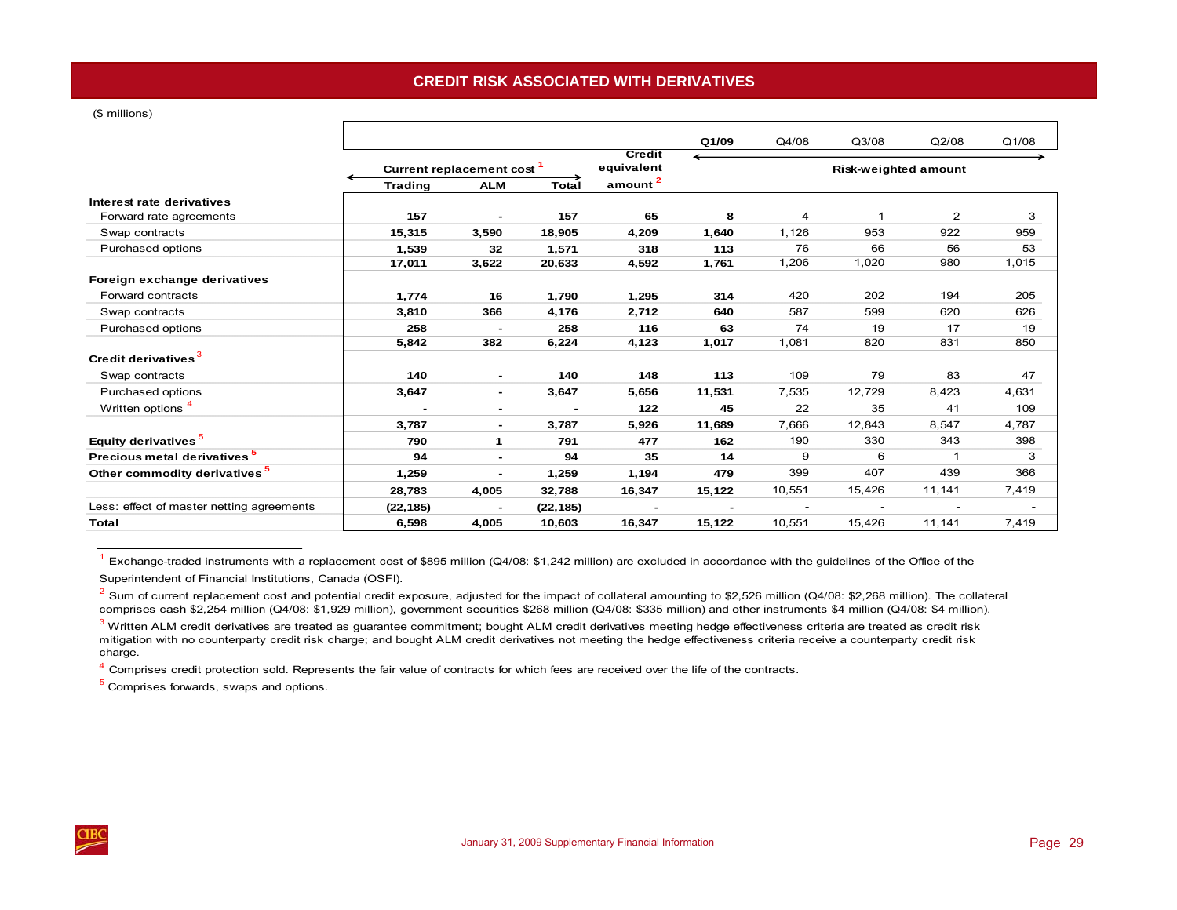# CREDIT RISK ASSOCIATED WITH DERIVATIVES

($ millions)

| | Current replacement cost [1] | | | Credit equivalent amount [2] | Risk-weighted amount | | | | |
|---|---|---|---|---|---|---|---|---|---|
| | Trading | ALM | Total | | Q1/09 | Q4/08 | Q3/08 | Q2/08 | Q1/08 |
| **Interest rate derivatives** | | | | | | | | | |
| Forward rate agreements | **157** | **-** | **157** | **65** | **8** | 4 | 1 | 2 | 3 |
| Swap contracts | **15,315** | **3,590** | **18,905** | **4,209** | **1,640** | 1,126 | 953 | 922 | 959 |
| Purchased options | **1,539** | **32** | **1,571** | **318** | **113** | 76 | 66 | 56 | 53 |
| | **17,011** | **3,622** | **20,633** | **4,592** | **1,761** | 1,206 | 1,020 | 980 | 1,015 |
| **Foreign exchange derivatives** | | | | | | | | | |
| Forward contracts | **1,774** | **16** | **1,790** | **1,295** | **314** | 420 | 202 | 194 | 205 |
| Swap contracts | **3,810** | **366** | **4,176** | **2,712** | **640** | 587 | 599 | 620 | 626 |
| Purchased options | **258** | **-** | **258** | **116** | **63** | 74 | 19 | 17 | 19 |
| | **5,842** | **382** | **6,224** | **4,123** | **1,017** | 1,081 | 820 | 831 | 850 |
| **Credit derivatives** [3] | | | | | | | | | |
| Swap contracts | **140** | **-** | **140** | **148** | **113** | 109 | 79 | 83 | 47 |
| Purchased options | **3,647** | **-** | **3,647** | **5,656** | **11,531** | 7,535 | 12,729 | 8,423 | 4,631 |
| Written options [4] | **-** | **-** | **-** | **122** | **45** | 22 | 35 | 41 | 109 |
| | **3,787** | **-** | **3,787** | **5,926** | **11,689** | 7,666 | 12,843 | 8,547 | 4,787 |
| **Equity derivatives** [5] | **790** | **1** | **791** | **477** | **162** | 190 | 330 | 343 | 398 |
| **Precious metal derivatives** [5] | **94** | **-** | **94** | **35** | **14** | 9 | 6 | 1 | 3 |
| **Other commodity derivatives** [5] | **1,259** | **-** | **1,259** | **1,194** | **479** | 399 | 407 | 439 | 366 |
| | **28,783** | **4,005** | **32,788** | **16,347** | **15,122** | 10,551 | 15,426 | 11,141 | 7,419 |
| Less: effect of master netting agreements | **(22,185)** | **-** | **(22,185)** | **-** | **-** | - | - | - | - |
| **Total** | **6,598** | **4,005** | **10,603** | **16,347** | **15,122** | 10,551 | 15,426 | 11,141 | 7,419 |

[1] Exchange-traded instruments with a replacement cost of $895 million (Q4/08: $1,242 million) are excluded in accordance with the guidelines of the Office of the Superintendent of Financial Institutions, Canada (OSFI).

[2] Sum of current replacement cost and potential credit exposure, adjusted for the impact of collateral amounting to $2,526 million (Q4/08: $2,268 million). The collateral comprises cash $2,254 million (Q4/08: $1,929 million), government securities $268 million (Q4/08: $335 million) and other instruments $4 million (Q4/08: $4 million).

[3] Written ALM credit derivatives are treated as guarantee commitment; bought ALM credit derivatives meeting hedge effectiveness criteria are treated as credit risk mitigation with no counterparty credit risk charge; and bought ALM credit derivatives not meeting the hedge effectiveness criteria receive a counterparty credit risk charge.

[4] Comprises credit protection sold. Represents the fair value of contracts for which fees are received over the life of the contracts.

[5] Comprises forwards, swaps and options.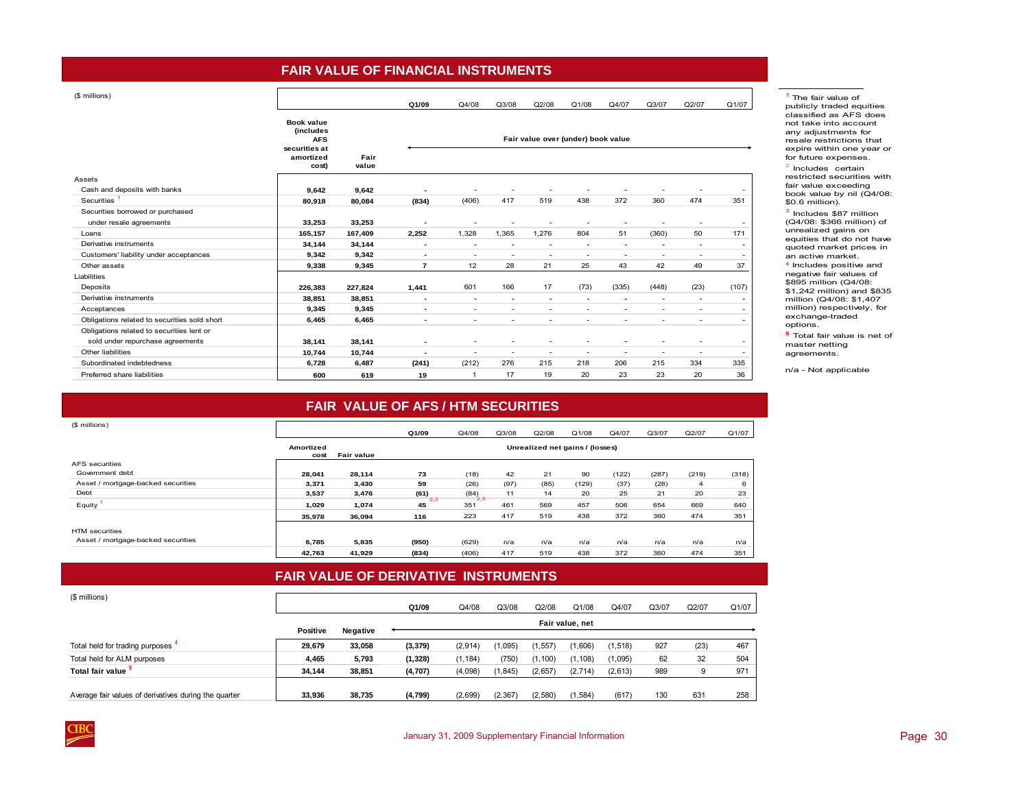## FAIR VALUE OF FINANCIAL INSTRUMENTS

($ millions)

| | Book value (includes AFS securities at amortized cost) | Fair value | Q1/09 | Q4/08 | Q3/08 | Q2/08 | Q1/08 | Q4/07 | Q3/07 | Q2/07 | Q1/07 |
|---|---|---|---|---|---|---|---|---|---|---|---|
| | | | Fair value over (under) book value | | | | | | | | |
| **Assets** | | | | | | | | | | | |
| Cash and deposits with banks | 9,642 | 9,642 | - | - | - | - | - | - | - | - | - |
| Securities [1] | 80,918 | 80,084 | (834) | (406) | 417 | 519 | 438 | 372 | 360 | 474 | 351 |
| Securities borrowed or purchased under resale agreements | 33,253 | 33,253 | - | - | - | - | - | - | - | - | - |
| Loans | 165,157 | 167,409 | 2,252 | 1,328 | 1,365 | 1,276 | 804 | 51 | (360) | 50 | 171 |
| Derivative instruments | 34,144 | 34,144 | - | - | - | - | - | - | - | - | - |
| Customers' liability under acceptances | 9,342 | 9,342 | - | - | - | - | - | - | - | - | - |
| Other assets | 9,338 | 9,345 | 7 | 12 | 28 | 21 | 25 | 43 | 42 | 49 | 37 |
| **Liabilities** | | | | | | | | | | | |
| Deposits | 226,383 | 227,824 | 1,441 | 601 | 166 | 17 | (73) | (335) | (448) | (23) | (107) |
| Derivative instruments | 38,851 | 38,851 | - | - | - | - | - | - | - | - | - |
| Acceptances | 9,345 | 9,345 | - | - | - | - | - | - | - | - | - |
| Obligations related to securities sold short | 6,465 | 6,465 | - | - | - | - | - | - | - | - | - |
| Obligations related to securities lent or sold under repurchase agreements | 38,141 | 38,141 | - | - | - | - | - | - | - | - | - |
| Other liabilities | 10,744 | 10,744 | - | - | - | - | - | - | - | - | - |
| Subordinated indebtedness | 6,728 | 6,487 | (241) | (212) | 276 | 215 | 218 | 206 | 215 | 334 | 335 |
| Preferred share liabilities | 600 | 619 | 19 | 1 | 17 | 19 | 20 | 23 | 23 | 20 | 36 |

## FAIR VALUE OF AFS / HTM SECURITIES

($ millions)

| | Amortized cost | Fair value | Q1/09 | Q4/08 | Q3/08 | Q2/08 | Q1/08 | Q4/07 | Q3/07 | Q2/07 | Q1/07 |
|---|---|---|---|---|---|---|---|---|---|---|---|
| | | | Unrealized net gains / (losses) | | | | | | | | |
| **AFS securities** | | | | | | | | | | | |
| Government debt | 28,041 | 28,114 | 73 | (18) | 42 | 21 | 90 | (122) | (287) | (219) | (318) |
| Asset / mortgage-backed securities | 3,371 | 3,430 | 59 | (26) | (97) | (85) | (129) | (37) | (28) | 4 | 6 |
| Debt | 3,537 | 3,476 | (61) | (84) | 11 | 14 | 20 | 25 | 21 | 20 | 23 |
| Equity [1] | 1,029 | 1,074 | 45 [2,3] | 351 [2,3] | 461 | 569 | 457 | 506 | 654 | 669 | 640 |
| | 35,978 | 36,094 | 116 | 223 | 417 | 519 | 438 | 372 | 360 | 474 | 351 |
| **HTM securities** | | | | | | | | | | | |
| Asset / mortgage-backed securities | 6,785 | 5,835 | (950) | (629) | n/a | n/a | n/a | n/a | n/a | n/a | n/a |
| | 42,763 | 41,929 | (834) | (406) | 417 | 519 | 438 | 372 | 360 | 474 | 351 |

## FAIR VALUE OF DERIVATIVE INSTRUMENTS

($ millions)

| | Positive | Negative | Q1/09 | Q4/08 | Q3/08 | Q2/08 | Q1/08 | Q4/07 | Q3/07 | Q2/07 | Q1/07 |
|---|---|---|---|---|---|---|---|---|---|---|---|
| | | | Fair value, net | | | | | | | | |
| Total held for trading purposes [4] | 29,679 | 33,058 | (3,379) | (2,914) | (1,095) | (1,557) | (1,606) | (1,518) | 927 | (23) | 467 |
| Total held for ALM purposes | 4,465 | 5,793 | (1,328) | (1,184) | (750) | (1,100) | (1,108) | (1,095) | 62 | 32 | 504 |
| **Total fair value [5]** | 34,144 | 38,851 | (4,707) | (4,098) | (1,845) | (2,657) | (2,714) | (2,613) | 989 | 9 | 971 |
| Average fair values of derivatives during the quarter | 33,936 | 38,735 | (4,799) | (2,699) | (2,367) | (2,580) | (1,584) | (617) | 130 | 631 | 258 |

[1] The fair value of publicly traded equities classified as AFS does not take into account any adjustments for resale restrictions that expire within one year or for future expenses.

[2] Includes certain restricted securities with fair value exceeding book value by nil (Q4/08: $0.6 million).

[3] Includes $87 million (Q4/08: $366 million) of unrealized gains on equities that do not have quoted market prices in an active market.

[4] Includes positive and negative fair values of $895 million (Q4/08: $1,242 million) and $835 million (Q4/08: $1,407 million) respectively, for exchange-traded options.

[5] Total fair value is net of master netting agreements.

n/a - Not applicable

January 31, 2009 Supplementary Financial Information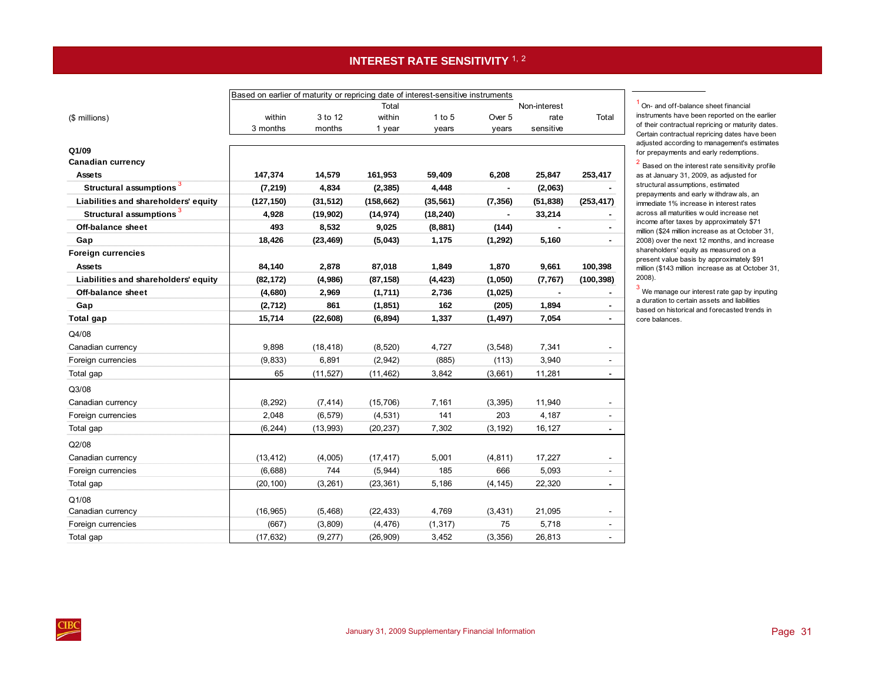# INTEREST RATE SENSITIVITY [1, 2]

| ($ millions) | Based on earlier of maturity or repricing date of interest-sensitive instruments within 3 months | 3 to 12 months | Total within 1 year | 1 to 5 years | Over 5 years | Non-interest rate sensitive | Total |
|---|---|---|---|---|---|---|---|
| **Q1/09** | | | | | | | |
| **Canadian currency** | | | | | | | |
| **Assets** | **147,374** | **14,579** | **161,953** | **59,409** | **6,208** | **25,847** | **253,417** |
| **Structural assumptions** [3] | **(7,219)** | **4,834** | **(2,385)** | **4,448** | **-** | **(2,063)** | **-** |
| **Liabilities and shareholders' equity** | **(127,150)** | **(31,512)** | **(158,662)** | **(35,561)** | **(7,356)** | **(51,838)** | **(253,417)** |
| **Structural assumptions** [3] | **4,928** | **(19,902)** | **(14,974)** | **(18,240)** | **-** | **33,214** | **-** |
| **Off-balance sheet** | **493** | **8,532** | **9,025** | **(8,881)** | **(144)** | **-** | **-** |
| **Gap** | **18,426** | **(23,469)** | **(5,043)** | **1,175** | **(1,292)** | **5,160** | **-** |
| **Foreign currencies** | | | | | | | |
| **Assets** | **84,140** | **2,878** | **87,018** | **1,849** | **1,870** | **9,661** | **100,398** |
| **Liabilities and shareholders' equity** | **(82,172)** | **(4,986)** | **(87,158)** | **(4,423)** | **(1,050)** | **(7,767)** | **(100,398)** |
| **Off-balance sheet** | **(4,680)** | **2,969** | **(1,711)** | **2,736** | **(1,025)** | **-** | **-** |
| **Gap** | **(2,712)** | **861** | **(1,851)** | **162** | **(205)** | **1,894** | **-** |
| **Total gap** | **15,714** | **(22,608)** | **(6,894)** | **1,337** | **(1,497)** | **7,054** | **-** |
| Q4/08 | | | | | | | |
| Canadian currency | 9,898 | (18,418) | (8,520) | 4,727 | (3,548) | 7,341 | - |
| Foreign currencies | (9,833) | 6,891 | (2,942) | (885) | (113) | 3,940 | - |
| Total gap | 65 | (11,527) | (11,462) | 3,842 | (3,661) | 11,281 | - |
| Q3/08 | | | | | | | |
| Canadian currency | (8,292) | (7,414) | (15,706) | 7,161 | (3,395) | 11,940 | - |
| Foreign currencies | 2,048 | (6,579) | (4,531) | 141 | 203 | 4,187 | - |
| Total gap | (6,244) | (13,993) | (20,237) | 7,302 | (3,192) | 16,127 | - |
| Q2/08 | | | | | | | |
| Canadian currency | (13,412) | (4,005) | (17,417) | 5,001 | (4,811) | 17,227 | - |
| Foreign currencies | (6,688) | 744 | (5,944) | 185 | 666 | 5,093 | - |
| Total gap | (20,100) | (3,261) | (23,361) | 5,186 | (4,145) | 22,320 | - |
| Q1/08 | | | | | | | |
| Canadian currency | (16,965) | (5,468) | (22,433) | 4,769 | (3,431) | 21,095 | - |
| Foreign currencies | (667) | (3,809) | (4,476) | (1,317) | 75 | 5,718 | - |
| Total gap | (17,632) | (9,277) | (26,909) | 3,452 | (3,356) | 26,813 | - |

[1] On- and off-balance sheet financial instruments have been reported on the earlier of their contractual repricing or maturity dates. Certain contractual repricing dates have been adjusted according to management's estimates for prepayments and early redemptions.

[2] Based on the interest rate sensitivity profile as at January 31, 2009, as adjusted for structural assumptions, estimated prepayments and early withdrawals, an immediate 1% increase in interest rates across all maturities would increase net income after taxes by approximately $71 million ($24 million increase as at October 31, 2008) over the next 12 months, and increase shareholders' equity as measured on a present value basis by approximately $91 million ($143 million increase as at October 31, 2008).

[3] We manage our interest rate gap by inputing a duration to certain assets and liabilities based on historical and forecasted trends in core balances.

January 31, 2009 Supplementary Financial Information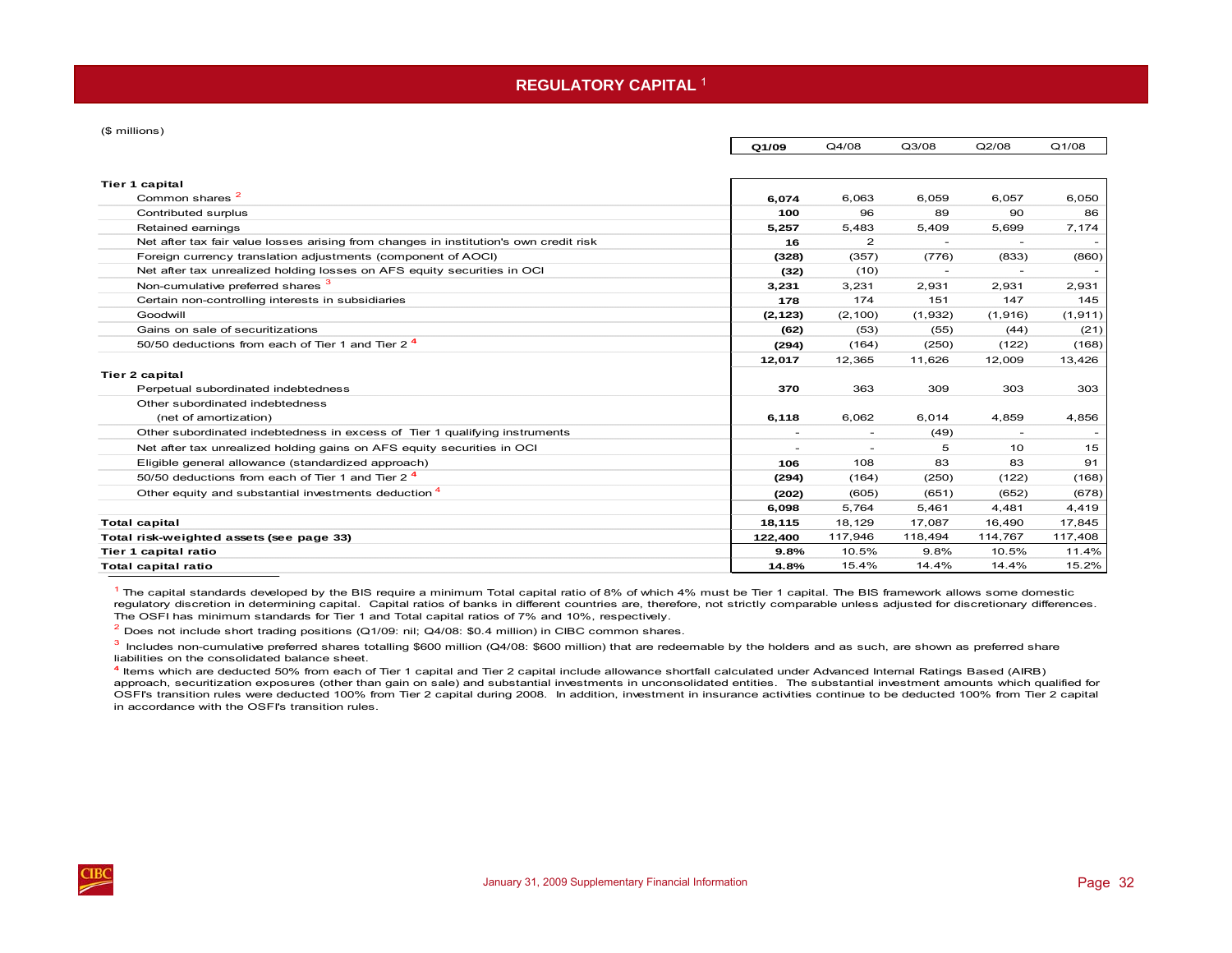# REGULATORY CAPITAL [1]

($ millions)

| | Q1/09 | Q4/08 | Q3/08 | Q2/08 | Q1/08 |
|---|---|---|---|---|---|
| **Tier 1 capital** | | | | | |
| Common shares [2] | **6,074** | 6,063 | 6,059 | 6,057 | 6,050 |
| Contributed surplus | **100** | 96 | 89 | 90 | 86 |
| Retained earnings | **5,257** | 5,483 | 5,409 | 5,699 | 7,174 |
| Net after tax fair value losses arising from changes in institution's own credit risk | **16** | 2 | - | - | - |
| Foreign currency translation adjustments (component of AOCI) | **(328)** | (357) | (776) | (833) | (860) |
| Net after tax unrealized holding losses on AFS equity securities in OCI | **(32)** | (10) | - | - | - |
| Non-cumulative preferred shares [3] | **3,231** | 3,231 | 2,931 | 2,931 | 2,931 |
| Certain non-controlling interests in subsidiaries | **178** | 174 | 151 | 147 | 145 |
| Goodwill | **(2,123)** | (2,100) | (1,932) | (1,916) | (1,911) |
| Gains on sale of securitizations | **(62)** | (53) | (55) | (44) | (21) |
| 50/50 deductions from each of Tier 1 and Tier 2 [4] | **(294)** | (164) | (250) | (122) | (168) |
| | **12,017** | 12,365 | 11,626 | 12,009 | 13,426 |
| **Tier 2 capital** | | | | | |
| Perpetual subordinated indebtedness | **370** | 363 | 309 | 303 | 303 |
| Other subordinated indebtedness (net of amortization) | **6,118** | 6,062 | 6,014 | 4,859 | 4,856 |
| Other subordinated indebtedness in excess of Tier 1 qualifying instruments | - | - | (49) | - | - |
| Net after tax unrealized holding gains on AFS equity securities in OCI | - | - | 5 | 10 | 15 |
| Eligible general allowance (standardized approach) | **106** | 108 | 83 | 83 | 91 |
| 50/50 deductions from each of Tier 1 and Tier 2 [4] | **(294)** | (164) | (250) | (122) | (168) |
| Other equity and substantial investments deduction [4] | **(202)** | (605) | (651) | (652) | (678) |
| | **6,098** | 5,764 | 5,461 | 4,481 | 4,419 |
| **Total capital** | **18,115** | 18,129 | 17,087 | 16,490 | 17,845 |
| **Total risk-weighted assets (see page 33)** | **122,400** | 117,946 | 118,494 | 114,767 | 117,408 |
| **Tier 1 capital ratio** | **9.8%** | 10.5% | 9.8% | 10.5% | 11.4% |
| **Total capital ratio** | **14.8%** | 15.4% | 14.4% | 14.4% | 15.2% |

[1] The capital standards developed by the BIS require a minimum Total capital ratio of 8% of which 4% must be Tier 1 capital. The BIS framework allows some domestic regulatory discretion in determining capital. Capital ratios of banks in different countries are, therefore, not strictly comparable unless adjusted for discretionary differences. The OSFI has minimum standards for Tier 1 and Total capital ratios of 7% and 10%, respectively.

[2] Does not include short trading positions (Q1/09: nil; Q4/08: $0.4 million) in CIBC common shares.

[3] Includes non-cumulative preferred shares totalling $600 million (Q4/08: $600 million) that are redeemable by the holders and as such, are shown as preferred share liabilities on the consolidated balance sheet.

[4] Items which are deducted 50% from each of Tier 1 capital and Tier 2 capital include allowance shortfall calculated under Advanced Internal Ratings Based (AIRB) approach, securitization exposures (other than gain on sale) and substantial investments in unconsolidated entities. The substantial investment amounts which qualified for OSFI's transition rules were deducted 100% from Tier 2 capital during 2008. In addition, investment in insurance activities continue to be deducted 100% from Tier 2 capital in accordance with the OSFI's transition rules.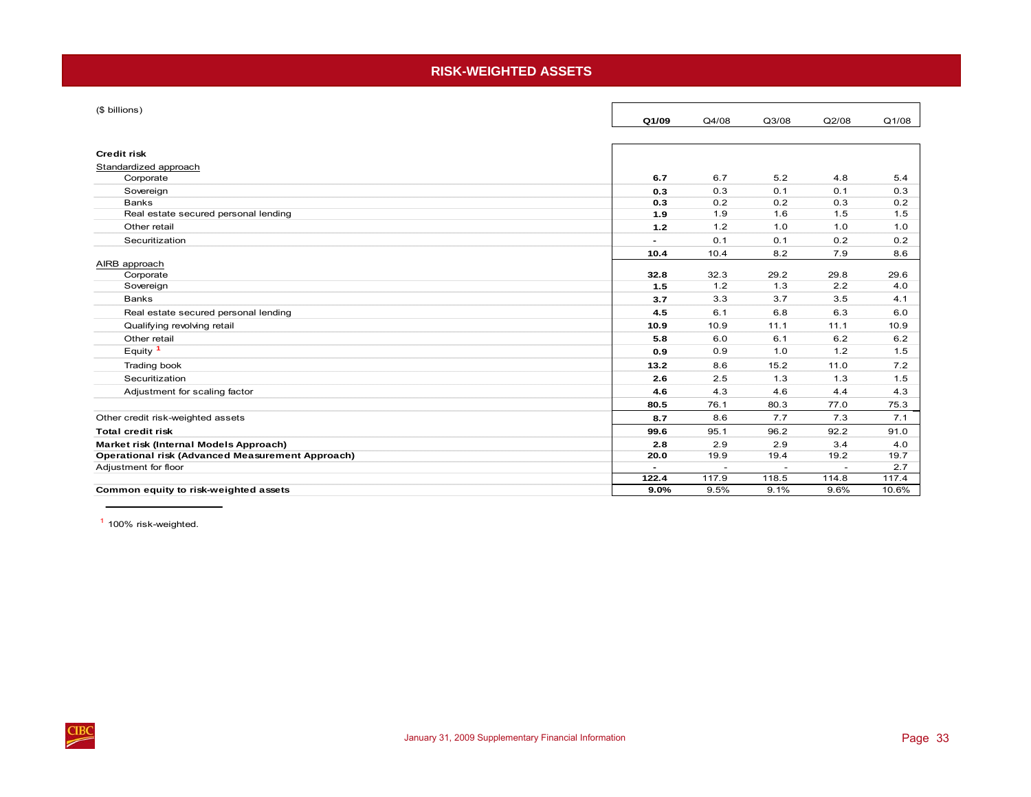# RISK-WEIGHTED ASSETS

| ($ billions) | Q1/09 | Q4/08 | Q3/08 | Q2/08 | Q1/08 |
|---|---|---|---|---|---|
| **Credit risk** | | | | | |
| Standardized approach | | | | | |
| Corporate | **6.7** | 6.7 | 5.2 | 4.8 | 5.4 |
| Sovereign | **0.3** | 0.3 | 0.1 | 0.1 | 0.3 |
| Banks | **0.3** | 0.2 | 0.2 | 0.3 | 0.2 |
| Real estate secured personal lending | **1.9** | 1.9 | 1.6 | 1.5 | 1.5 |
| Other retail | **1.2** | 1.2 | 1.0 | 1.0 | 1.0 |
| Securitization | **-** | 0.1 | 0.1 | 0.2 | 0.2 |
| | **10.4** | 10.4 | 8.2 | 7.9 | 8.6 |
| AIRB approach | | | | | |
| Corporate | **32.8** | 32.3 | 29.2 | 29.8 | 29.6 |
| Sovereign | **1.5** | 1.2 | 1.3 | 2.2 | 4.0 |
| Banks | **3.7** | 3.3 | 3.7 | 3.5 | 4.1 |
| Real estate secured personal lending | **4.5** | 6.1 | 6.8 | 6.3 | 6.0 |
| Qualifying revolving retail | **10.9** | 10.9 | 11.1 | 11.1 | 10.9 |
| Other retail | **5.8** | 6.0 | 6.1 | 6.2 | 6.2 |
| Equity [1] | **0.9** | 0.9 | 1.0 | 1.2 | 1.5 |
| Trading book | **13.2** | 8.6 | 15.2 | 11.0 | 7.2 |
| Securitization | **2.6** | 2.5 | 1.3 | 1.3 | 1.5 |
| Adjustment for scaling factor | **4.6** | 4.3 | 4.6 | 4.4 | 4.3 |
| | **80.5** | 76.1 | 80.3 | 77.0 | 75.3 |
| Other credit risk-weighted assets | **8.7** | 8.6 | 7.7 | 7.3 | 7.1 |
| **Total credit risk** | **99.6** | 95.1 | 96.2 | 92.2 | 91.0 |
| **Market risk (Internal Models Approach)** | **2.8** | 2.9 | 2.9 | 3.4 | 4.0 |
| **Operational risk (Advanced Measurement Approach)** | **20.0** | 19.9 | 19.4 | 19.2 | 19.7 |
| Adjustment for floor | **-** | - | - | - | 2.7 |
| | **122.4** | 117.9 | 118.5 | 114.8 | 117.4 |
| **Common equity to risk-weighted assets** | **9.0%** | 9.5% | 9.1% | 9.6% | 10.6% |

[1] 100% risk-weighted.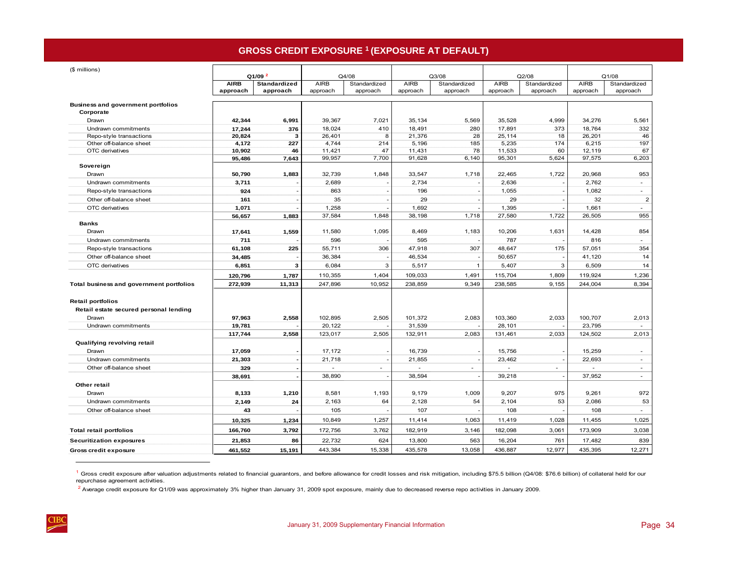## GROSS CREDIT EXPOSURE [1] (EXPOSURE AT DEFAULT)

($ millions)

| | Q1/09 [2] | | Q4/08 | | Q3/08 | | Q2/08 | | Q1/08 | |
|---|---|---|---|---|---|---|---|---|---|---|
| | **AIRB approach** | **Standardized approach** | AIRB approach | Standardized approach | AIRB approach | Standardized approach | AIRB approach | Standardized approach | AIRB approach | Standardized approach |
| **Business and government portfolios** | | | | | | | | | | |
| **Corporate** | | | | | | | | | | |
| Drawn | **42,344** | **6,991** | 39,367 | 7,021 | 35,134 | 5,569 | 35,528 | 4,999 | 34,276 | 5,561 |
| Undrawn commitments | **17,244** | **376** | 18,024 | 410 | 18,491 | 280 | 17,891 | 373 | 18,764 | 332 |
| Repo-style transactions | **20,824** | **3** | 26,401 | 8 | 21,376 | 28 | 25,114 | 18 | 26,201 | 46 |
| Other off-balance sheet | **4,172** | **227** | 4,744 | 214 | 5,196 | 185 | 5,235 | 174 | 6,215 | 197 |
| OTC derivatives | **10,902** | **46** | 11,421 | 47 | 11,431 | 78 | 11,533 | 60 | 12,119 | 67 |
| | **95,486** | **7,643** | 99,957 | 7,700 | 91,628 | 6,140 | 95,301 | 5,624 | 97,575 | 6,203 |
| **Sovereign** | | | | | | | | | | |
| Drawn | **50,790** | **1,883** | 32,739 | 1,848 | 33,547 | 1,718 | 22,465 | 1,722 | 20,968 | 953 |
| Undrawn commitments | **3,711** | **-** | 2,689 | - | 2,734 | - | 2,636 | - | 2,762 | - |
| Repo-style transactions | **924** | **-** | 863 | - | 196 | - | 1,055 | - | 1,082 | - |
| Other off-balance sheet | **161** | **-** | 35 | - | 29 | - | 29 | - | 32 | 2 |
| OTC derivatives | **1,071** | **-** | 1,258 | - | 1,692 | - | 1,395 | - | 1,661 | - |
| | **56,657** | **1,883** | 37,584 | 1,848 | 38,198 | 1,718 | 27,580 | 1,722 | 26,505 | 955 |
| **Banks** | | | | | | | | | | |
| Drawn | **17,641** | **1,559** | 11,580 | 1,095 | 8,469 | 1,183 | 10,206 | 1,631 | 14,428 | 854 |
| Undrawn commitments | **711** | **-** | 596 | - | 595 | - | 787 | - | 816 | - |
| Repo-style transactions | **61,108** | **225** | 55,711 | 306 | 47,918 | 307 | 48,647 | 175 | 57,051 | 354 |
| Other off-balance sheet | **34,485** | **-** | 36,384 | - | 46,534 | - | 50,657 | - | 41,120 | 14 |
| OTC derivatives | **6,851** | **3** | 6,084 | 3 | 5,517 | 1 | 5,407 | 3 | 6,509 | 14 |
| | **120,796** | **1,787** | 110,355 | 1,404 | 109,033 | 1,491 | 115,704 | 1,809 | 119,924 | 1,236 |
| **Total business and government portfolios** | **272,939** | **11,313** | 247,896 | 10,952 | 238,859 | 9,349 | 238,585 | 9,155 | 244,004 | 8,394 |
| **Retail portfolios** | | | | | | | | | | |
| **Retail estate secured personal lending** | | | | | | | | | | |
| Drawn | **97,963** | **2,558** | 102,895 | 2,505 | 101,372 | 2,083 | 103,360 | 2,033 | 100,707 | 2,013 |
| Undrawn commitments | **19,781** | **-** | 20,122 | - | 31,539 | - | 28,101 | - | 23,795 | - |
| | **117,744** | **2,558** | 123,017 | 2,505 | 132,911 | 2,083 | 131,461 | 2,033 | 124,502 | 2,013 |
| **Qualifying revolving retail** | | | | | | | | | | |
| Drawn | **17,059** | **-** | 17,172 | - | 16,739 | - | 15,756 | - | 15,259 | - |
| Undrawn commitments | **21,303** | **-** | 21,718 | - | 21,855 | - | 23,462 | - | 22,693 | - |
| Other off-balance sheet | **329** | **-** | - | - | - | - | - | - | - | - |
| | **38,691** | **-** | 38,890 | - | 38,594 | - | 39,218 | - | 37,952 | - |
| **Other retail** | | | | | | | | | | |
| Drawn | **8,133** | **1,210** | 8,581 | 1,193 | 9,179 | 1,009 | 9,207 | 975 | 9,261 | 972 |
| Undrawn commitments | **2,149** | **24** | 2,163 | 64 | 2,128 | 54 | 2,104 | 53 | 2,086 | 53 |
| Other off-balance sheet | **43** | **-** | 105 | - | 107 | - | 108 | - | 108 | - |
| | **10,325** | **1,234** | 10,849 | 1,257 | 11,414 | 1,063 | 11,419 | 1,028 | 11,455 | 1,025 |
| **Total retail portfolios** | **166,760** | **3,792** | 172,756 | 3,762 | 182,919 | 3,146 | 182,098 | 3,061 | 173,909 | 3,038 |
| **Securitization exposures** | **21,853** | **86** | 22,732 | 624 | 13,800 | 563 | 16,204 | 761 | 17,482 | 839 |
| **Gross credit exposure** | **461,552** | **15,191** | 443,384 | 15,338 | 435,578 | 13,058 | 436,887 | 12,977 | 435,395 | 12,271 |

[1] Gross credit exposure after valuation adjustments related to financial guarantors, and before allowance for credit losses and risk mitigation, including $75.5 billion (Q4/08: $76.6 billion) of collateral held for our repurchase agreement activities.

[2] Average credit exposure for Q1/09 was approximately 3% higher than January 31, 2009 spot exposure, mainly due to decreased reverse repo activities in January 2009.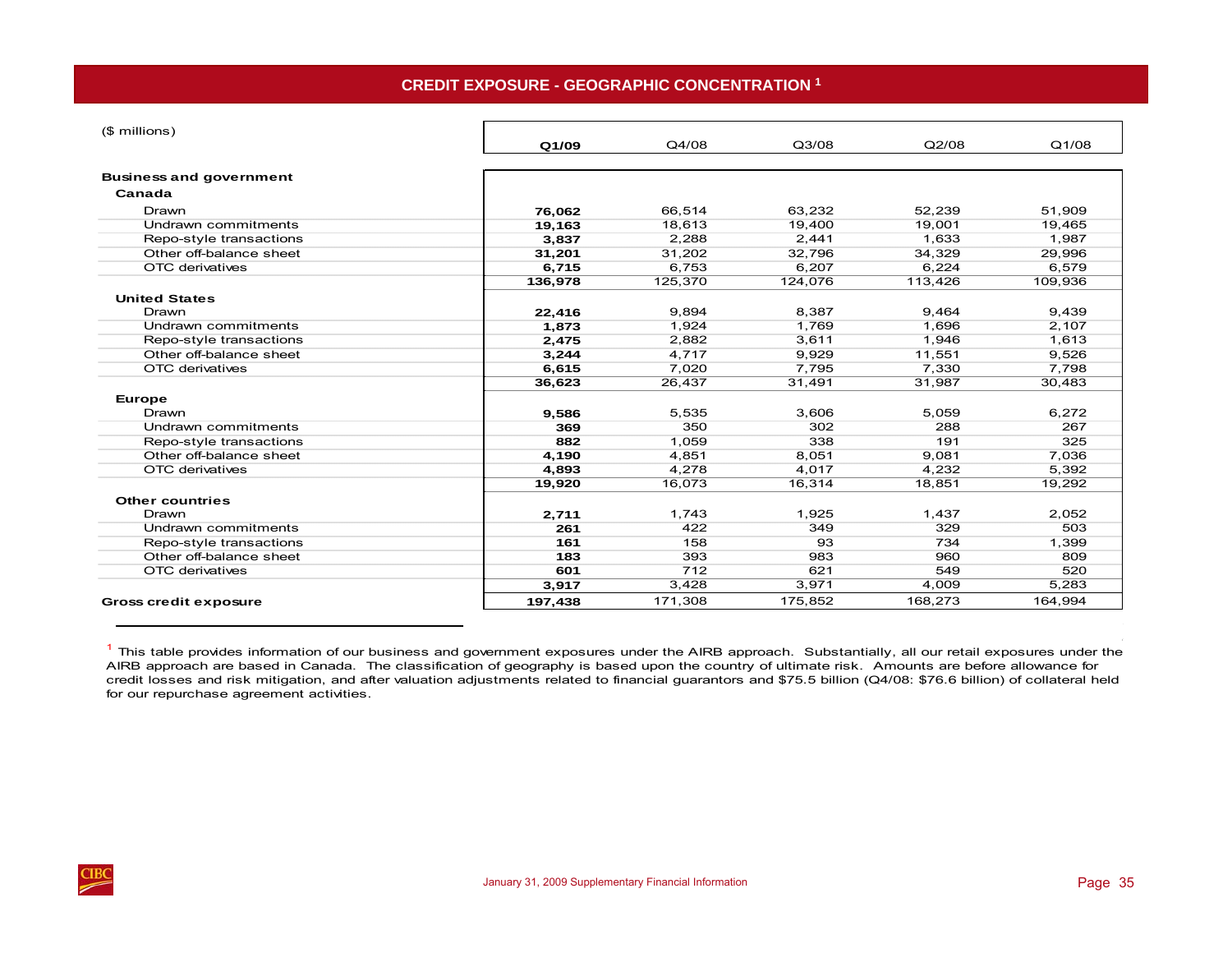## CREDIT EXPOSURE - GEOGRAPHIC CONCENTRATION [1]

| ($ millions) | **Q1/09** | Q4/08 | Q3/08 | Q2/08 | Q1/08 |
|---|---|---|---|---|---|
| **Business and government** | | | | | |
| **Canada** | | | | | |
| Drawn | **76,062** | 66,514 | 63,232 | 52,239 | 51,909 |
| Undrawn commitments | **19,163** | 18,613 | 19,400 | 19,001 | 19,465 |
| Repo-style transactions | **3,837** | 2,288 | 2,441 | 1,633 | 1,987 |
| Other off-balance sheet | **31,201** | 31,202 | 32,796 | 34,329 | 29,996 |
| OTC derivatives | **6,715** | 6,753 | 6,207 | 6,224 | 6,579 |
| | **136,978** | 125,370 | 124,076 | 113,426 | 109,936 |
| **United States** | | | | | |
| Drawn | **22,416** | 9,894 | 8,387 | 9,464 | 9,439 |
| Undrawn commitments | **1,873** | 1,924 | 1,769 | 1,696 | 2,107 |
| Repo-style transactions | **2,475** | 2,882 | 3,611 | 1,946 | 1,613 |
| Other off-balance sheet | **3,244** | 4,717 | 9,929 | 11,551 | 9,526 |
| OTC derivatives | **6,615** | 7,020 | 7,795 | 7,330 | 7,798 |
| | **36,623** | 26,437 | 31,491 | 31,987 | 30,483 |
| **Europe** | | | | | |
| Drawn | **9,586** | 5,535 | 3,606 | 5,059 | 6,272 |
| Undrawn commitments | **369** | 350 | 302 | 288 | 267 |
| Repo-style transactions | **882** | 1,059 | 338 | 191 | 325 |
| Other off-balance sheet | **4,190** | 4,851 | 8,051 | 9,081 | 7,036 |
| OTC derivatives | **4,893** | 4,278 | 4,017 | 4,232 | 5,392 |
| | **19,920** | 16,073 | 16,314 | 18,851 | 19,292 |
| **Other countries** | | | | | |
| Drawn | **2,711** | 1,743 | 1,925 | 1,437 | 2,052 |
| Undrawn commitments | **261** | 422 | 349 | 329 | 503 |
| Repo-style transactions | **161** | 158 | 93 | 734 | 1,399 |
| Other off-balance sheet | **183** | 393 | 983 | 960 | 809 |
| OTC derivatives | **601** | 712 | 621 | 549 | 520 |
| | **3,917** | 3,428 | 3,971 | 4,009 | 5,283 |
| **Gross credit exposure** | **197,438** | 171,308 | 175,852 | 168,273 | 164,994 |

[1] This table provides information of our business and government exposures under the AIRB approach. Substantially, all our retail exposures under the AIRB approach are based in Canada. The classification of geography is based upon the country of ultimate risk. Amounts are before allowance for credit losses and risk mitigation, and after valuation adjustments related to financial guarantors and $75.5 billion (Q4/08: $76.6 billion) of collateral held for our repurchase agreement activities.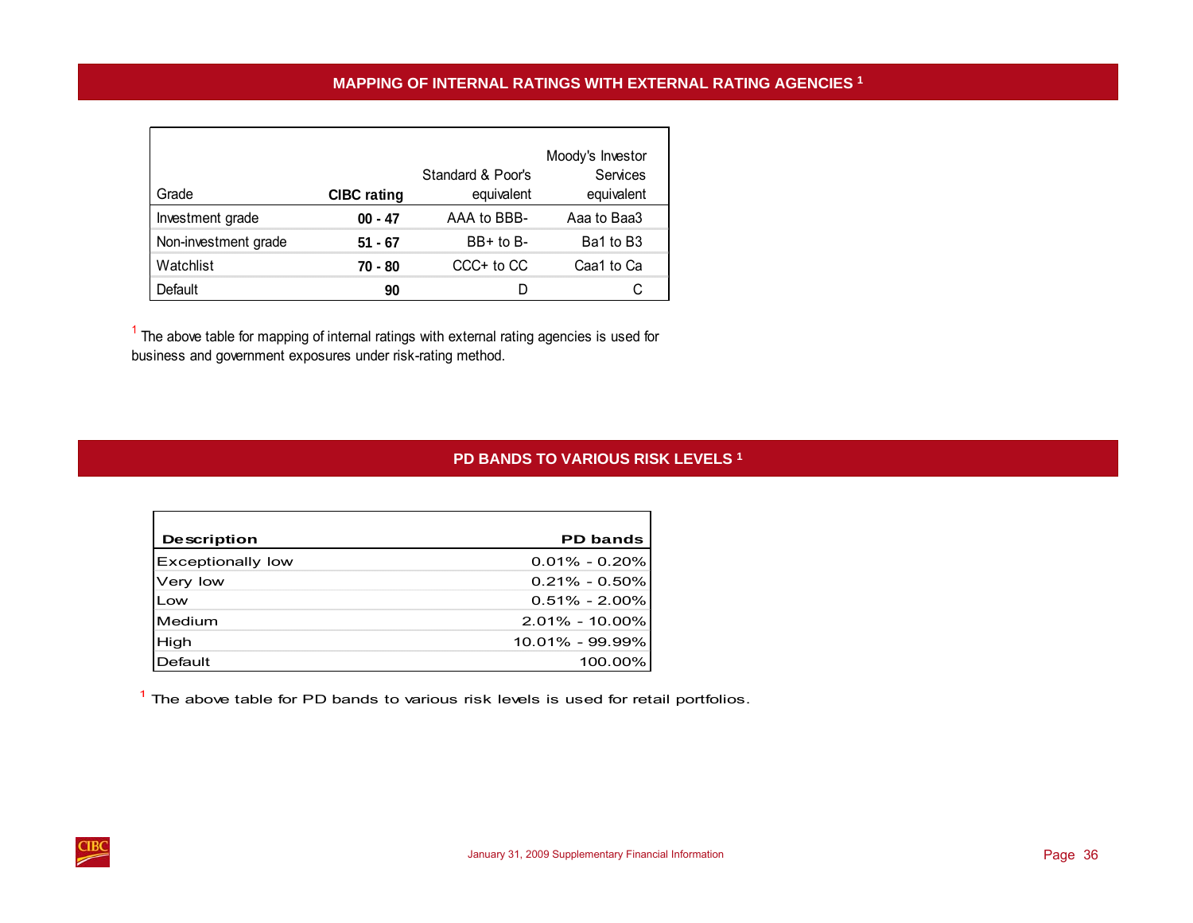## MAPPING OF INTERNAL RATINGS WITH EXTERNAL RATING AGENCIES [1]

| Grade | CIBC rating | Standard & Poor's equivalent | Moody's Investor Services equivalent |
|---|---|---|---|
| Investment grade | **00 - 47** | AAA to BBB- | Aaa to Baa3 |
| Non-investment grade | **51 - 67** | BB+ to B- | Ba1 to B3 |
| Watchlist | **70 - 80** | CCC+ to CC | Caa1 to Ca |
| Default | **90** | D | C |

[1] The above table for mapping of internal ratings with external rating agencies is used for business and government exposures under risk-rating method.

## PD BANDS TO VARIOUS RISK LEVELS [1]

| Description | PD bands |
|---|---|
| Exceptionally low | 0.01% - 0.20% |
| Very low | 0.21% - 0.50% |
| Low | 0.51% - 2.00% |
| Medium | 2.01% - 10.00% |
| High | 10.01% - 99.99% |
| Default | 100.00% |

[1] The above table for PD bands to various risk levels is used for retail portfolios.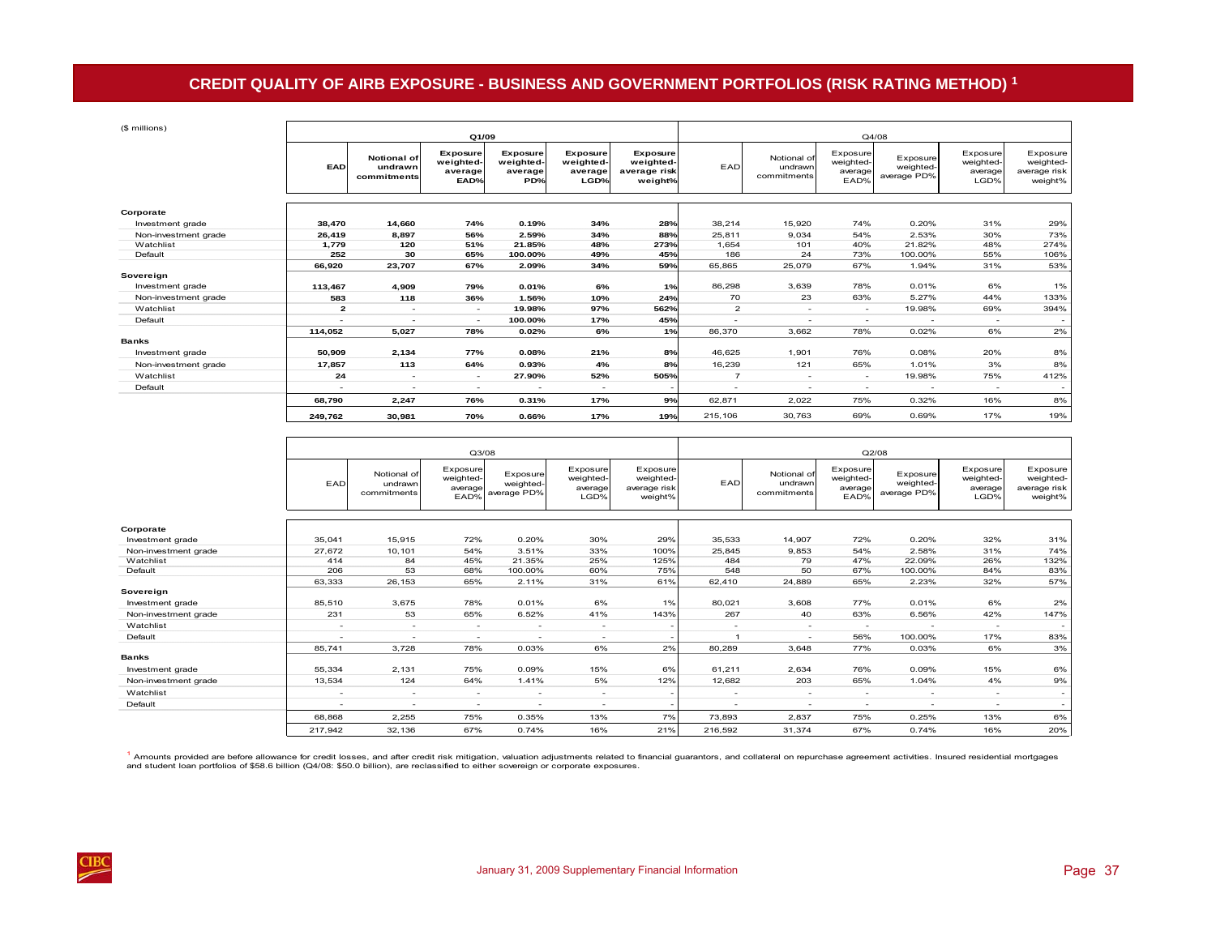# CREDIT QUALITY OF AIRB EXPOSURE - BUSINESS AND GOVERNMENT PORTFOLIOS (RISK RATING METHOD) [1]

| ($ millions) | Q1/09 | | | | | | Q4/08 | | | | | |
|---|---|---|---|---|---|---|---|---|---|---|---|---|
| | EAD | Notional of undrawn commitments | Exposure weighted-average EAD% | Exposure weighted-average PD% | Exposure weighted-average LGD% | Exposure weighted-average risk weight% | EAD | Notional of undrawn commitments | Exposure weighted-average EAD% | Exposure weighted-average PD% | Exposure weighted-average LGD% | Exposure weighted-average risk weight% |
| **Corporate** | | | | | | | | | | | | |
| Investment grade | 38,470 | 14,660 | 74% | 0.19% | 34% | 28% | 38,214 | 15,920 | 74% | 0.20% | 31% | 29% |
| Non-investment grade | 26,419 | 8,897 | 56% | 2.59% | 34% | 88% | 25,811 | 9,034 | 54% | 2.53% | 30% | 73% |
| Watchlist | 1,779 | 120 | 51% | 21.85% | 48% | 273% | 1,654 | 101 | 40% | 21.82% | 48% | 274% |
| Default | 252 | 30 | 65% | 100.00% | 49% | 45% | 186 | 24 | 73% | 100.00% | 55% | 106% |
| | 66,920 | 23,707 | 67% | 2.09% | 34% | 59% | 65,865 | 25,079 | 67% | 1.94% | 31% | 53% |
| **Sovereign** | | | | | | | | | | | | |
| Investment grade | 113,467 | 4,909 | 79% | 0.01% | 6% | 1% | 86,298 | 3,639 | 78% | 0.01% | 6% | 1% |
| Non-investment grade | 583 | 118 | 36% | 1.56% | 10% | 24% | 70 | 23 | 63% | 5.27% | 44% | 133% |
| Watchlist | 2 | - | - | 19.98% | 97% | 562% | 2 | - | - | 19.98% | 69% | 394% |
| Default | - | - | - | 100.00% | 17% | 45% | - | - | - | - | - | - |
| | 114,052 | 5,027 | 78% | 0.02% | 6% | 1% | 86,370 | 3,662 | 78% | 0.02% | 6% | 2% |
| **Banks** | | | | | | | | | | | | |
| Investment grade | 50,909 | 2,134 | 77% | 0.08% | 21% | 8% | 46,625 | 1,901 | 76% | 0.08% | 20% | 8% |
| Non-investment grade | 17,857 | 113 | 64% | 0.93% | 4% | 8% | 16,239 | 121 | 65% | 1.01% | 3% | 8% |
| Watchlist | 24 | - | - | 27.90% | 52% | 505% | 7 | - | - | 19.98% | 75% | 412% |
| Default | - | - | - | - | - | - | - | - | - | - | - | - |
| | 68,790 | 2,247 | 76% | 0.31% | 17% | 9% | 62,871 | 2,022 | 75% | 0.32% | 16% | 8% |
| | 249,762 | 30,981 | 70% | 0.66% | 17% | 19% | 215,106 | 30,763 | 69% | 0.69% | 17% | 19% |

| | Q3/08 | | | | | | Q2/08 | | | | | |
|---|---|---|---|---|---|---|---|---|---|---|---|---|
| | EAD | Notional of undrawn commitments | Exposure weighted-average EAD% | Exposure weighted-average PD% | Exposure weighted-average LGD% | Exposure weighted-average risk weight% | EAD | Notional of undrawn commitments | Exposure weighted-average EAD% | Exposure weighted-average PD% | Exposure weighted-average LGD% | Exposure weighted-average risk weight% |
| **Corporate** | | | | | | | | | | | | |
| Investment grade | 35,041 | 15,915 | 72% | 0.20% | 30% | 29% | 35,533 | 14,907 | 72% | 0.20% | 32% | 31% |
| Non-investment grade | 27,672 | 10,101 | 54% | 3.51% | 33% | 100% | 25,845 | 9,853 | 54% | 2.58% | 31% | 74% |
| Watchlist | 414 | 84 | 45% | 21.35% | 25% | 125% | 484 | 79 | 47% | 22.09% | 26% | 132% |
| Default | 206 | 53 | 68% | 100.00% | 60% | 75% | 548 | 50 | 67% | 100.00% | 84% | 83% |
| | 63,333 | 26,153 | 65% | 2.11% | 31% | 61% | 62,410 | 24,889 | 65% | 2.23% | 32% | 57% |
| **Sovereign** | | | | | | | | | | | | |
| Investment grade | 85,510 | 3,675 | 78% | 0.01% | 6% | 1% | 80,021 | 3,608 | 77% | 0.01% | 6% | 2% |
| Non-investment grade | 231 | 53 | 65% | 6.52% | 41% | 143% | 267 | 40 | 63% | 6.56% | 42% | 147% |
| Watchlist | - | - | - | - | - | - | - | - | - | - | - | - |
| Default | - | - | - | - | - | - | 1 | - | 56% | 100.00% | 17% | 83% |
| | 85,741 | 3,728 | 78% | 0.03% | 6% | 2% | 80,289 | 3,648 | 77% | 0.03% | 6% | 3% |
| **Banks** | | | | | | | | | | | | |
| Investment grade | 55,334 | 2,131 | 75% | 0.09% | 15% | 6% | 61,211 | 2,634 | 76% | 0.09% | 15% | 6% |
| Non-investment grade | 13,534 | 124 | 64% | 1.41% | 5% | 12% | 12,682 | 203 | 65% | 1.04% | 4% | 9% |
| Watchlist | - | - | - | - | - | - | - | - | - | - | - | - |
| Default | - | - | - | - | - | - | - | - | - | - | - | - |
| | 68,868 | 2,255 | 75% | 0.35% | 13% | 7% | 73,893 | 2,837 | 75% | 0.25% | 13% | 6% |
| | 217,942 | 32,136 | 67% | 0.74% | 16% | 21% | 216,592 | 31,374 | 67% | 0.74% | 16% | 20% |

[1] Amounts provided are before allowance for credit losses, and after credit risk mitigation, valuation adjustments related to financial guarantors, and collateral on repurchase agreement activities. Insured residential mortgages and student loan portfolios of $58.6 billion (Q4/08: $50.0 billion), are reclassified to either sovereign or corporate exposures.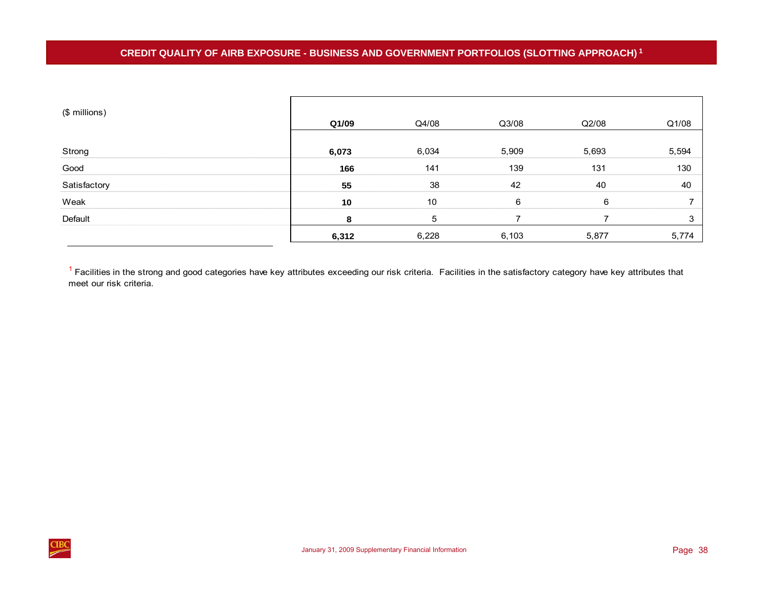## CREDIT QUALITY OF AIRB EXPOSURE - BUSINESS AND GOVERNMENT PORTFOLIOS (SLOTTING APPROACH) [1]

| ($ millions) | **Q1/09** | Q4/08 | Q3/08 | Q2/08 | Q1/08 |
|---|---|---|---|---|---|
| Strong | **6,073** | 6,034 | 5,909 | 5,693 | 5,594 |
| Good | **166** | 141 | 139 | 131 | 130 |
| Satisfactory | **55** | 38 | 42 | 40 | 40 |
| Weak | **10** | 10 | 6 | 6 | 7 |
| Default | **8** | 5 | 7 | 7 | 3 |
| | **6,312** | 6,228 | 6,103 | 5,877 | 5,774 |

[1] Facilities in the strong and good categories have key attributes exceeding our risk criteria. Facilities in the satisfactory category have key attributes that meet our risk criteria.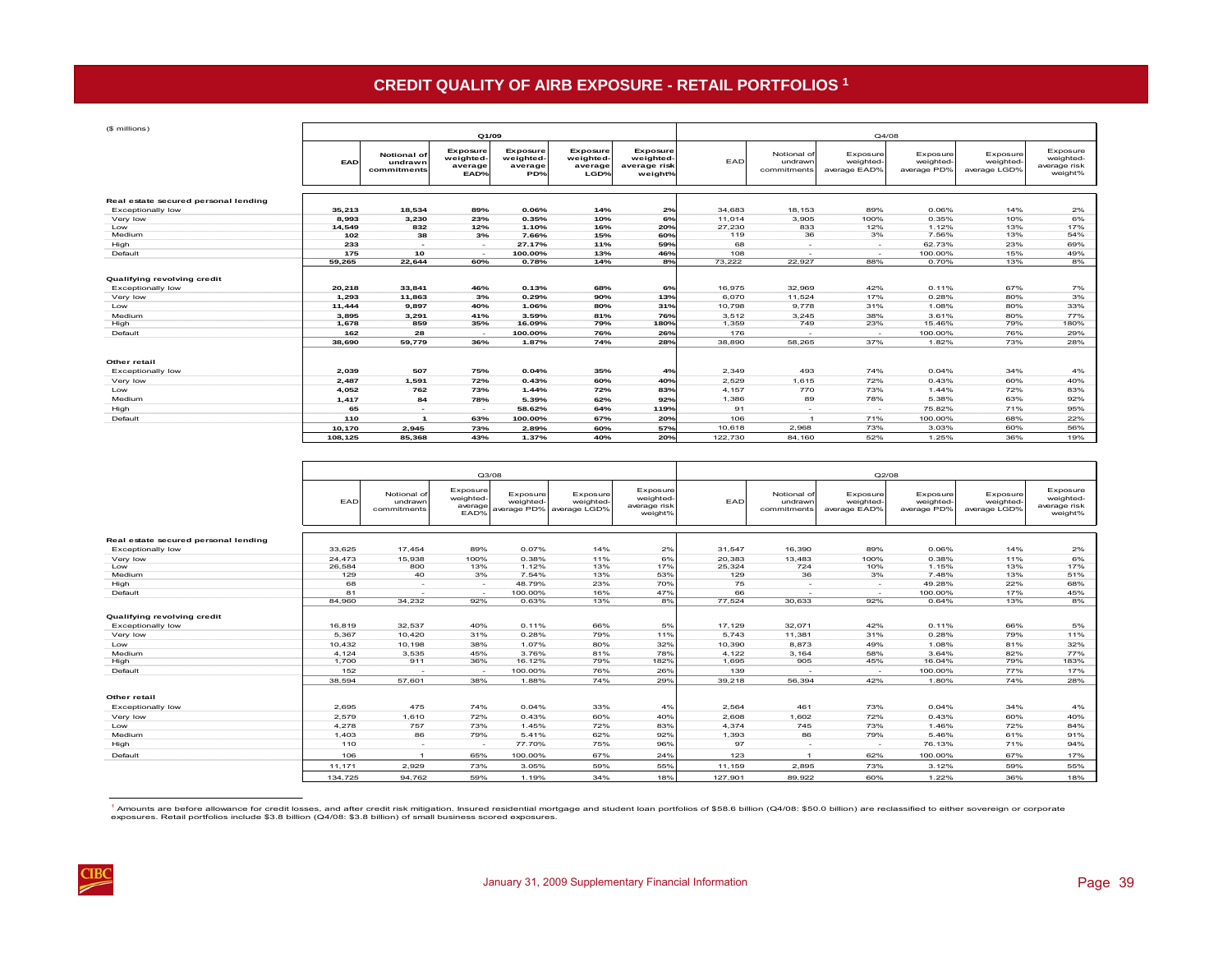# CREDIT QUALITY OF AIRB EXPOSURE - RETAIL PORTFOLIOS [1]

($ millions)

| | Q1/09 | | | | | | Q4/08 | | | | | |
|---|---|---|---|---|---|---|---|---|---|---|---|---|
| | EAD | Notional of undrawn commitments | Exposure weighted-average EAD% | Exposure weighted-average PD% | Exposure weighted-average LGD% | Exposure weighted-average risk weight% | EAD | Notional of undrawn commitments | Exposure weighted-average EAD% | Exposure weighted-average PD% | Exposure weighted-average LGD% | Exposure weighted-average risk weight% |
| **Real estate secured personal lending** | | | | | | | | | | | | |
| Exceptionally low | 35,213 | 18,534 | 89% | 0.06% | 14% | 2% | 34,683 | 18,153 | 89% | 0.06% | 14% | 2% |
| Very low | 8,993 | 3,230 | 23% | 0.35% | 10% | 6% | 11,014 | 3,905 | 100% | 0.35% | 10% | 6% |
| Low | 14,549 | 832 | 12% | 1.10% | 16% | 20% | 27,230 | 833 | 12% | 1.12% | 13% | 17% |
| Medium | 102 | 38 | 3% | 7.66% | 15% | 60% | 119 | 36 | 3% | 7.56% | 13% | 54% |
| High | 233 | - | - | 27.17% | 11% | 59% | 68 | - | - | 62.73% | 23% | 69% |
| Default | 175 | 10 | - | 100.00% | 13% | 46% | 108 | - | - | 100.00% | 15% | 49% |
| | 59,265 | 22,644 | 60% | 0.78% | 14% | 8% | 73,222 | 22,927 | 88% | 0.70% | 13% | 8% |
| **Qualifying revolving credit** | | | | | | | | | | | | |
| Exceptionally low | 20,218 | 33,841 | 46% | 0.13% | 68% | 6% | 16,975 | 32,969 | 42% | 0.11% | 67% | 7% |
| Very low | 1,293 | 11,863 | 3% | 0.29% | 90% | 13% | 6,070 | 11,524 | 17% | 0.28% | 80% | 3% |
| Low | 11,444 | 9,897 | 40% | 1.06% | 80% | 31% | 10,798 | 9,778 | 31% | 1.08% | 80% | 33% |
| Medium | 3,895 | 3,291 | 41% | 3.59% | 81% | 76% | 3,512 | 3,245 | 38% | 3.61% | 80% | 77% |
| High | 1,678 | 859 | 35% | 16.09% | 79% | 180% | 1,359 | 749 | 23% | 15.46% | 79% | 180% |
| Default | 162 | 28 | - | 100.00% | 76% | 26% | 176 | - | - | 100.00% | 76% | 29% |
| | 38,690 | 59,779 | 36% | 1.87% | 74% | 28% | 38,890 | 58,265 | 37% | 1.82% | 73% | 28% |
| **Other retail** | | | | | | | | | | | | |
| Exceptionally low | 2,039 | 507 | 75% | 0.04% | 35% | 4% | 2,349 | 493 | 74% | 0.04% | 34% | 4% |
| Very low | 2,487 | 1,591 | 72% | 0.43% | 60% | 40% | 2,529 | 1,615 | 72% | 0.43% | 60% | 40% |
| Low | 4,052 | 762 | 73% | 1.44% | 72% | 83% | 4,157 | 770 | 73% | 1.44% | 72% | 83% |
| Medium | 1,417 | 84 | 78% | 5.39% | 62% | 92% | 1,386 | 89 | 78% | 5.38% | 63% | 92% |
| High | 65 | - | - | 58.62% | 64% | 119% | 91 | - | - | 75.82% | 71% | 95% |
| Default | 110 | 1 | 63% | 100.00% | 67% | 20% | 106 | 1 | 71% | 100.00% | 68% | 22% |
| | 10,170 | 2,945 | 73% | 2.89% | 60% | 57% | 10,618 | 2,968 | 73% | 3.03% | 60% | 56% |
| | 108,125 | 85,368 | 43% | 1.37% | 40% | 20% | 122,730 | 84,160 | 52% | 1.25% | 36% | 19% |

| | Q3/08 | | | | | | Q2/08 | | | | | |
|---|---|---|---|---|---|---|---|---|---|---|---|---|
| | EAD | Notional of undrawn commitments | Exposure weighted-average EAD% | Exposure weighted-average PD% | Exposure weighted-average LGD% | Exposure weighted-average risk weight% | EAD | Notional of undrawn commitments | Exposure weighted-average EAD% | Exposure weighted-average PD% | Exposure weighted-average LGD% | Exposure weighted-average risk weight% |
| **Real estate secured personal lending** | | | | | | | | | | | | |
| Exceptionally low | 33,625 | 17,454 | 89% | 0.07% | 14% | 2% | 31,547 | 16,390 | 89% | 0.06% | 14% | 2% |
| Very low | 24,473 | 15,938 | 100% | 0.38% | 11% | 6% | 20,383 | 13,483 | 100% | 0.38% | 11% | 6% |
| Low | 26,584 | 800 | 13% | 1.12% | 13% | 17% | 25,324 | 724 | 10% | 1.15% | 13% | 17% |
| Medium | 129 | 40 | 3% | 7.54% | 13% | 53% | 129 | 36 | 3% | 7.48% | 13% | 51% |
| High | 68 | - | - | 48.79% | 23% | 70% | 75 | - | - | 49.28% | 22% | 68% |
| Default | 81 | - | - | 100.00% | 16% | 47% | 66 | - | - | 100.00% | 17% | 45% |
| | 84,960 | 34,232 | 92% | 0.63% | 13% | 8% | 77,524 | 30,633 | 92% | 0.64% | 13% | 8% |
| **Qualifying revolving credit** | | | | | | | | | | | | |
| Exceptionally low | 16,819 | 32,537 | 40% | 0.11% | 66% | 5% | 17,129 | 32,071 | 42% | 0.11% | 66% | 5% |
| Very low | 5,367 | 10,420 | 31% | 0.28% | 79% | 11% | 5,743 | 11,381 | 31% | 0.28% | 79% | 11% |
| Low | 10,432 | 10,198 | 38% | 1.07% | 80% | 32% | 10,390 | 8,873 | 49% | 1.08% | 81% | 32% |
| Medium | 4,124 | 3,535 | 45% | 3.76% | 81% | 78% | 4,122 | 3,164 | 58% | 3.64% | 82% | 77% |
| High | 1,700 | 911 | 36% | 16.12% | 79% | 182% | 1,695 | 905 | 45% | 16.04% | 79% | 183% |
| Default | 152 | - | - | 100.00% | 76% | 26% | 139 | - | - | 100.00% | 77% | 17% |
| | 38,594 | 57,601 | 38% | 1.88% | 74% | 29% | 39,218 | 56,394 | 42% | 1.80% | 74% | 28% |
| **Other retail** | | | | | | | | | | | | |
| Exceptionally low | 2,695 | 475 | 74% | 0.04% | 33% | 4% | 2,564 | 461 | 73% | 0.04% | 34% | 4% |
| Very low | 2,579 | 1,610 | 72% | 0.43% | 60% | 40% | 2,608 | 1,602 | 72% | 0.43% | 60% | 40% |
| Low | 4,278 | 757 | 73% | 1.45% | 72% | 83% | 4,374 | 745 | 73% | 1.46% | 72% | 84% |
| Medium | 1,403 | 86 | 79% | 5.41% | 62% | 92% | 1,393 | 86 | 79% | 5.46% | 61% | 91% |
| High | 110 | - | - | 77.70% | 75% | 96% | 97 | - | - | 76.13% | 71% | 94% |
| Default | 106 | 1 | 65% | 100.00% | 67% | 24% | 123 | 1 | 62% | 100.00% | 67% | 17% |
| | 11,171 | 2,929 | 73% | 3.05% | 59% | 55% | 11,159 | 2,895 | 73% | 3.12% | 59% | 55% |
| | 134,725 | 94,762 | 59% | 1.19% | 34% | 18% | 127,901 | 89,922 | 60% | 1.22% | 36% | 18% |

[1] Amounts are before allowance for credit losses, and after credit risk mitigation. Insured residential mortgage and student loan portfolios of $58.6 billion (Q4/08: $50.0 billion) are reclassified to either sovereign or corporate exposures. Retail portfolios include $3.8 billion (Q4/08: $3.8 billion) of small business scored exposures.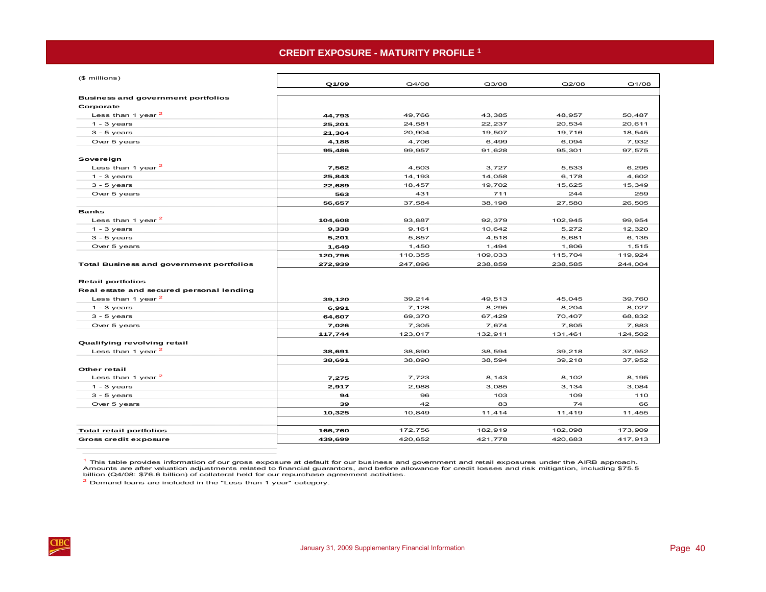# CREDIT EXPOSURE - MATURITY PROFILE [1]

| ($ millions) | Q1/09 | Q4/08 | Q3/08 | Q2/08 | Q1/08 |
|---|---|---|---|---|---|
| **Business and government portfolios** | | | | | |
| **Corporate** | | | | | |
| Less than 1 year [2] | **44,793** | 49,766 | 43,385 | 48,957 | 50,487 |
| 1 - 3 years | **25,201** | 24,581 | 22,237 | 20,534 | 20,611 |
| 3 - 5 years | **21,304** | 20,904 | 19,507 | 19,716 | 18,545 |
| Over 5 years | **4,188** | 4,706 | 6,499 | 6,094 | 7,932 |
| | **95,486** | 99,957 | 91,628 | 95,301 | 97,575 |
| **Sovereign** | | | | | |
| Less than 1 year [2] | **7,562** | 4,503 | 3,727 | 5,533 | 6,295 |
| 1 - 3 years | **25,843** | 14,193 | 14,058 | 6,178 | 4,602 |
| 3 - 5 years | **22,689** | 18,457 | 19,702 | 15,625 | 15,349 |
| Over 5 years | **563** | 431 | 711 | 244 | 259 |
| | **56,657** | 37,584 | 38,198 | 27,580 | 26,505 |
| **Banks** | | | | | |
| Less than 1 year [2] | **104,608** | 93,887 | 92,379 | 102,945 | 99,954 |
| 1 - 3 years | **9,338** | 9,161 | 10,642 | 5,272 | 12,320 |
| 3 - 5 years | **5,201** | 5,857 | 4,518 | 5,681 | 6,135 |
| Over 5 years | **1,649** | 1,450 | 1,494 | 1,806 | 1,515 |
| | **120,796** | 110,355 | 109,033 | 115,704 | 119,924 |
| **Total Business and government portfolios** | **272,939** | 247,896 | 238,859 | 238,585 | 244,004 |
| **Retail portfolios** | | | | | |
| **Real estate and secured personal lending** | | | | | |
| Less than 1 year [2] | **39,120** | 39,214 | 49,513 | 45,045 | 39,760 |
| 1 - 3 years | **6,991** | 7,128 | 8,295 | 8,204 | 8,027 |
| 3 - 5 years | **64,607** | 69,370 | 67,429 | 70,407 | 68,832 |
| Over 5 years | **7,026** | 7,305 | 7,674 | 7,805 | 7,883 |
| | **117,744** | 123,017 | 132,911 | 131,461 | 124,502 |
| **Qualifying revolving retail** | | | | | |
| Less than 1 year [2] | **38,691** | 38,890 | 38,594 | 39,218 | 37,952 |
| | **38,691** | 38,890 | 38,594 | 39,218 | 37,952 |
| **Other retail** | | | | | |
| Less than 1 year [2] | **7,275** | 7,723 | 8,143 | 8,102 | 8,195 |
| 1 - 3 years | **2,917** | 2,988 | 3,085 | 3,134 | 3,084 |
| 3 - 5 years | **94** | 96 | 103 | 109 | 110 |
| Over 5 years | **39** | 42 | 83 | 74 | 66 |
| | **10,325** | 10,849 | 11,414 | 11,419 | 11,455 |
| **Total retail portfolios** | **166,760** | 172,756 | 182,919 | 182,098 | 173,909 |
| **Gross credit exposure** | **439,699** | 420,652 | 421,778 | 420,683 | 417,913 |

[1] This table provides information of our gross exposure at default for our business and government and retail exposures under the AIRB approach. Amounts are after valuation adjustments related to financial guarantors, and before allowance for credit losses and risk mitigation, including $75.5 billion (Q4/08: $76.6 billion) of collateral held for our repurchase agreement activities.

[2] Demand loans are included in the "Less than 1 year" category.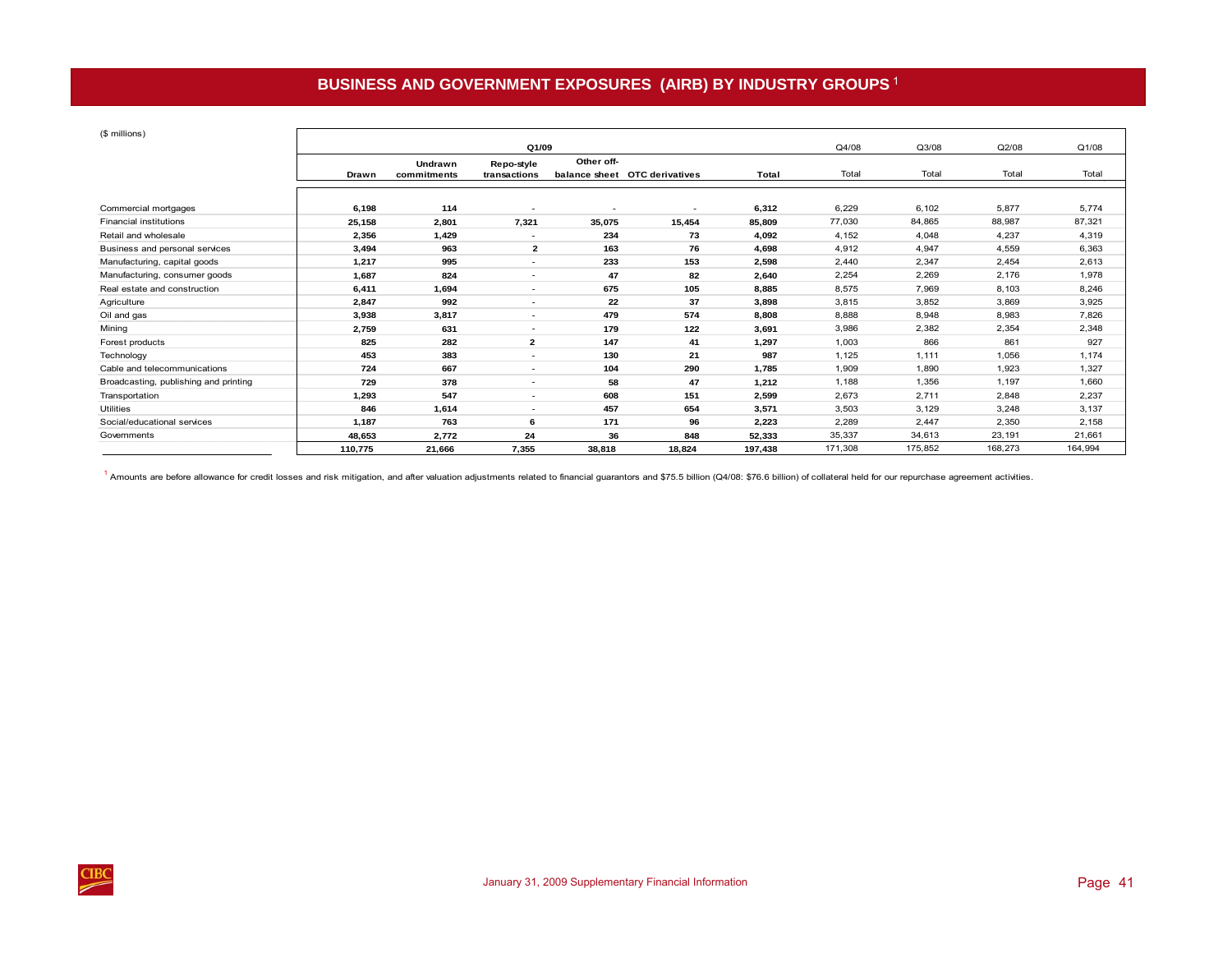# BUSINESS AND GOVERNMENT EXPOSURES (AIRB) BY INDUSTRY GROUPS [1]

($ millions)

| | Q1/09 | | | | | | Q4/08 | Q3/08 | Q2/08 | Q1/08 |
|---|---|---|---|---|---|---|---|---|---|---|
| | Drawn | Undrawn commitments | Repo-style transactions | Other off-balance sheet | OTC derivatives | Total | Total | Total | Total | Total |
| Commercial mortgages | 6,198 | 114 | - | - | - | 6,312 | 6,229 | 6,102 | 5,877 | 5,774 |
| Financial institutions | 25,158 | 2,801 | 7,321 | 35,075 | 15,454 | 85,809 | 77,030 | 84,865 | 88,987 | 87,321 |
| Retail and wholesale | 2,356 | 1,429 | - | 234 | 73 | 4,092 | 4,152 | 4,048 | 4,237 | 4,319 |
| Business and personal services | 3,494 | 963 | 2 | 163 | 76 | 4,698 | 4,912 | 4,947 | 4,559 | 6,363 |
| Manufacturing, capital goods | 1,217 | 995 | - | 233 | 153 | 2,598 | 2,440 | 2,347 | 2,454 | 2,613 |
| Manufacturing, consumer goods | 1,687 | 824 | - | 47 | 82 | 2,640 | 2,254 | 2,269 | 2,176 | 1,978 |
| Real estate and construction | 6,411 | 1,694 | - | 675 | 105 | 8,885 | 8,575 | 7,969 | 8,103 | 8,246 |
| Agriculture | 2,847 | 992 | - | 22 | 37 | 3,898 | 3,815 | 3,852 | 3,869 | 3,925 |
| Oil and gas | 3,938 | 3,817 | - | 479 | 574 | 8,808 | 8,888 | 8,948 | 8,983 | 7,826 |
| Mining | 2,759 | 631 | - | 179 | 122 | 3,691 | 3,986 | 2,382 | 2,354 | 2,348 |
| Forest products | 825 | 282 | 2 | 147 | 41 | 1,297 | 1,003 | 866 | 861 | 927 |
| Technology | 453 | 383 | - | 130 | 21 | 987 | 1,125 | 1,111 | 1,056 | 1,174 |
| Cable and telecommunications | 724 | 667 | - | 104 | 290 | 1,785 | 1,909 | 1,890 | 1,923 | 1,327 |
| Broadcasting, publishing and printing | 729 | 378 | - | 58 | 47 | 1,212 | 1,188 | 1,356 | 1,197 | 1,660 |
| Transportation | 1,293 | 547 | - | 608 | 151 | 2,599 | 2,673 | 2,711 | 2,848 | 2,237 |
| Utilities | 846 | 1,614 | - | 457 | 654 | 3,571 | 3,503 | 3,129 | 3,248 | 3,137 |
| Social/educational services | 1,187 | 763 | 6 | 171 | 96 | 2,223 | 2,289 | 2,447 | 2,350 | 2,158 |
| Governments | 48,653 | 2,772 | 24 | 36 | 848 | 52,333 | 35,337 | 34,613 | 23,191 | 21,661 |
| | 110,775 | 21,666 | 7,355 | 38,818 | 18,824 | 197,438 | 171,308 | 175,852 | 168,273 | 164,994 |

[1] Amounts are before allowance for credit losses and risk mitigation, and after valuation adjustments related to financial guarantors and $75.5 billion (Q4/08: $76.6 billion) of collateral held for our repurchase agreement activities.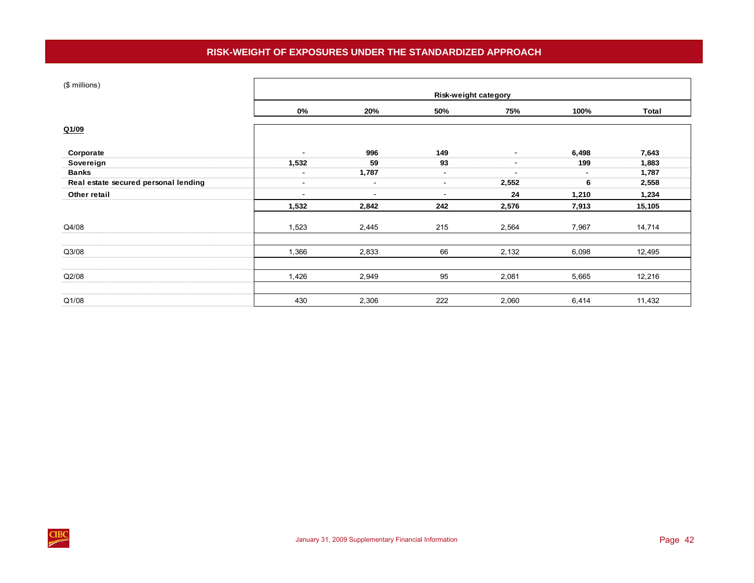# RISK-WEIGHT OF EXPOSURES UNDER THE STANDARDIZED APPROACH

| ($ millions) | Risk-weight category | | | | | |
|---|---|---|---|---|---|---|
| | **0%** | **20%** | **50%** | **75%** | **100%** | **Total** |
| **Q1/09** | | | | | | |
| **Corporate** | - | **996** | **149** | - | **6,498** | **7,643** |
| **Sovereign** | **1,532** | **59** | **93** | - | **199** | **1,883** |
| **Banks** | - | **1,787** | - | - | - | **1,787** |
| **Real estate secured personal lending** | - | - | - | **2,552** | **6** | **2,558** |
| **Other retail** | - | - | - | **24** | **1,210** | **1,234** |
| | **1,532** | **2,842** | **242** | **2,576** | **7,913** | **15,105** |
| Q4/08 | 1,523 | 2,445 | 215 | 2,564 | 7,967 | 14,714 |
| Q3/08 | 1,366 | 2,833 | 66 | 2,132 | 6,098 | 12,495 |
| Q2/08 | 1,426 | 2,949 | 95 | 2,081 | 5,665 | 12,216 |
| Q1/08 | 430 | 2,306 | 222 | 2,060 | 6,414 | 11,432 |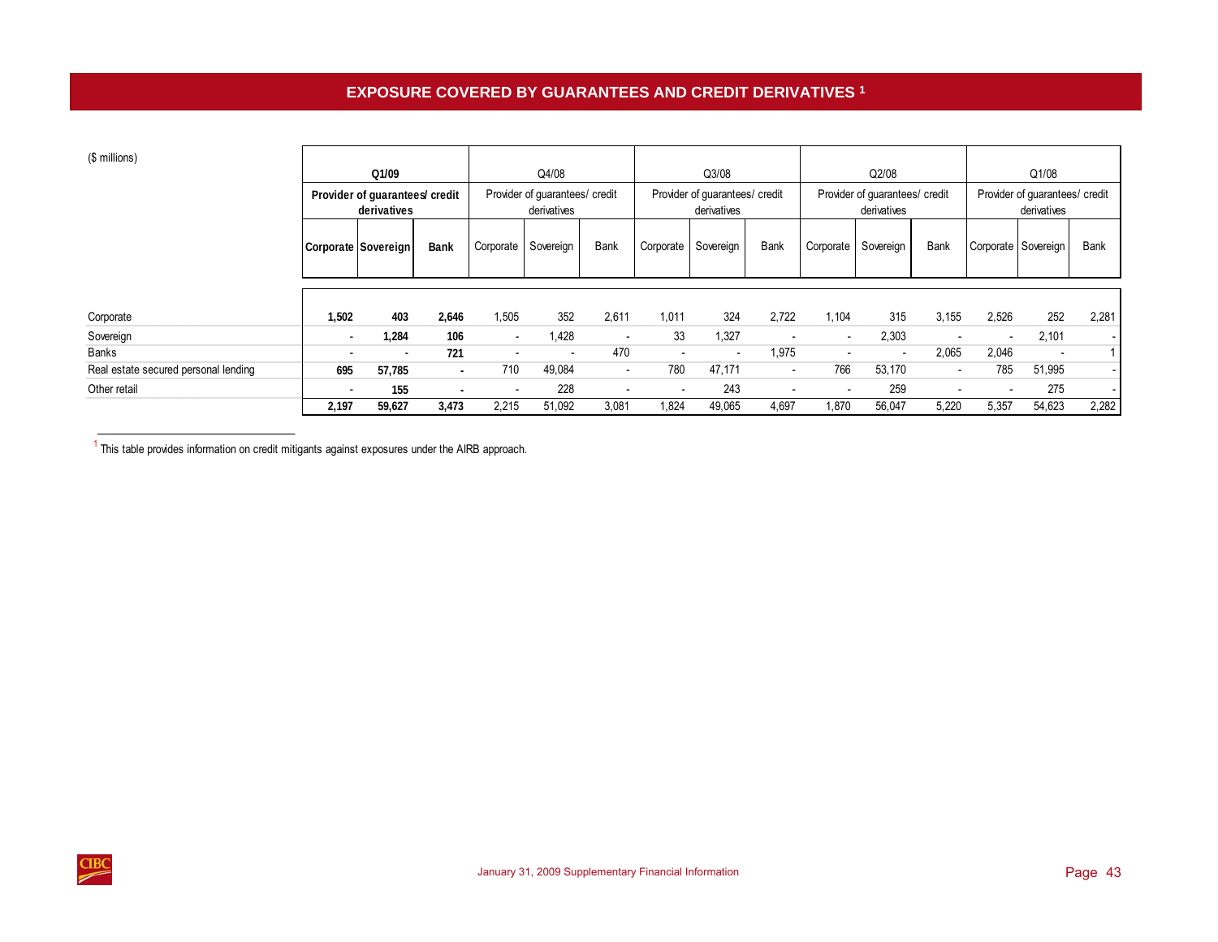# EXPOSURE COVERED BY GUARANTEES AND CREDIT DERIVATIVES [1]

| ($ millions) | Q1/09 | | | Q4/08 | | | Q3/08 | | | Q2/08 | | | Q1/08 | | |
|---|---|---|---|---|---|---|---|---|---|---|---|---|---|---|---|
| | Provider of guarantees/ credit derivatives | | | Provider of guarantees/ credit derivatives | | | Provider of guarantees/ credit derivatives | | | Provider of guarantees/ credit derivatives | | | Provider of guarantees/ credit derivatives | | |
| | Corporate | Sovereign | Bank | Corporate | Sovereign | Bank | Corporate | Sovereign | Bank | Corporate | Sovereign | Bank | Corporate | Sovereign | Bank |
| Corporate | 1,502 | 403 | 2,646 | 1,505 | 352 | 2,611 | 1,011 | 324 | 2,722 | 1,104 | 315 | 3,155 | 2,526 | 252 | 2,281 |
| Sovereign | - | 1,284 | 106 | - | 1,428 | - | 33 | 1,327 | - | - | 2,303 | - | - | 2,101 | - |
| Banks | - | - | 721 | - | - | 470 | - | - | 1,975 | - | - | 2,065 | 2,046 | - | 1 |
| Real estate secured personal lending | 695 | 57,785 | - | 710 | 49,084 | - | 780 | 47,171 | - | 766 | 53,170 | - | 785 | 51,995 | - |
| Other retail | - | 155 | - | - | 228 | - | - | 243 | - | - | 259 | - | - | 275 | - |
| | 2,197 | 59,627 | 3,473 | 2,215 | 51,092 | 3,081 | 1,824 | 49,065 | 4,697 | 1,870 | 56,047 | 5,220 | 5,357 | 54,623 | 2,282 |

[1] This table provides information on credit mitigants against exposures under the AIRB approach.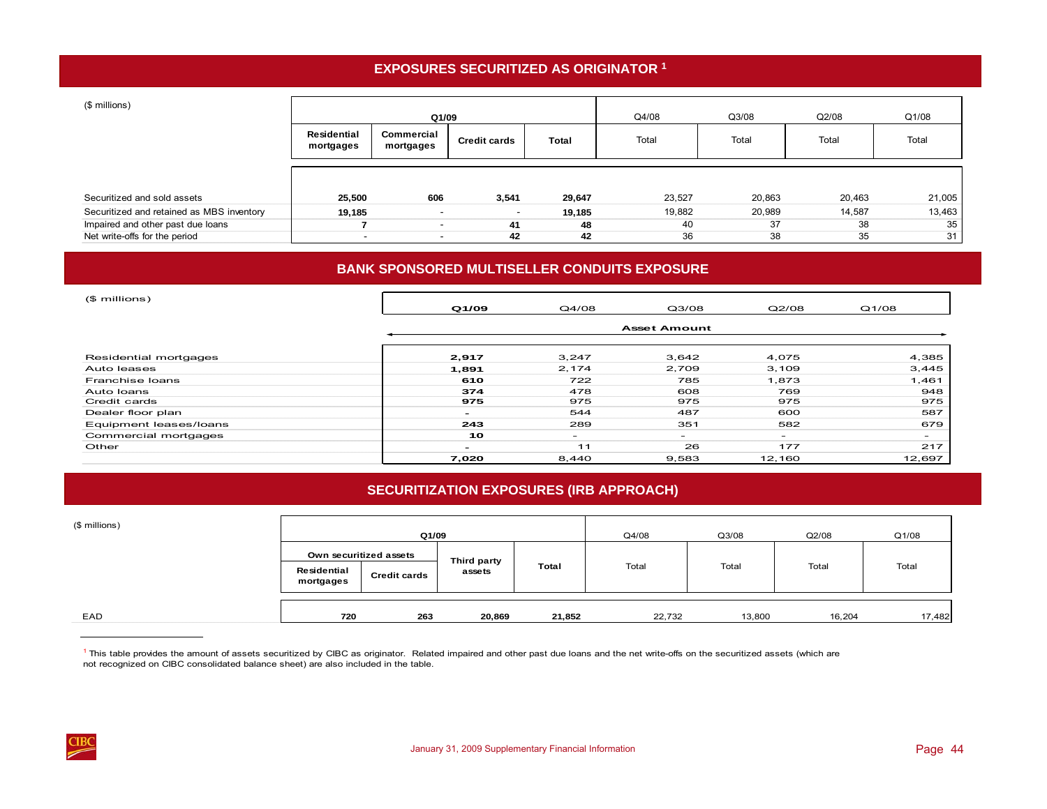## EXPOSURES SECURITIZED AS ORIGINATOR [1]

| ($ millions) | Q1/09 | | | | Q4/08 | Q3/08 | Q2/08 | Q1/08 |
|---|---|---|---|---|---|---|---|---|
| | Residential mortgages | Commercial mortgages | Credit cards | Total | Total | Total | Total | Total |
| Securitized and sold assets | **25,500** | **606** | **3,541** | **29,647** | 23,527 | 20,863 | 20,463 | 21,005 |
| Securitized and retained as MBS inventory | **19,185** | - | - | **19,185** | 19,882 | 20,989 | 14,587 | 13,463 |
| Impaired and other past due loans | **7** | - | **41** | **48** | 40 | 37 | 38 | 35 |
| Net write-offs for the period | - | - | **42** | **42** | 36 | 38 | 35 | 31 |

## BANK SPONSORED MULTISELLER CONDUITS EXPOSURE

| ($ millions) | Q1/09 | Q4/08 | Q3/08 | Q2/08 | Q1/08 |
|---|---|---|---|---|---|
| | Asset Amount | | | | |
| Residential mortgages | **2,917** | 3,247 | 3,642 | 4,075 | 4,385 |
| Auto leases | **1,891** | 2,174 | 2,709 | 3,109 | 3,445 |
| Franchise loans | **610** | 722 | 785 | 1,873 | 1,461 |
| Auto loans | **374** | 478 | 608 | 769 | 948 |
| Credit cards | **975** | 975 | 975 | 975 | 975 |
| Dealer floor plan | - | 544 | 487 | 600 | 587 |
| Equipment leases/loans | **243** | 289 | 351 | 582 | 679 |
| Commercial mortgages | **10** | - | - | - | - |
| Other | - | 11 | 26 | 177 | 217 |
| | **7,020** | 8,440 | 9,583 | 12,160 | 12,697 |

## SECURITIZATION EXPOSURES (IRB APPROACH)

| ($ millions) | Q1/09 | | | | Q4/08 | Q3/08 | Q2/08 | Q1/08 |
|---|---|---|---|---|---|---|---|---|
| | Own securitized assets | | Third party assets | Total | Total | Total | Total | Total |
| | Residential mortgages | Credit cards | | | | | | |
| EAD | **720** | **263** | **20,869** | **21,852** | 22,732 | 13,800 | 16,204 | 17,482 |

[1] This table provides the amount of assets securitized by CIBC as originator. Related impaired and other past due loans and the net write-offs on the securitized assets (which are not recognized on CIBC consolidated balance sheet) are also included in the table.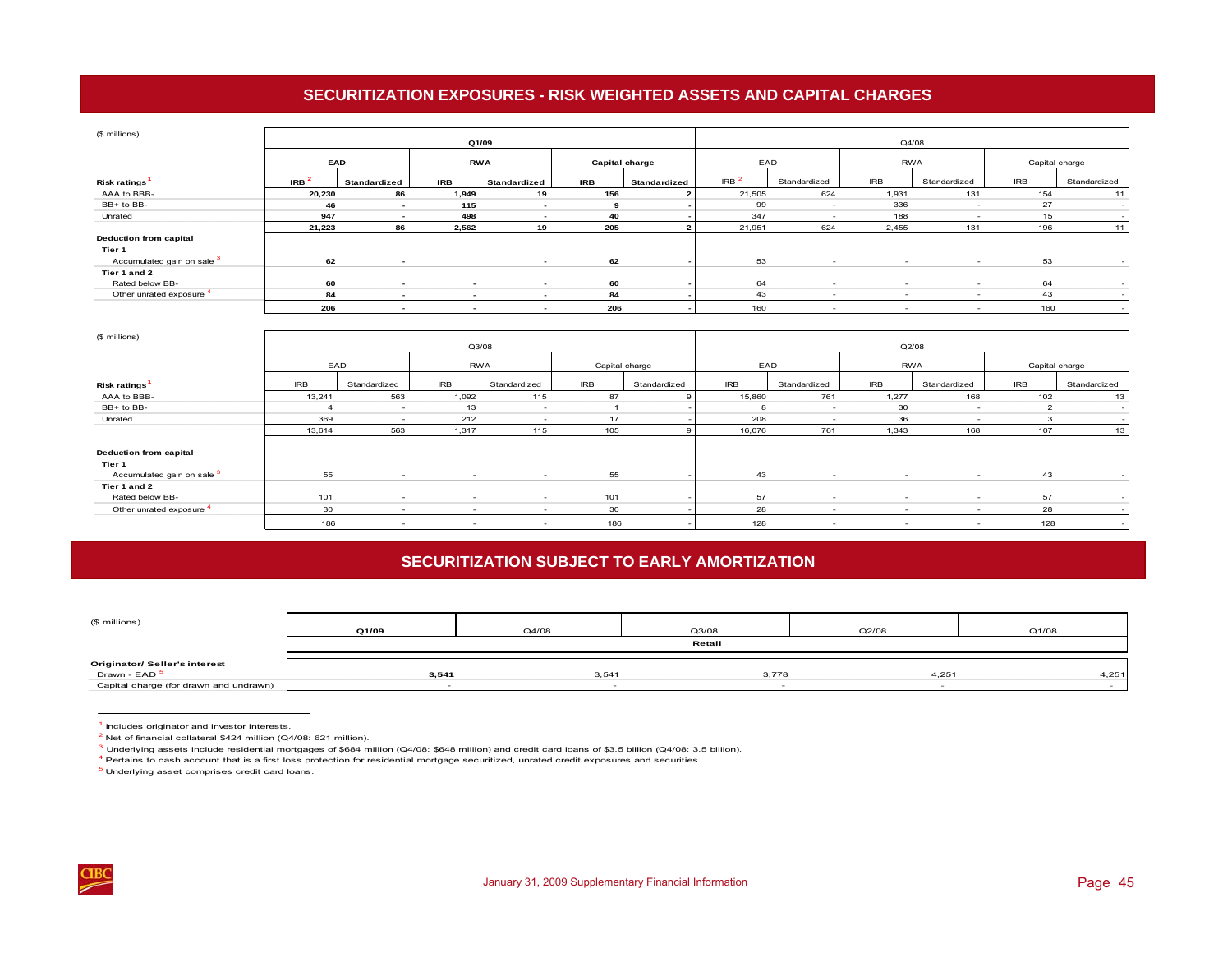## SECURITIZATION EXPOSURES - RISK WEIGHTED ASSETS AND CAPITAL CHARGES

($ millions)

| | Q1/09 | | | | | | Q4/08 | | | | | |
|---|---|---|---|---|---|---|---|---|---|---|---|---|
| | EAD | | RWA | | Capital charge | | EAD | | RWA | | Capital charge | |
| Risk ratings[1] | IRB[2] | Standardized | IRB | Standardized | IRB | Standardized | IRB[2] | Standardized | IRB | Standardized | IRB | Standardized |
| AAA to BBB- | 20,230 | 86 | 1,949 | 19 | 156 | 2 | 21,505 | 624 | 1,931 | 131 | 154 | 11 |
| BB+ to BB- | 46 | - | 115 | - | 9 | - | 99 | - | 336 | - | 27 | - |
| Unrated | 947 | - | 498 | - | 40 | - | 347 | - | 188 | - | 15 | - |
| | 21,223 | 86 | 2,562 | 19 | 205 | 2 | 21,951 | 624 | 2,455 | 131 | 196 | 11 |
| **Deduction from capital** | | | | | | | | | | | | |
| **Tier 1** | | | | | | | | | | | | |
| Accumulated gain on sale[3] | 62 | - | | - | 62 | - | 53 | - | - | - | 53 | - |
| **Tier 1 and 2** | | | | | | | | | | | | |
| Rated below BB- | 60 | - | - | - | 60 | - | 64 | - | - | - | 64 | - |
| Other unrated exposure[4] | 84 | - | - | - | 84 | - | 43 | - | - | - | 43 | - |
| | 206 | - | - | - | 206 | - | 160 | - | - | - | 160 | - |

($ millions)

| | Q3/08 | | | | | | Q2/08 | | | | | |
|---|---|---|---|---|---|---|---|---|---|---|---|---|
| | EAD | | RWA | | Capital charge | | EAD | | RWA | | Capital charge | |
| Risk ratings[1] | IRB | Standardized | IRB | Standardized | IRB | Standardized | IRB | Standardized | IRB | Standardized | IRB | Standardized |
| AAA to BBB- | 13,241 | 563 | 1,092 | 115 | 87 | 9 | 15,860 | 761 | 1,277 | 168 | 102 | 13 |
| BB+ to BB- | 4 | - | 13 | - | 1 | - | 8 | - | 30 | - | 2 | - |
| Unrated | 369 | - | 212 | - | 17 | - | 208 | - | 36 | - | 3 | - |
| | 13,614 | 563 | 1,317 | 115 | 105 | 9 | 16,076 | 761 | 1,343 | 168 | 107 | 13 |
| **Deduction from capital** | | | | | | | | | | | | |
| **Tier 1** | | | | | | | | | | | | |
| Accumulated gain on sale[3] | 55 | - | - | - | 55 | - | 43 | - | - | - | 43 | - |
| **Tier 1 and 2** | | | | | | | | | | | | |
| Rated below BB- | 101 | - | - | - | 101 | - | 57 | - | - | - | 57 | - |
| Other unrated exposure[4] | 30 | - | - | - | 30 | - | 28 | - | - | - | 28 | - |
| | 186 | - | - | - | 186 | - | 128 | - | - | - | 128 | - |

## SECURITIZATION SUBJECT TO EARLY AMORTIZATION

($ millions)

| | Q1/09 | Q4/08 | Q3/08 | Q2/08 | Q1/08 |
|---|---|---|---|---|---|
| | | | Retail | | |
| **Originator/ Seller's interest** | | | | | |
| Drawn - EAD[5] | 3,541 | 3,541 | 3,778 | 4,251 | 4,251 |
| Capital charge (for drawn and undrawn) | - | - | - | - | - |

[1] Includes originator and investor interests.

[2] Net of financial collateral $424 million (Q4/08: 621 million).

[3] Underlying assets include residential mortgages of $684 million (Q4/08: $648 million) and credit card loans of $3.5 billion (Q4/08: 3.5 billion).

[4] Pertains to cash account that is a first loss protection for residential mortgage securitized, unrated credit exposures and securities.

[5] Underlying asset comprises credit card loans.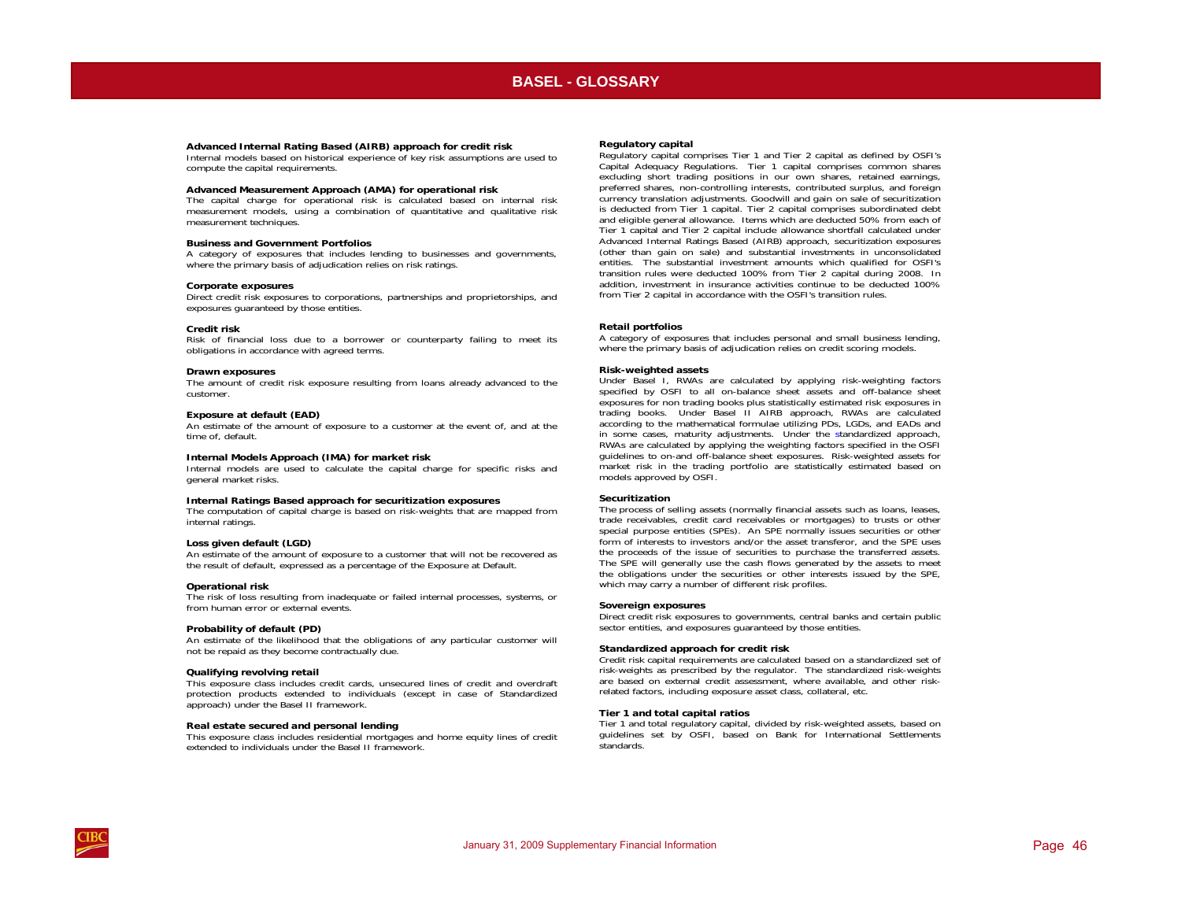# BASEL - GLOSSARY

**Advanced Internal Rating Based (AIRB) approach for credit risk**
Internal models based on historical experience of key risk assumptions are used to compute the capital requirements.

**Advanced Measurement Approach (AMA) for operational risk**
The capital charge for operational risk is calculated based on internal risk measurement models, using a combination of quantitative and qualitative risk measurement techniques.

**Business and Government Portfolios**
A category of exposures that includes lending to businesses and governments, where the primary basis of adjudication relies on risk ratings.

**Corporate exposures**
Direct credit risk exposures to corporations, partnerships and proprietorships, and exposures guaranteed by those entities.

**Credit risk**
Risk of financial loss due to a borrower or counterparty failing to meet its obligations in accordance with agreed terms.

**Drawn exposures**
The amount of credit risk exposure resulting from loans already advanced to the customer.

**Exposure at default (EAD)**
An estimate of the amount of exposure to a customer at the event of, and at the time of, default.

**Internal Models Approach (IMA) for market risk**
Internal models are used to calculate the capital charge for specific risks and general market risks.

**Internal Ratings Based approach for securitization exposures**
The computation of capital charge is based on risk-weights that are mapped from internal ratings.

**Loss given default (LGD)**
An estimate of the amount of exposure to a customer that will not be recovered as the result of default, expressed as a percentage of the Exposure at Default.

**Operational risk**
The risk of loss resulting from inadequate or failed internal processes, systems, or from human error or external events.

**Probability of default (PD)**
An estimate of the likelihood that the obligations of any particular customer will not be repaid as they become contractually due.

**Qualifying revolving retail**
This exposure class includes credit cards, unsecured lines of credit and overdraft protection products extended to individuals (except in case of Standardized approach) under the Basel II framework.

**Real estate secured and personal lending**
This exposure class includes residential mortgages and home equity lines of credit extended to individuals under the Basel II framework.

**Regulatory capital**
Regulatory capital comprises Tier 1 and Tier 2 capital as defined by OSFI's Capital Adequacy Regulations. Tier 1 capital comprises common shares excluding short trading positions in our own shares, retained earnings, preferred shares, non-controlling interests, contributed surplus, and foreign currency translation adjustments. Goodwill and gain on sale of securitization is deducted from Tier 1 capital. Tier 2 capital comprises subordinated debt and eligible general allowance. Items which are deducted 50% from each of Tier 1 capital and Tier 2 capital include allowance shortfall calculated under Advanced Internal Ratings Based (AIRB) approach, securitization exposures (other than gain on sale) and substantial investments in unconsolidated entities. The substantial investment amounts which qualified for OSFI's transition rules were deducted 100% from Tier 2 capital during 2008. In addition, investment in insurance activities continue to be deducted 100% from Tier 2 capital in accordance with the OSFI's transition rules.

**Retail portfolios**
A category of exposures that includes personal and small business lending, where the primary basis of adjudication relies on credit scoring models.

**Risk-weighted assets**
Under Basel I, RWAs are calculated by applying risk-weighting factors specified by OSFI to all on-balance sheet assets and off-balance sheet exposures for non trading books plus statistically estimated risk exposures in trading books. Under Basel II AIRB approach, RWAs are calculated according to the mathematical formulae utilizing PDs, LGDs, and EADs and in some cases, maturity adjustments. Under the standardized approach, RWAs are calculated by applying the weighting factors specified in the OSFI guidelines to on-and off-balance sheet exposures. Risk-weighted assets for market risk in the trading portfolio are statistically estimated based on models approved by OSFI.

**Securitization**
The process of selling assets (normally financial assets such as loans, leases, trade receivables, credit card receivables or mortgages) to trusts or other special purpose entities (SPEs). An SPE normally issues securities or other form of interests to investors and/or the asset transferor, and the SPE uses the proceeds of the issue of securities to purchase the transferred assets. The SPE will generally use the cash flows generated by the assets to meet the obligations under the securities or other interests issued by the SPE, which may carry a number of different risk profiles.

**Sovereign exposures**
Direct credit risk exposures to governments, central banks and certain public sector entities, and exposures guaranteed by those entities.

**Standardized approach for credit risk**
Credit risk capital requirements are calculated based on a standardized set of risk-weights as prescribed by the regulator. The standardized risk-weights are based on external credit assessment, where available, and other risk-related factors, including exposure asset class, collateral, etc.

**Tier 1 and total capital ratios**
Tier 1 and total regulatory capital, divided by risk-weighted assets, based on guidelines set by OSFI, based on Bank for International Settlements standards.